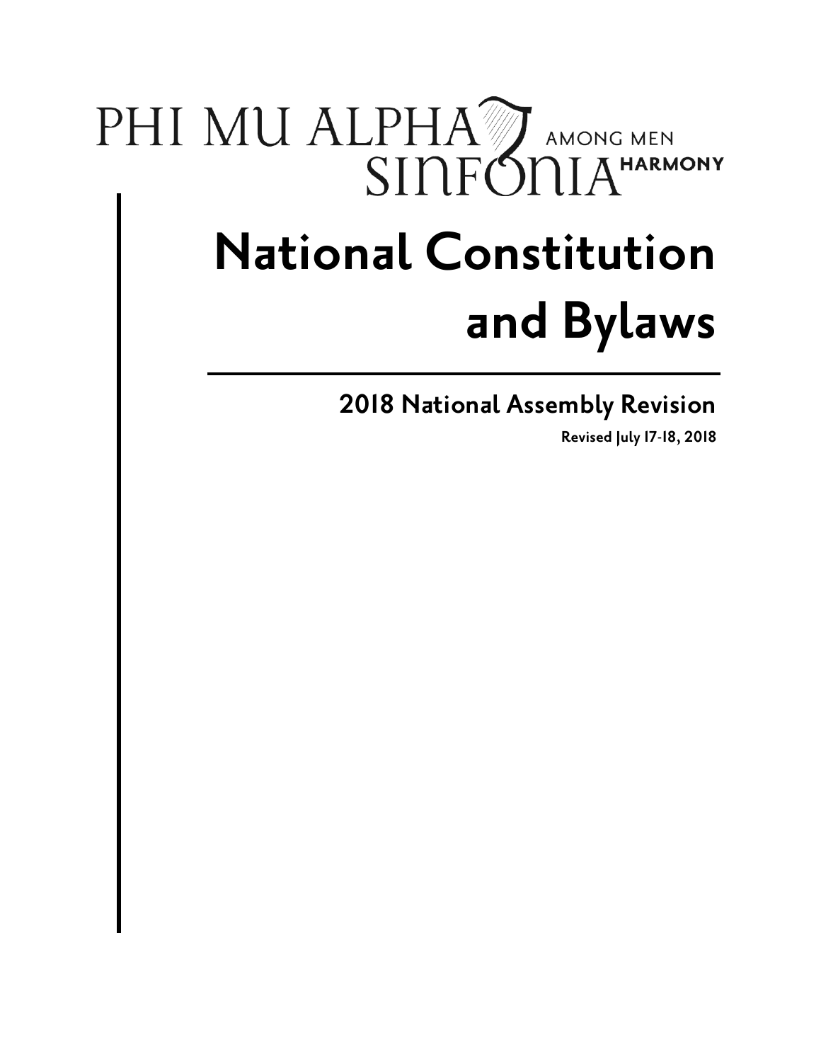PHI MU ALPHA SINFONIA AMONG MEN HARMONY

# National Constitution and Bylaws

## 2018 National Assembly Revision

**Revised July 17-18, 2018**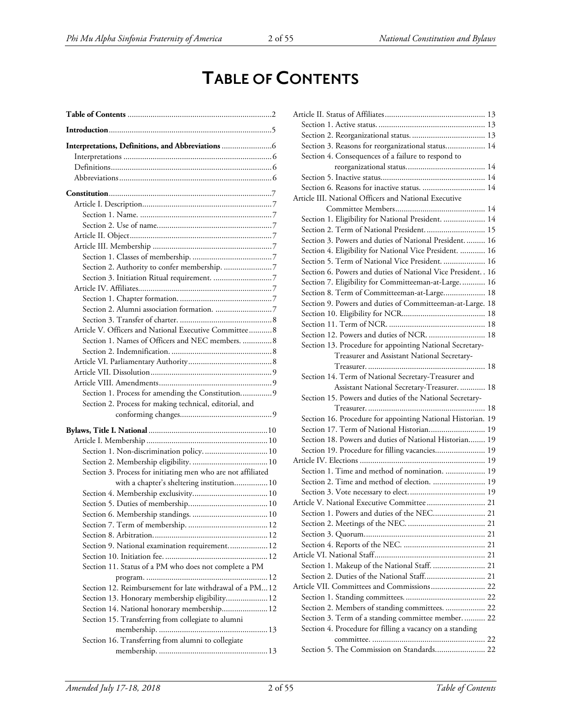# TABLE OF CONTENTS

**Table of Contents** .................................................................... 2

**Introduction** ............................................................................. 5

**Interpretations, Definitions, and Abbreviations** ........................ 6
- Interpretations ...................................................................... 6
- Definitions ............................................................................ 6
- Abbreviations ........................................................................ 6

**Constitution** ............................................................................. 7
- Article I. Description ............................................................. 7
  - Section 1. Name. ............................................................... 7
  - Section 2. Use of name ...................................................... 7
- Article II. Object .................................................................... 7
- Article III. Membership ......................................................... 7
  - Section 1. Classes of membership. ...................................... 7
  - Section 2. Authority to confer membership. ....................... 7
  - Section 3. Initiation Ritual requirement. ............................ 7
- Article IV. Affiliates ................................................................ 7
  - Section 1. Chapter formation. ............................................ 7
  - Section 2. Alumni association formation. ........................... 7
  - Section 3. Transfer of charter. ............................................ 8
- Article V. Officers and National Executive Committee ........... 8
  - Section 1. Names of Officers and NEC members. .............. 8
  - Section 2. Indemnification. ................................................ 8
- Article VI. Parliamentary Authority ........................................ 8
- Article VII. Dissolution .......................................................... 9
- Article VIII. Amendments ...................................................... 9
  - Section 1. Process for amending the Constitution. .............. 9
  - Section 2. Process for making technical, editorial, and conforming changes ........................................... 9

**Bylaws, Title I. National** ......................................................... 10
- Article I. Membership .......................................................... 10
  - Section 1. Non-discrimination policy. .............................. 10
  - Section 2. Membership eligibility. .................................... 10
  - Section 3. Process for initiating men who are not affiliated with a chapter's sheltering institution ................ 10
  - Section 4. Membership exclusivity .................................... 10
  - Section 5. Duties of membership ...................................... 10
  - Section 6. Membership standings. .................................... 10
  - Section 7. Term of membership. ...................................... 12
  - Section 8. Arbitration ...................................................... 12
  - Section 9. National examination requirement. .................. 12
  - Section 10. Initiation fee. ................................................. 12
  - Section 11. Status of a PM who does not complete a PM program. .......................................................... 12
  - Section 12. Reimbursement for late withdrawal of a PM ... 12
  - Section 13. Honorary membership eligibility .................... 12
  - Section 14. National honorary membership ...................... 12
  - Section 15. Transferring from collegiate to alumni membership. .................................................... 13
  - Section 16. Transferring from alumni to collegiate membership. .................................................... 13
- Article II. Status of Affiliates ................................................ 13
  - Section 1. Active status. ................................................... 13
  - Section 2. Reorganizational status. ................................... 13
  - Section 3. Reasons for reorganizational status .................. 14
  - Section 4. Consequences of a failure to respond to reorganizational status ...................................... 14
  - Section 5. Inactive status .................................................. 14
  - Section 6. Reasons for inactive status. .............................. 14
- Article III. National Officers and National Executive Committee Members ........................................... 14
  - Section 1. Eligibility for National President. .................... 14
  - Section 2. Term of National President. ............................ 15
  - Section 3. Powers and duties of National President. ......... 16
  - Section 4. Eligibility for National Vice President. ............ 16
  - Section 5. Term of National Vice President. .................... 16
  - Section 6. Powers and duties of National Vice President. . 16
  - Section 7. Eligibility for Committeeman-at-Large. ........... 16
  - Section 8. Term of Committeeman-at-Large .................... 18
  - Section 9. Powers and duties of Committeeman-at-Large. 18
  - Section 10. Eligibility for NCR ........................................ 18
  - Section 11. Term of NCR. .............................................. 18
  - Section 12. Powers and duties of NCR. ........................... 18
  - Section 13. Procedure for appointing National Secretary-Treasurer and Assistant National Secretary-Treasurer. ........................................................ 18
  - Section 14. Term of National Secretary-Treasurer and Assistant National Secretary-Treasurer. ............ 18
  - Section 15. Powers and duties of the National Secretary-Treasurer. ........................................................ 18
  - Section 16. Procedure for appointing National Historian. 19
  - Section 17. Term of National Historian ........................... 19
  - Section 18. Powers and duties of National Historian ........ 19
  - Section 19. Procedure for filling vacancies ....................... 19
- Article IV. Elections ............................................................ 19
  - Section 1. Time and method of nomination. ................... 19
  - Section 2. Time and method of election. ......................... 19
  - Section 3. Vote necessary to elect .................................... 19
- Article V. National Executive Committee ............................ 21
  - Section 1. Powers and duties of the NEC ......................... 21
  - Section 2. Meetings of the NEC. ..................................... 21
  - Section 3. Quorum .......................................................... 21
  - Section 4. Reports of the NEC. ....................................... 21
- Article VI. National Staff ..................................................... 21
  - Section 1. Makeup of the National Staff. ......................... 21
  - Section 2. Duties of the National Staff ............................. 21
- Article VII. Committees and Commissions .......................... 22
  - Section 1. Standing committees. ...................................... 22
  - Section 2. Members of standing committees. ................... 22
  - Section 3. Term of a standing committee member. .......... 22
  - Section 4. Procedure for filling a vacancy on a standing committee. ....................................................... 22
  - Section 5. The Commission on Standards ........................ 22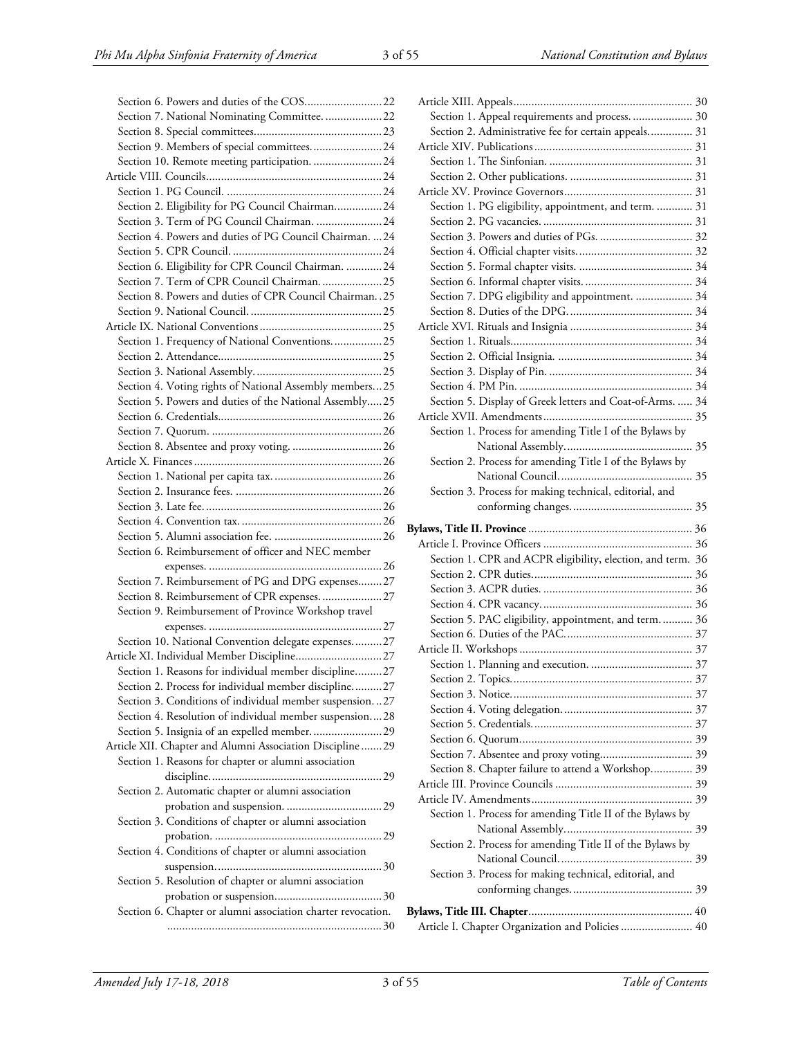- Section 6. Powers and duties of the COS. 22
- Section 7. National Nominating Committee. 22
- Section 8. Special committees. 23
- Section 9. Members of special committees. 24
- Section 10. Remote meeting participation. 24

Article VIII. Councils 24

- Section 1. PG Council. 24
- Section 2. Eligibility for PG Council Chairman. 24
- Section 3. Term of PG Council Chairman. 24
- Section 4. Powers and duties of PG Council Chairman. 24
- Section 5. CPR Council. 24
- Section 6. Eligibility for CPR Council Chairman. 24
- Section 7. Term of CPR Council Chairman. 25
- Section 8. Powers and duties of CPR Council Chairman. 25
- Section 9. National Council. 25

Article IX. National Conventions 25

- Section 1. Frequency of National Conventions. 25
- Section 2. Attendance. 25
- Section 3. National Assembly. 25
- Section 4. Voting rights of National Assembly members. 25
- Section 5. Powers and duties of the National Assembly. 25
- Section 6. Credentials. 26
- Section 7. Quorum. 26
- Section 8. Absentee and proxy voting. 26

Article X. Finances 26

- Section 1. National per capita tax. 26
- Section 2. Insurance fees. 26
- Section 3. Late fee. 26
- Section 4. Convention tax. 26
- Section 5. Alumni association fee. 26
- Section 6. Reimbursement of officer and NEC member expenses. 26
- Section 7. Reimbursement of PG and DPG expenses. 27
- Section 8. Reimbursement of CPR expenses. 27
- Section 9. Reimbursement of Province Workshop travel expenses. 27
- Section 10. National Convention delegate expenses. 27

Article XI. Individual Member Discipline 27

- Section 1. Reasons for individual member discipline. 27
- Section 2. Process for individual member discipline. 27
- Section 3. Conditions of individual member suspension. 27
- Section 4. Resolution of individual member suspension. 28
- Section 5. Insignia of an expelled member. 29

Article XII. Chapter and Alumni Association Discipline 29

- Section 1. Reasons for chapter or alumni association discipline. 29
- Section 2. Automatic chapter or alumni association probation and suspension. 29
- Section 3. Conditions of chapter or alumni association probation. 29
- Section 4. Conditions of chapter or alumni association suspension. 30
- Section 5. Resolution of chapter or alumni association probation or suspension. 30
- Section 6. Chapter or alumni association charter revocation. 30

Article XIII. Appeals 30

- Section 1. Appeal requirements and process. 30
- Section 2. Administrative fee for certain appeals. 31

Article XIV. Publications 31

- Section 1. The Sinfonian. 31
- Section 2. Other publications. 31

Article XV. Province Governors 31

- Section 1. PG eligibility, appointment, and term. 31
- Section 2. PG vacancies. 31
- Section 3. Powers and duties of PGs. 32
- Section 4. Official chapter visits. 32
- Section 5. Formal chapter visits. 34
- Section 6. Informal chapter visits. 34
- Section 7. DPG eligibility and appointment. 34
- Section 8. Duties of the DPG. 34

Article XVI. Rituals and Insignia 34

- Section 1. Rituals. 34
- Section 2. Official Insignia. 34
- Section 3. Display of Pin. 34
- Section 4. PM Pin. 34
- Section 5. Display of Greek letters and Coat-of-Arms. 34

Article XVII. Amendments 35

- Section 1. Process for amending Title I of the Bylaws by National Assembly. 35
- Section 2. Process for amending Title I of the Bylaws by National Council. 35
- Section 3. Process for making technical, editorial, and conforming changes. 35

**Bylaws, Title II. Province** 36

Article I. Province Officers 36

- Section 1. CPR and ACPR eligibility, election, and term. 36
- Section 2. CPR duties. 36
- Section 3. ACPR duties. 36
- Section 4. CPR vacancy. 36
- Section 5. PAC eligibility, appointment, and term. 36
- Section 6. Duties of the PAC. 37

Article II. Workshops 37

- Section 1. Planning and execution. 37
- Section 2. Topics. 37
- Section 3. Notice. 37
- Section 4. Voting delegation. 37
- Section 5. Credentials. 37
- Section 6. Quorum. 39
- Section 7. Absentee and proxy voting. 39
- Section 8. Chapter failure to attend a Workshop. 39

Article III. Province Councils 39

Article IV. Amendments 39

- Section 1. Process for amending Title II of the Bylaws by National Assembly. 39
- Section 2. Process for amending Title II of the Bylaws by National Council. 39
- Section 3. Process for making technical, editorial, and conforming changes. 39

**Bylaws, Title III. Chapter** 40

Article I. Chapter Organization and Policies 40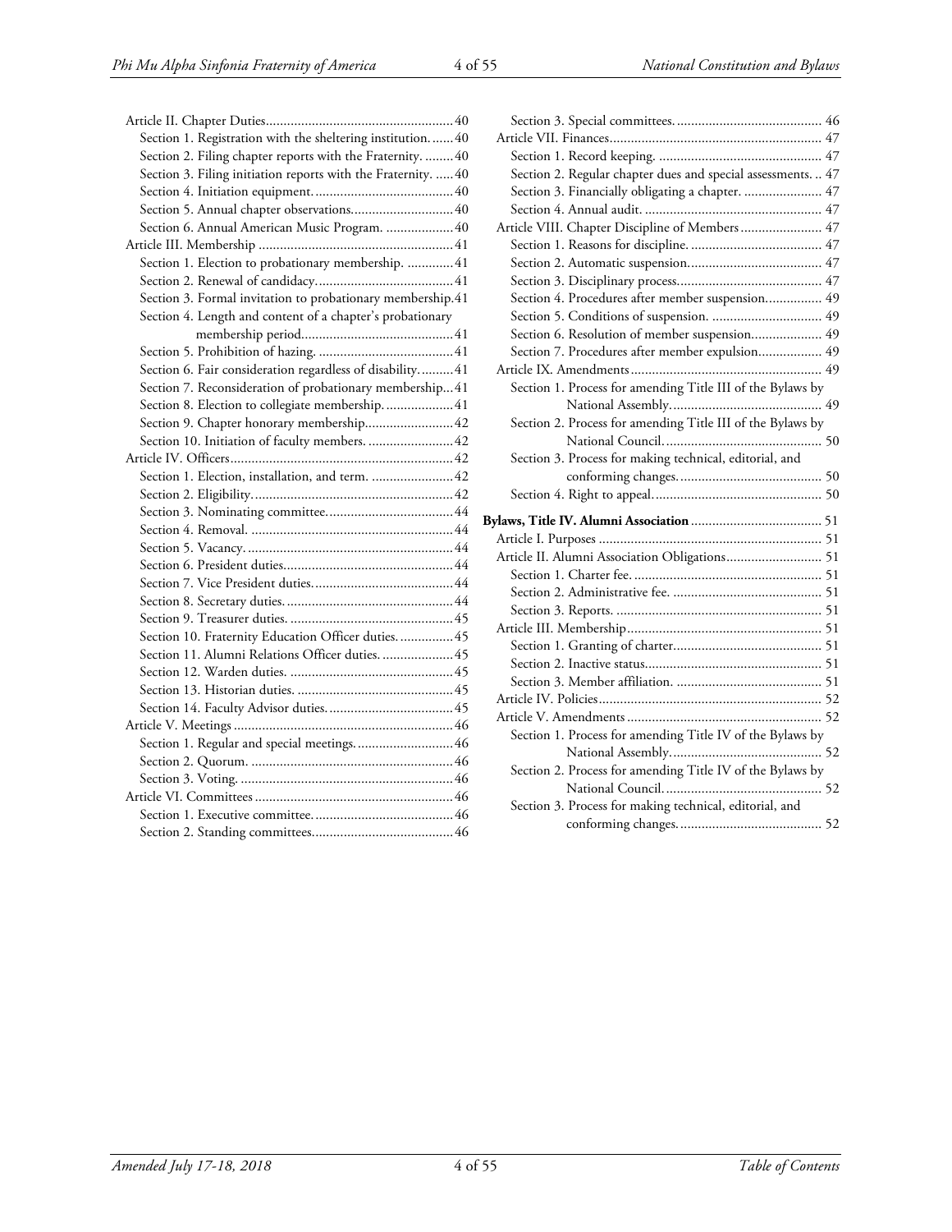Article II. Chapter Duties..................................................... 40
- Section 1. Registration with the sheltering institution. ...... 40
- Section 2. Filing chapter reports with the Fraternity. ......... 40
- Section 3. Filing initiation reports with the Fraternity. ...... 40
- Section 4. Initiation equipment. ....................................... 40
- Section 5. Annual chapter observations............................ 40
- Section 6. Annual American Music Program. .................. 40

Article III. Membership ....................................................... 41
- Section 1. Election to probationary membership. ............. 41
- Section 2. Renewal of candidacy...................................... 41
- Section 3. Formal invitation to probationary membership. 41
- Section 4. Length and content of a chapter's probationary membership period........................................... 41
- Section 5. Prohibition of hazing. ...................................... 41
- Section 6. Fair consideration regardless of disability. ......... 41
- Section 7. Reconsideration of probationary membership... 41
- Section 8. Election to collegiate membership. ................... 41
- Section 9. Chapter honorary membership......................... 42
- Section 10. Initiation of faculty members. ........................ 42

Article IV. Officers............................................................... 42
- Section 1. Election, installation, and term. ....................... 42
- Section 2. Eligibility......................................................... 42
- Section 3. Nominating committee.................................... 44
- Section 4. Removal. ......................................................... 44
- Section 5. Vacancy. .......................................................... 44
- Section 6. President duties................................................ 44
- Section 7. Vice President duties........................................ 44
- Section 8. Secretary duties................................................ 44
- Section 9. Treasurer duties. .............................................. 45
- Section 10. Fraternity Education Officer duties. ............... 45
- Section 11. Alumni Relations Officer duties. .................... 45
- Section 12. Warden duties. .............................................. 45
- Section 13. Historian duties. ............................................ 45
- Section 14. Faculty Advisor duties. ................................... 45

Article V. Meetings .............................................................. 46
- Section 1. Regular and special meetings............................ 46
- Section 2. Quorum. ......................................................... 46
- Section 3. Voting. ............................................................ 46

Article VI. Committees ........................................................ 46
- Section 1. Executive committee. ....................................... 46
- Section 2. Standing committees........................................ 46
- Section 3. Special committees. .......................................... 46

Article VII. Finances............................................................ 47
- Section 1. Record keeping. .............................................. 47
- Section 2. Regular chapter dues and special assessments. .. 47
- Section 3. Financially obligating a chapter. ...................... 47
- Section 4. Annual audit. .................................................. 47

Article VIII. Chapter Discipline of Members ....................... 47
- Section 1. Reasons for discipline. ..................................... 47
- Section 2. Automatic suspension...................................... 47
- Section 3. Disciplinary process......................................... 47
- Section 4. Procedures after member suspension................ 49
- Section 5. Conditions of suspension. ............................... 49
- Section 6. Resolution of member suspension.................... 49
- Section 7. Procedures after member expulsion.................. 49

Article IX. Amendments ...................................................... 49
- Section 1. Process for amending Title III of the Bylaws by National Assembly........................................... 49
- Section 2. Process for amending Title III of the Bylaws by National Council............................................. 50
- Section 3. Process for making technical, editorial, and conforming changes......................................... 50
- Section 4. Right to appeal................................................ 50

**Bylaws, Title IV. Alumni Association** ..................................... 51

Article I. Purposes ............................................................... 51

Article II. Alumni Association Obligations........................... 51
- Section 1. Charter fee. ..................................................... 51
- Section 2. Administrative fee. .......................................... 51
- Section 3. Reports. .......................................................... 51

Article III. Membership........................................................ 51
- Section 1. Granting of charter.......................................... 51
- Section 2. Inactive status.................................................. 51
- Section 3. Member affiliation. ......................................... 51

Article IV. Policies................................................................ 52

Article V. Amendments ........................................................ 52
- Section 1. Process for amending Title IV of the Bylaws by National Assembly........................................... 52
- Section 2. Process for amending Title IV of the Bylaws by National Council............................................. 52
- Section 3. Process for making technical, editorial, and conforming changes......................................... 52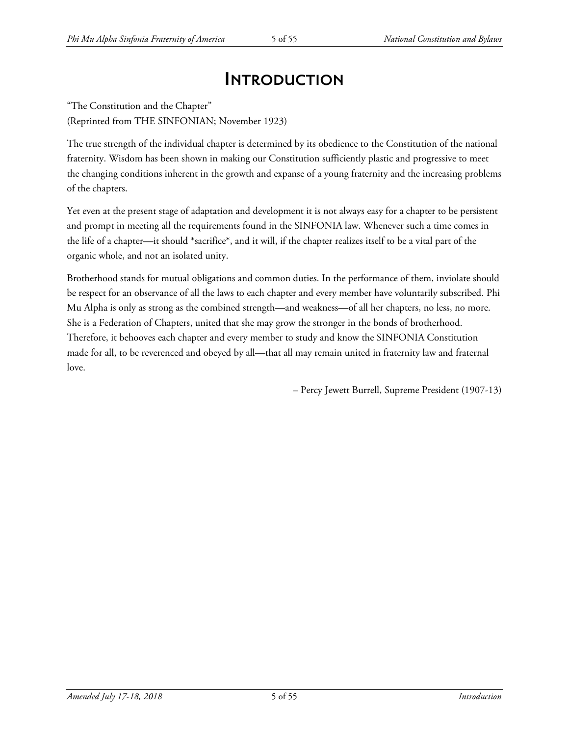# Introduction

"The Constitution and the Chapter"
(Reprinted from THE SINFONIAN; November 1923)

The true strength of the individual chapter is determined by its obedience to the Constitution of the national fraternity. Wisdom has been shown in making our Constitution sufficiently plastic and progressive to meet the changing conditions inherent in the growth and expanse of a young fraternity and the increasing problems of the chapters.

Yet even at the present stage of adaptation and development it is not always easy for a chapter to be persistent and prompt in meeting all the requirements found in the SINFONIA law. Whenever such a time comes in the life of a chapter—it should *sacrifice*, and it will, if the chapter realizes itself to be a vital part of the organic whole, and not an isolated unity.

Brotherhood stands for mutual obligations and common duties. In the performance of them, inviolate should be respect for an observance of all the laws to each chapter and every member have voluntarily subscribed. Phi Mu Alpha is only as strong as the combined strength—and weakness—of all her chapters, no less, no more. She is a Federation of Chapters, united that she may grow the stronger in the bonds of brotherhood. Therefore, it behooves each chapter and every member to study and know the SINFONIA Constitution made for all, to be reverenced and obeyed by all—that all may remain united in fraternity law and fraternal love.

– Percy Jewett Burrell, Supreme President (1907-13)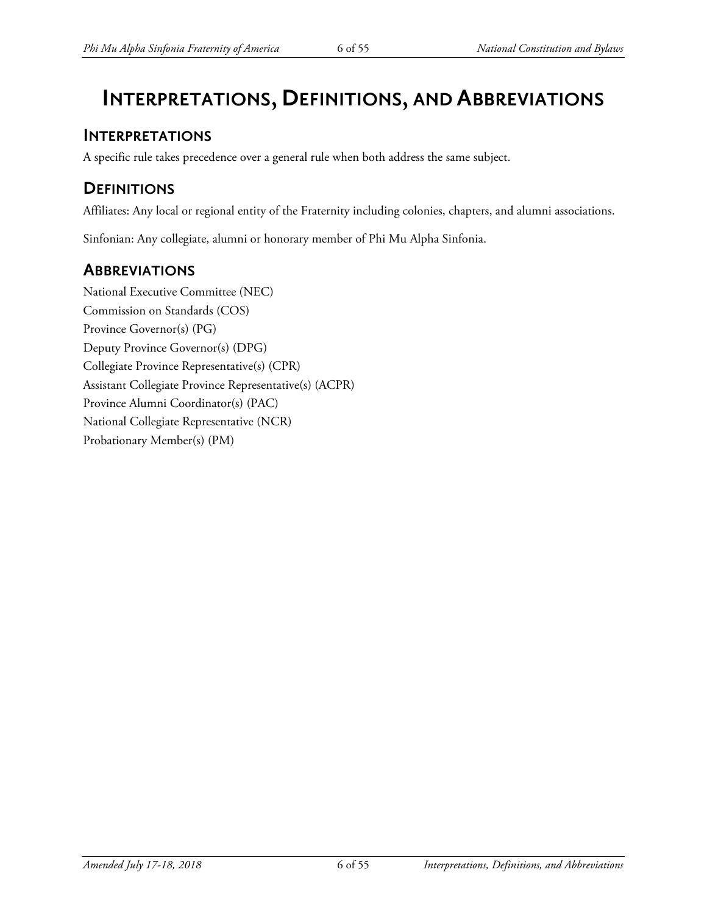# Interpretations, Definitions, and Abbreviations

## Interpretations

A specific rule takes precedence over a general rule when both address the same subject.

## Definitions

Affiliates: Any local or regional entity of the Fraternity including colonies, chapters, and alumni associations.

Sinfonian: Any collegiate, alumni or honorary member of Phi Mu Alpha Sinfonia.

## Abbreviations

National Executive Committee (NEC)
Commission on Standards (COS)
Province Governor(s) (PG)
Deputy Province Governor(s) (DPG)
Collegiate Province Representative(s) (CPR)
Assistant Collegiate Province Representative(s) (ACPR)
Province Alumni Coordinator(s) (PAC)
National Collegiate Representative (NCR)
Probationary Member(s) (PM)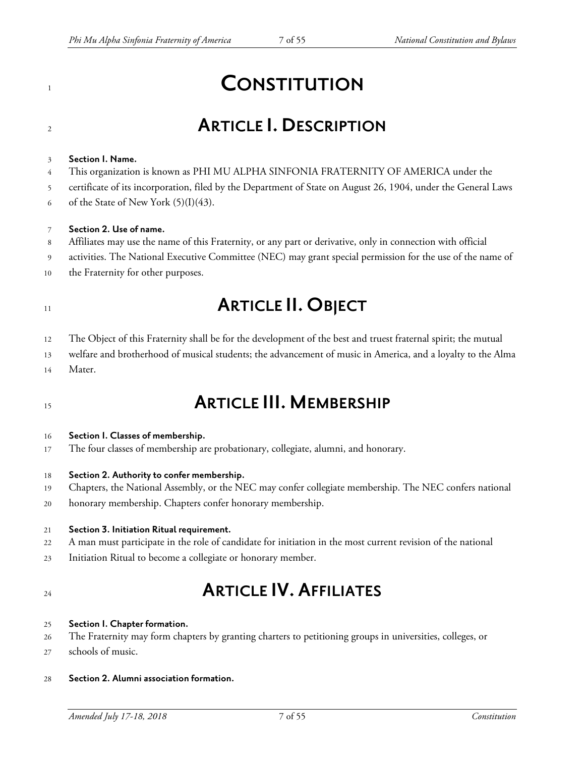# CONSTITUTION

## ARTICLE I. DESCRIPTION

**Section 1. Name.**
This organization is known as PHI MU ALPHA SINFONIA FRATERNITY OF AMERICA under the certificate of its incorporation, filed by the Department of State on August 26, 1904, under the General Laws of the State of New York (5)(I)(43).

**Section 2. Use of name.**
Affiliates may use the name of this Fraternity, or any part or derivative, only in connection with official activities. The National Executive Committee (NEC) may grant special permission for the use of the name of the Fraternity for other purposes.

## ARTICLE II. OBJECT

The Object of this Fraternity shall be for the development of the best and truest fraternal spirit; the mutual welfare and brotherhood of musical students; the advancement of music in America, and a loyalty to the Alma Mater.

## ARTICLE III. MEMBERSHIP

**Section 1. Classes of membership.**
The four classes of membership are probationary, collegiate, alumni, and honorary.

**Section 2. Authority to confer membership.**
Chapters, the National Assembly, or the NEC may confer collegiate membership. The NEC confers national honorary membership. Chapters confer honorary membership.

**Section 3. Initiation Ritual requirement.**
A man must participate in the role of candidate for initiation in the most current revision of the national Initiation Ritual to become a collegiate or honorary member.

## ARTICLE IV. AFFILIATES

**Section 1. Chapter formation.**
The Fraternity may form chapters by granting charters to petitioning groups in universities, colleges, or schools of music.

**Section 2. Alumni association formation.**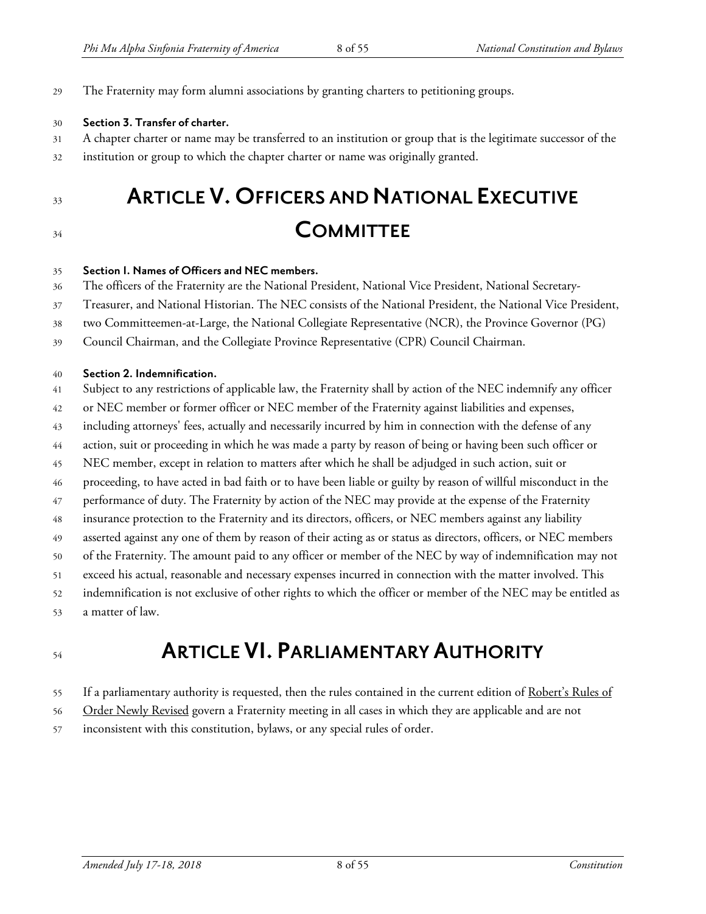The Fraternity may form alumni associations by granting charters to petitioning groups.

**Section 3. Transfer of charter.**
A chapter charter or name may be transferred to an institution or group that is the legitimate successor of the institution or group to which the chapter charter or name was originally granted.

# ARTICLE V. OFFICERS AND NATIONAL EXECUTIVE COMMITTEE

**Section 1. Names of Officers and NEC members.**
The officers of the Fraternity are the National President, National Vice President, National Secretary-Treasurer, and National Historian. The NEC consists of the National President, the National Vice President, two Committeemen-at-Large, the National Collegiate Representative (NCR), the Province Governor (PG) Council Chairman, and the Collegiate Province Representative (CPR) Council Chairman.

**Section 2. Indemnification.**
Subject to any restrictions of applicable law, the Fraternity shall by action of the NEC indemnify any officer or NEC member or former officer or NEC member of the Fraternity against liabilities and expenses, including attorneys' fees, actually and necessarily incurred by him in connection with the defense of any action, suit or proceeding in which he was made a party by reason of being or having been such officer or NEC member, except in relation to matters after which he shall be adjudged in such action, suit or proceeding, to have acted in bad faith or to have been liable or guilty by reason of willful misconduct in the performance of duty. The Fraternity by action of the NEC may provide at the expense of the Fraternity insurance protection to the Fraternity and its directors, officers, or NEC members against any liability asserted against any one of them by reason of their acting as or status as directors, officers, or NEC members of the Fraternity. The amount paid to any officer or member of the NEC by way of indemnification may not exceed his actual, reasonable and necessary expenses incurred in connection with the matter involved. This indemnification is not exclusive of other rights to which the officer or member of the NEC may be entitled as a matter of law.

# ARTICLE VI. PARLIAMENTARY AUTHORITY

If a parliamentary authority is requested, then the rules contained in the current edition of Robert's Rules of Order Newly Revised govern a Fraternity meeting in all cases in which they are applicable and are not inconsistent with this constitution, bylaws, or any special rules of order.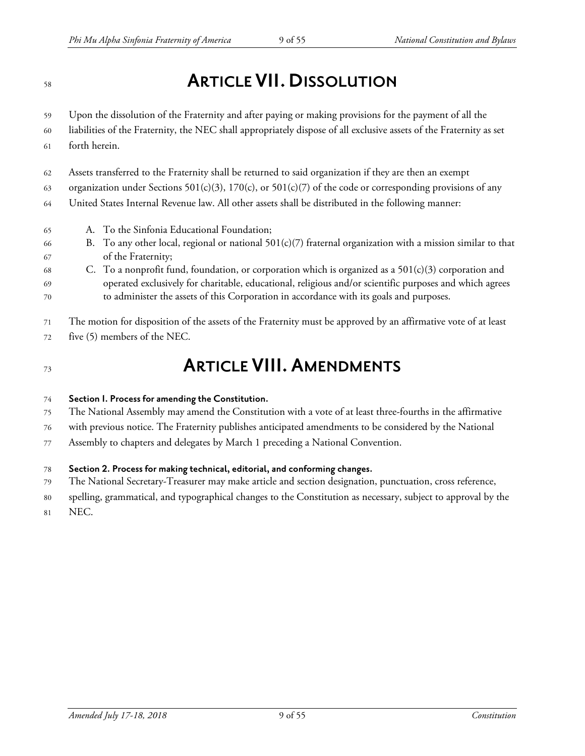# ARTICLE VII. DISSOLUTION

Upon the dissolution of the Fraternity and after paying or making provisions for the payment of all the liabilities of the Fraternity, the NEC shall appropriately dispose of all exclusive assets of the Fraternity as set forth herein.

Assets transferred to the Fraternity shall be returned to said organization if they are then an exempt organization under Sections 501(c)(3), 170(c), or 501(c)(7) of the code or corresponding provisions of any United States Internal Revenue law. All other assets shall be distributed in the following manner:

A. To the Sinfonia Educational Foundation;
B. To any other local, regional or national 501(c)(7) fraternal organization with a mission similar to that of the Fraternity;
C. To a nonprofit fund, foundation, or corporation which is organized as a 501(c)(3) corporation and operated exclusively for charitable, educational, religious and/or scientific purposes and which agrees to administer the assets of this Corporation in accordance with its goals and purposes.

The motion for disposition of the assets of the Fraternity must be approved by an affirmative vote of at least five (5) members of the NEC.

# ARTICLE VIII. AMENDMENTS

**Section 1. Process for amending the Constitution.**
The National Assembly may amend the Constitution with a vote of at least three-fourths in the affirmative with previous notice. The Fraternity publishes anticipated amendments to be considered by the National Assembly to chapters and delegates by March 1 preceding a National Convention.

**Section 2. Process for making technical, editorial, and conforming changes.**
The National Secretary-Treasurer may make article and section designation, punctuation, cross reference, spelling, grammatical, and typographical changes to the Constitution as necessary, subject to approval by the NEC.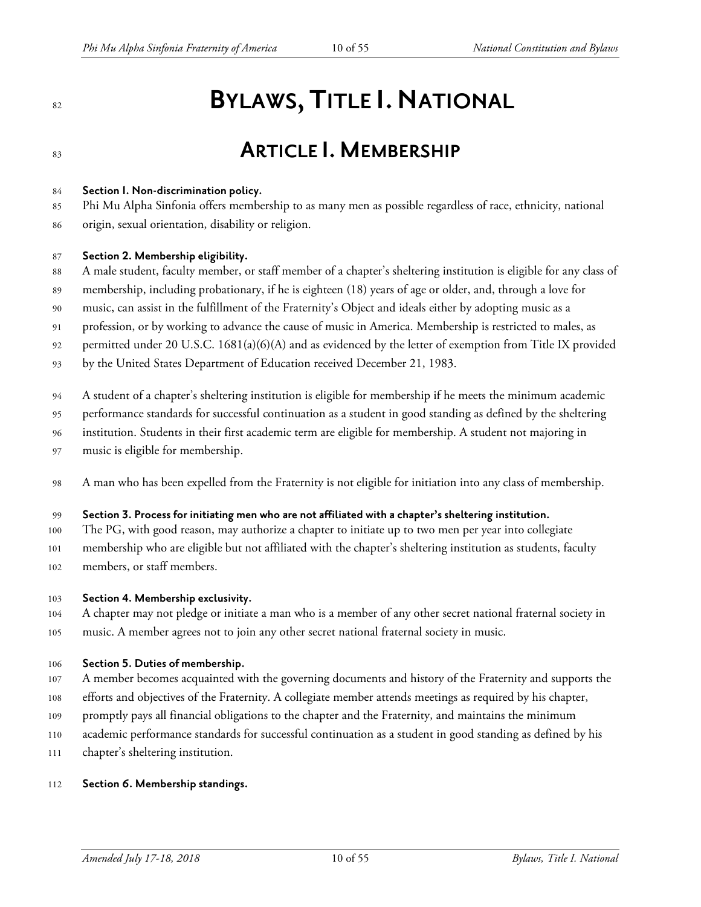# Bylaws, Title I. National

## Article I. Membership

**Section 1. Non-discrimination policy.**

Phi Mu Alpha Sinfonia offers membership to as many men as possible regardless of race, ethnicity, national origin, sexual orientation, disability or religion.

**Section 2. Membership eligibility.**

A male student, faculty member, or staff member of a chapter's sheltering institution is eligible for any class of membership, including probationary, if he is eighteen (18) years of age or older, and, through a love for music, can assist in the fulfillment of the Fraternity's Object and ideals either by adopting music as a profession, or by working to advance the cause of music in America. Membership is restricted to males, as permitted under 20 U.S.C. 1681(a)(6)(A) and as evidenced by the letter of exemption from Title IX provided by the United States Department of Education received December 21, 1983.

A student of a chapter's sheltering institution is eligible for membership if he meets the minimum academic performance standards for successful continuation as a student in good standing as defined by the sheltering institution. Students in their first academic term are eligible for membership. A student not majoring in music is eligible for membership.

A man who has been expelled from the Fraternity is not eligible for initiation into any class of membership.

**Section 3. Process for initiating men who are not affiliated with a chapter's sheltering institution.**

The PG, with good reason, may authorize a chapter to initiate up to two men per year into collegiate membership who are eligible but not affiliated with the chapter's sheltering institution as students, faculty members, or staff members.

**Section 4. Membership exclusivity.**

A chapter may not pledge or initiate a man who is a member of any other secret national fraternal society in music. A member agrees not to join any other secret national fraternal society in music.

**Section 5. Duties of membership.**

A member becomes acquainted with the governing documents and history of the Fraternity and supports the efforts and objectives of the Fraternity. A collegiate member attends meetings as required by his chapter, promptly pays all financial obligations to the chapter and the Fraternity, and maintains the minimum academic performance standards for successful continuation as a student in good standing as defined by his chapter's sheltering institution.

**Section 6. Membership standings.**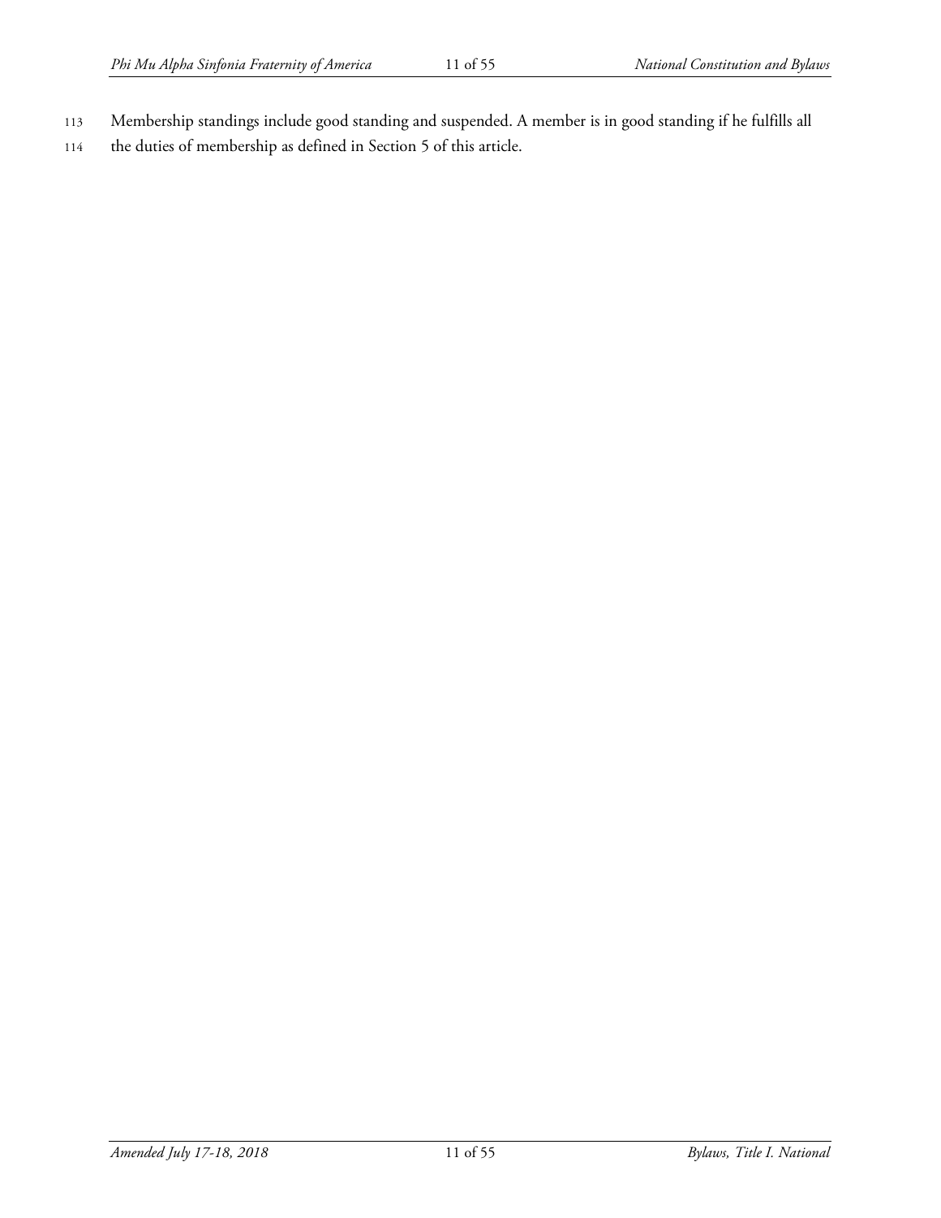Membership standings include good standing and suspended. A member is in good standing if he fulfills all the duties of membership as defined in Section 5 of this article.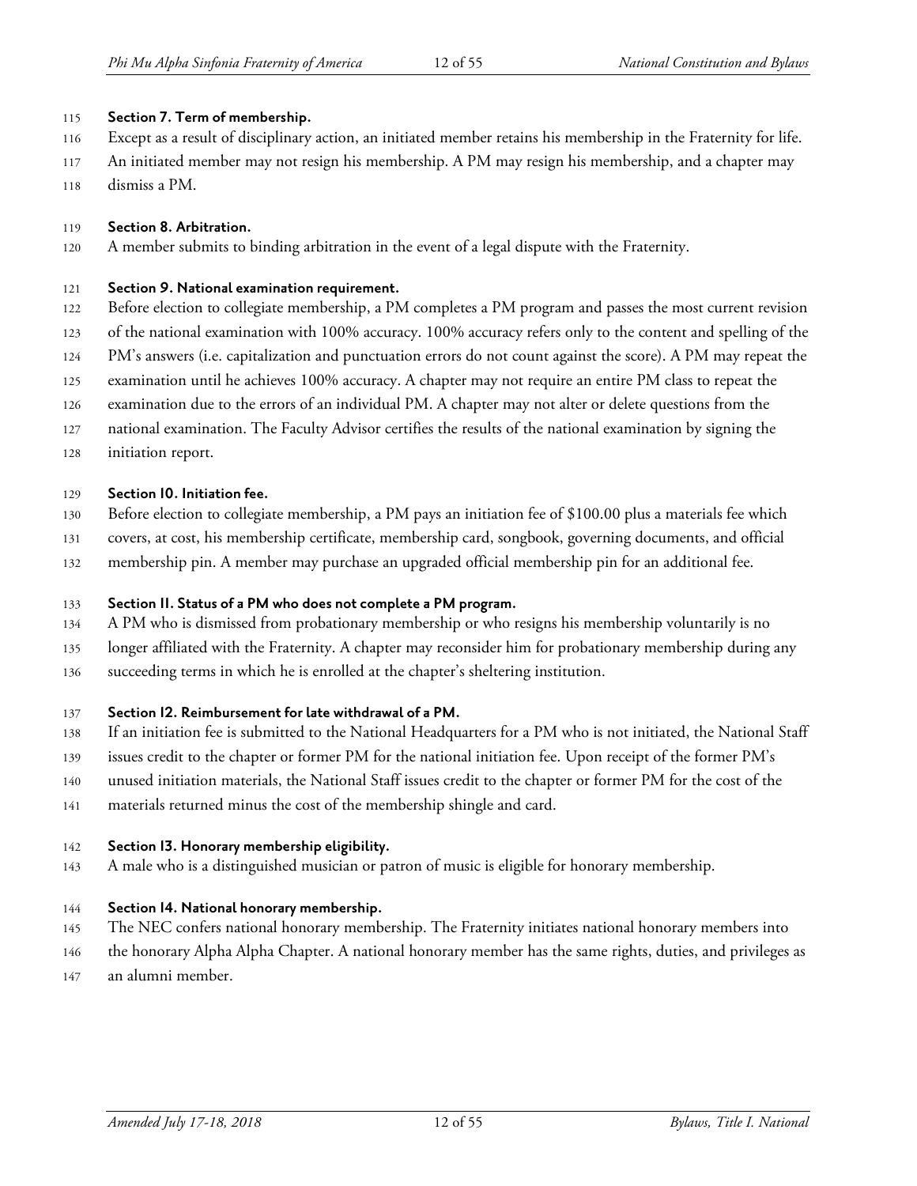**Section 7. Term of membership.**

Except as a result of disciplinary action, an initiated member retains his membership in the Fraternity for life. An initiated member may not resign his membership. A PM may resign his membership, and a chapter may dismiss a PM.

**Section 8. Arbitration.**

A member submits to binding arbitration in the event of a legal dispute with the Fraternity.

**Section 9. National examination requirement.**

Before election to collegiate membership, a PM completes a PM program and passes the most current revision of the national examination with 100% accuracy. 100% accuracy refers only to the content and spelling of the PM's answers (i.e. capitalization and punctuation errors do not count against the score). A PM may repeat the examination until he achieves 100% accuracy. A chapter may not require an entire PM class to repeat the examination due to the errors of an individual PM. A chapter may not alter or delete questions from the national examination. The Faculty Advisor certifies the results of the national examination by signing the initiation report.

**Section 10. Initiation fee.**

Before election to collegiate membership, a PM pays an initiation fee of $100.00 plus a materials fee which covers, at cost, his membership certificate, membership card, songbook, governing documents, and official membership pin. A member may purchase an upgraded official membership pin for an additional fee.

**Section 11. Status of a PM who does not complete a PM program.**

A PM who is dismissed from probationary membership or who resigns his membership voluntarily is no longer affiliated with the Fraternity. A chapter may reconsider him for probationary membership during any succeeding terms in which he is enrolled at the chapter's sheltering institution.

**Section 12. Reimbursement for late withdrawal of a PM.**

If an initiation fee is submitted to the National Headquarters for a PM who is not initiated, the National Staff issues credit to the chapter or former PM for the national initiation fee. Upon receipt of the former PM's unused initiation materials, the National Staff issues credit to the chapter or former PM for the cost of the materials returned minus the cost of the membership shingle and card.

**Section 13. Honorary membership eligibility.**

A male who is a distinguished musician or patron of music is eligible for honorary membership.

**Section 14. National honorary membership.**

The NEC confers national honorary membership. The Fraternity initiates national honorary members into the honorary Alpha Alpha Chapter. A national honorary member has the same rights, duties, and privileges as an alumni member.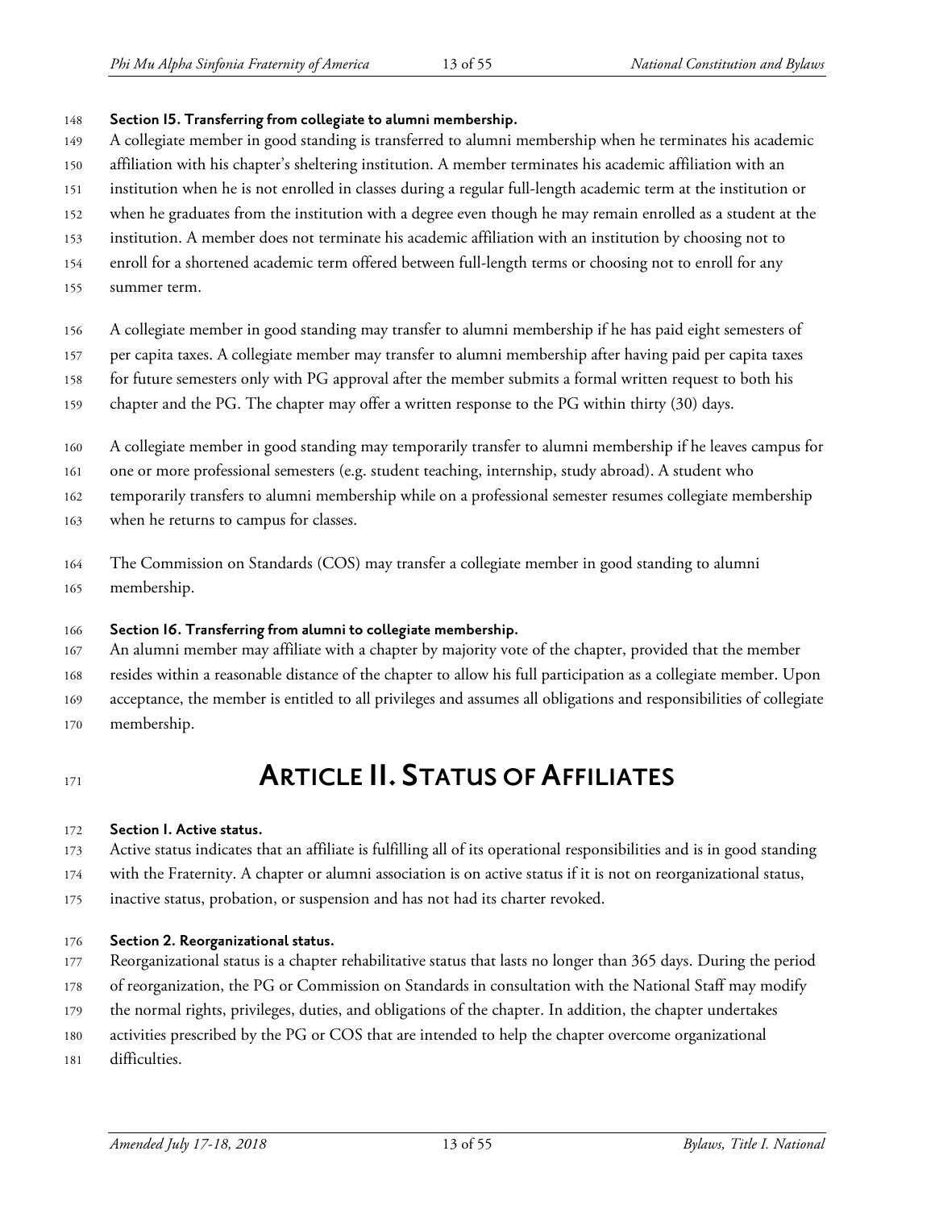**Section 15. Transferring from collegiate to alumni membership.**

A collegiate member in good standing is transferred to alumni membership when he terminates his academic affiliation with his chapter's sheltering institution. A member terminates his academic affiliation with an institution when he is not enrolled in classes during a regular full-length academic term at the institution or when he graduates from the institution with a degree even though he may remain enrolled as a student at the institution. A member does not terminate his academic affiliation with an institution by choosing not to enroll for a shortened academic term offered between full-length terms or choosing not to enroll for any summer term.

A collegiate member in good standing may transfer to alumni membership if he has paid eight semesters of per capita taxes. A collegiate member may transfer to alumni membership after having paid per capita taxes for future semesters only with PG approval after the member submits a formal written request to both his chapter and the PG. The chapter may offer a written response to the PG within thirty (30) days.

A collegiate member in good standing may temporarily transfer to alumni membership if he leaves campus for one or more professional semesters (e.g. student teaching, internship, study abroad). A student who temporarily transfers to alumni membership while on a professional semester resumes collegiate membership when he returns to campus for classes.

The Commission on Standards (COS) may transfer a collegiate member in good standing to alumni membership.

**Section 16. Transferring from alumni to collegiate membership.**

An alumni member may affiliate with a chapter by majority vote of the chapter, provided that the member resides within a reasonable distance of the chapter to allow his full participation as a collegiate member. Upon acceptance, the member is entitled to all privileges and assumes all obligations and responsibilities of collegiate membership.

# ARTICLE II. STATUS OF AFFILIATES

**Section 1. Active status.**

Active status indicates that an affiliate is fulfilling all of its operational responsibilities and is in good standing with the Fraternity. A chapter or alumni association is on active status if it is not on reorganizational status, inactive status, probation, or suspension and has not had its charter revoked.

**Section 2. Reorganizational status.**

Reorganizational status is a chapter rehabilitative status that lasts no longer than 365 days. During the period of reorganization, the PG or Commission on Standards in consultation with the National Staff may modify the normal rights, privileges, duties, and obligations of the chapter. In addition, the chapter undertakes activities prescribed by the PG or COS that are intended to help the chapter overcome organizational difficulties.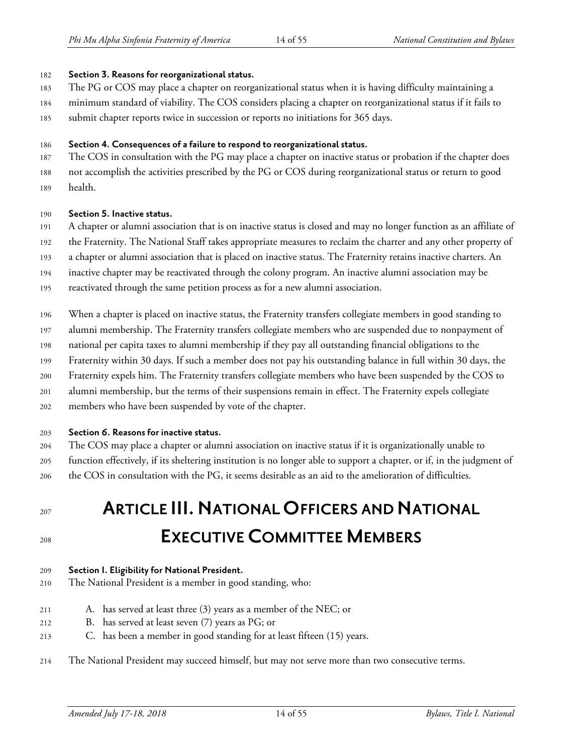**Section 3. Reasons for reorganizational status.**

The PG or COS may place a chapter on reorganizational status when it is having difficulty maintaining a minimum standard of viability. The COS considers placing a chapter on reorganizational status if it fails to submit chapter reports twice in succession or reports no initiations for 365 days.

**Section 4. Consequences of a failure to respond to reorganizational status.**

The COS in consultation with the PG may place a chapter on inactive status or probation if the chapter does not accomplish the activities prescribed by the PG or COS during reorganizational status or return to good health.

**Section 5. Inactive status.**

A chapter or alumni association that is on inactive status is closed and may no longer function as an affiliate of the Fraternity. The National Staff takes appropriate measures to reclaim the charter and any other property of a chapter or alumni association that is placed on inactive status. The Fraternity retains inactive charters. An inactive chapter may be reactivated through the colony program. An inactive alumni association may be reactivated through the same petition process as for a new alumni association.

When a chapter is placed on inactive status, the Fraternity transfers collegiate members in good standing to alumni membership. The Fraternity transfers collegiate members who are suspended due to nonpayment of national per capita taxes to alumni membership if they pay all outstanding financial obligations to the Fraternity within 30 days. If such a member does not pay his outstanding balance in full within 30 days, the Fraternity expels him. The Fraternity transfers collegiate members who have been suspended by the COS to alumni membership, but the terms of their suspensions remain in effect. The Fraternity expels collegiate members who have been suspended by vote of the chapter.

**Section 6. Reasons for inactive status.**

The COS may place a chapter or alumni association on inactive status if it is organizationally unable to function effectively, if its sheltering institution is no longer able to support a chapter, or if, in the judgment of the COS in consultation with the PG, it seems desirable as an aid to the amelioration of difficulties.

# ARTICLE III. NATIONAL OFFICERS AND NATIONAL EXECUTIVE COMMITTEE MEMBERS

**Section 1. Eligibility for National President.**

The National President is a member in good standing, who:

A. has served at least three (3) years as a member of the NEC; or
B. has served at least seven (7) years as PG; or
C. has been a member in good standing for at least fifteen (15) years.

The National President may succeed himself, but may not serve more than two consecutive terms.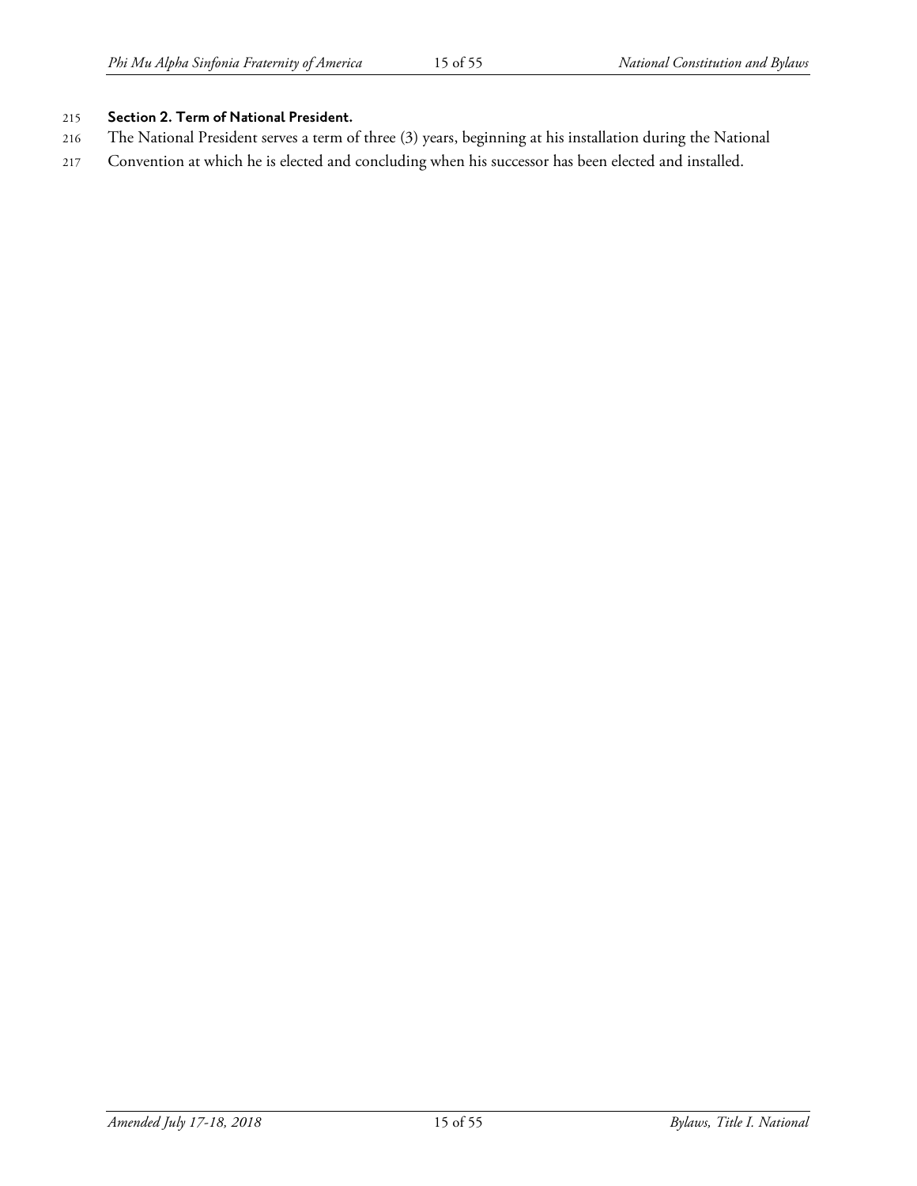**Section 2. Term of National President.**

The National President serves a term of three (3) years, beginning at his installation during the National Convention at which he is elected and concluding when his successor has been elected and installed.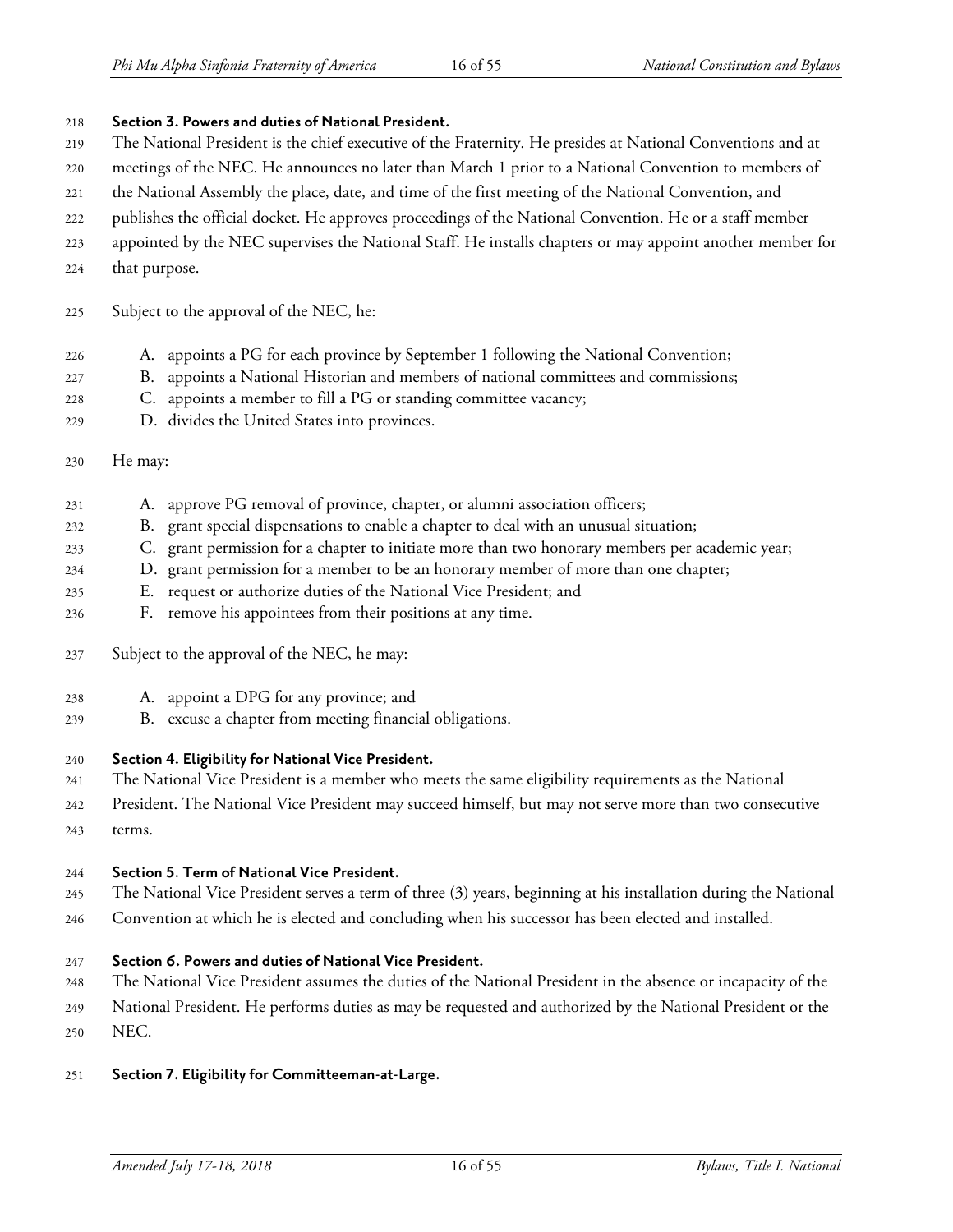**Section 3. Powers and duties of National President.**

The National President is the chief executive of the Fraternity. He presides at National Conventions and at meetings of the NEC. He announces no later than March 1 prior to a National Convention to members of the National Assembly the place, date, and time of the first meeting of the National Convention, and publishes the official docket. He approves proceedings of the National Convention. He or a staff member appointed by the NEC supervises the National Staff. He installs chapters or may appoint another member for that purpose.

Subject to the approval of the NEC, he:

A. appoints a PG for each province by September 1 following the National Convention;
B. appoints a National Historian and members of national committees and commissions;
C. appoints a member to fill a PG or standing committee vacancy;
D. divides the United States into provinces.

He may:

A. approve PG removal of province, chapter, or alumni association officers;
B. grant special dispensations to enable a chapter to deal with an unusual situation;
C. grant permission for a chapter to initiate more than two honorary members per academic year;
D. grant permission for a member to be an honorary member of more than one chapter;
E. request or authorize duties of the National Vice President; and
F. remove his appointees from their positions at any time.

Subject to the approval of the NEC, he may:

A. appoint a DPG for any province; and
B. excuse a chapter from meeting financial obligations.

**Section 4. Eligibility for National Vice President.**

The National Vice President is a member who meets the same eligibility requirements as the National President. The National Vice President may succeed himself, but may not serve more than two consecutive terms.

**Section 5. Term of National Vice President.**

The National Vice President serves a term of three (3) years, beginning at his installation during the National Convention at which he is elected and concluding when his successor has been elected and installed.

**Section 6. Powers and duties of National Vice President.**

The National Vice President assumes the duties of the National President in the absence or incapacity of the National President. He performs duties as may be requested and authorized by the National President or the NEC.

**Section 7. Eligibility for Committeeman-at-Large.**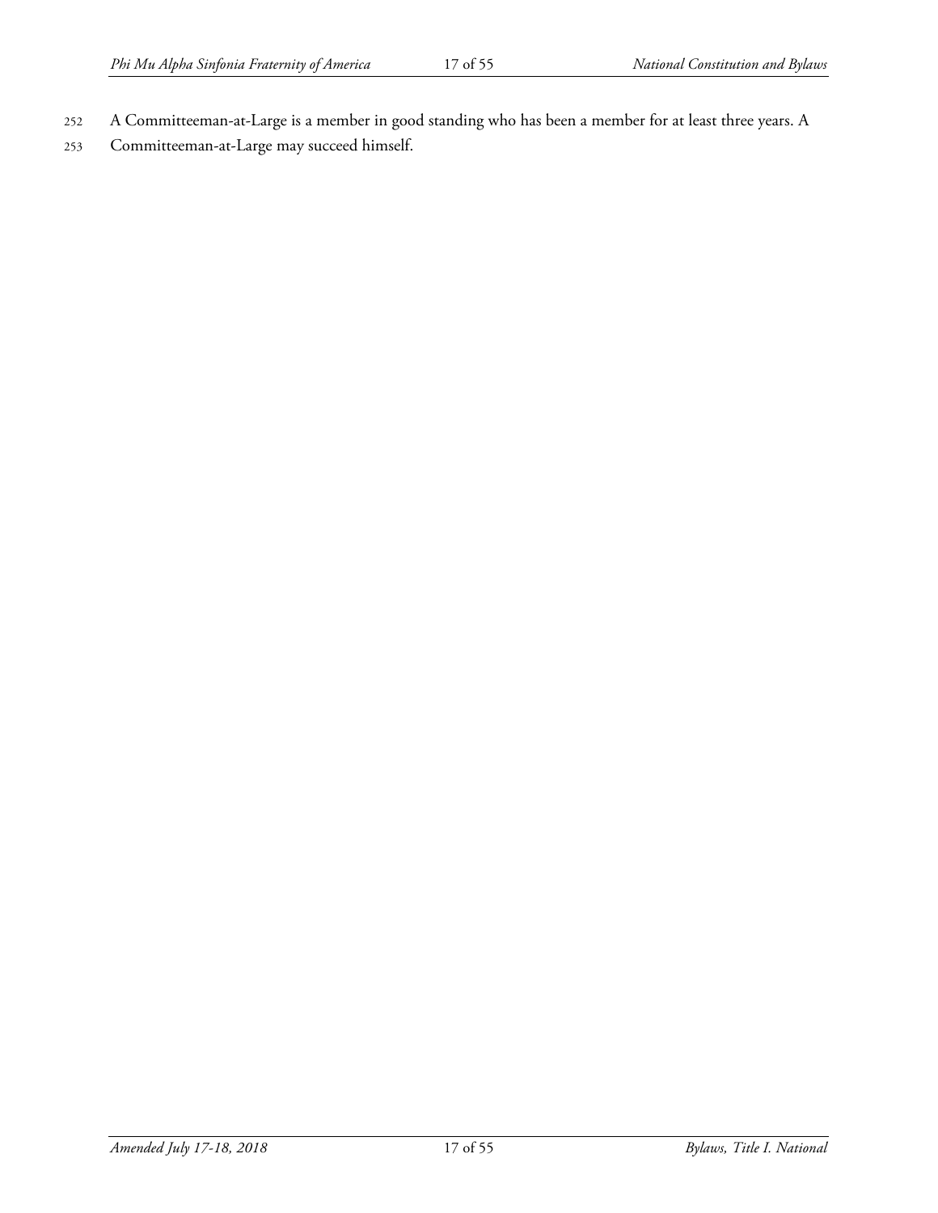A Committeeman-at-Large is a member in good standing who has been a member for at least three years. A Committeeman-at-Large may succeed himself.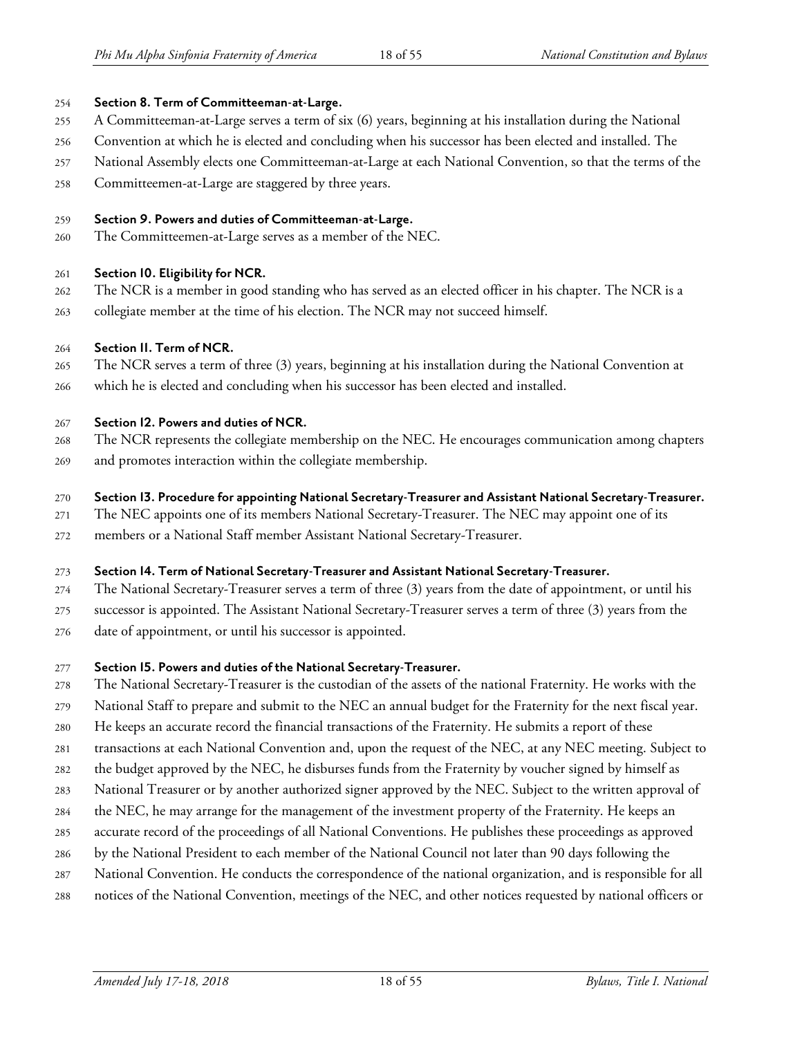**Section 8. Term of Committeeman-at-Large.**

A Committeeman-at-Large serves a term of six (6) years, beginning at his installation during the National Convention at which he is elected and concluding when his successor has been elected and installed. The National Assembly elects one Committeeman-at-Large at each National Convention, so that the terms of the Committeemen-at-Large are staggered by three years.

**Section 9. Powers and duties of Committeeman-at-Large.**

The Committeemen-at-Large serves as a member of the NEC.

**Section 10. Eligibility for NCR.**

The NCR is a member in good standing who has served as an elected officer in his chapter. The NCR is a collegiate member at the time of his election. The NCR may not succeed himself.

**Section 11. Term of NCR.**

The NCR serves a term of three (3) years, beginning at his installation during the National Convention at which he is elected and concluding when his successor has been elected and installed.

**Section 12. Powers and duties of NCR.**

The NCR represents the collegiate membership on the NEC. He encourages communication among chapters and promotes interaction within the collegiate membership.

**Section 13. Procedure for appointing National Secretary-Treasurer and Assistant National Secretary-Treasurer.**

The NEC appoints one of its members National Secretary-Treasurer. The NEC may appoint one of its members or a National Staff member Assistant National Secretary-Treasurer.

**Section 14. Term of National Secretary-Treasurer and Assistant National Secretary-Treasurer.**

The National Secretary-Treasurer serves a term of three (3) years from the date of appointment, or until his successor is appointed. The Assistant National Secretary-Treasurer serves a term of three (3) years from the date of appointment, or until his successor is appointed.

**Section 15. Powers and duties of the National Secretary-Treasurer.**

The National Secretary-Treasurer is the custodian of the assets of the national Fraternity. He works with the National Staff to prepare and submit to the NEC an annual budget for the Fraternity for the next fiscal year. He keeps an accurate record the financial transactions of the Fraternity. He submits a report of these transactions at each National Convention and, upon the request of the NEC, at any NEC meeting. Subject to the budget approved by the NEC, he disburses funds from the Fraternity by voucher signed by himself as National Treasurer or by another authorized signer approved by the NEC. Subject to the written approval of the NEC, he may arrange for the management of the investment property of the Fraternity. He keeps an accurate record of the proceedings of all National Conventions. He publishes these proceedings as approved by the National President to each member of the National Council not later than 90 days following the National Convention. He conducts the correspondence of the national organization, and is responsible for all notices of the National Convention, meetings of the NEC, and other notices requested by national officers or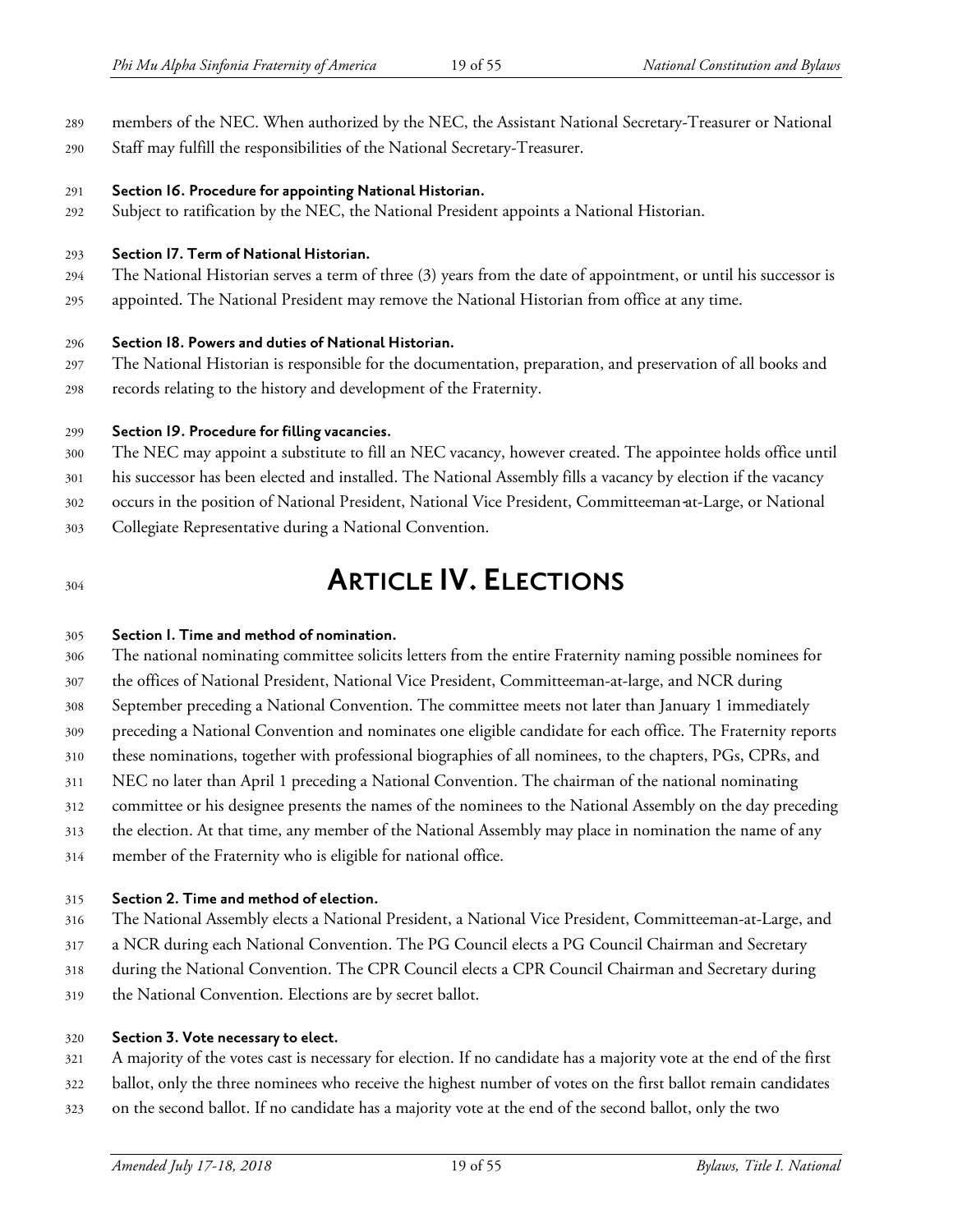members of the NEC. When authorized by the NEC, the Assistant National Secretary-Treasurer or National Staff may fulfill the responsibilities of the National Secretary-Treasurer.

**Section 16. Procedure for appointing National Historian.**

Subject to ratification by the NEC, the National President appoints a National Historian.

**Section 17. Term of National Historian.**

The National Historian serves a term of three (3) years from the date of appointment, or until his successor is appointed. The National President may remove the National Historian from office at any time.

**Section 18. Powers and duties of National Historian.**

The National Historian is responsible for the documentation, preparation, and preservation of all books and records relating to the history and development of the Fraternity.

**Section 19. Procedure for filling vacancies.**

The NEC may appoint a substitute to fill an NEC vacancy, however created. The appointee holds office until his successor has been elected and installed. The National Assembly fills a vacancy by election if the vacancy occurs in the position of National President, National Vice President, Committeeman-at-Large, or National Collegiate Representative during a National Convention.

# ARTICLE IV. ELECTIONS

**Section 1. Time and method of nomination.**

The national nominating committee solicits letters from the entire Fraternity naming possible nominees for the offices of National President, National Vice President, Committeeman-at-large, and NCR during September preceding a National Convention. The committee meets not later than January 1 immediately preceding a National Convention and nominates one eligible candidate for each office. The Fraternity reports these nominations, together with professional biographies of all nominees, to the chapters, PGs, CPRs, and NEC no later than April 1 preceding a National Convention. The chairman of the national nominating committee or his designee presents the names of the nominees to the National Assembly on the day preceding the election. At that time, any member of the National Assembly may place in nomination the name of any member of the Fraternity who is eligible for national office.

**Section 2. Time and method of election.**

The National Assembly elects a National President, a National Vice President, Committeeman-at-Large, and a NCR during each National Convention. The PG Council elects a PG Council Chairman and Secretary during the National Convention. The CPR Council elects a CPR Council Chairman and Secretary during the National Convention. Elections are by secret ballot.

**Section 3. Vote necessary to elect.**

A majority of the votes cast is necessary for election. If no candidate has a majority vote at the end of the first ballot, only the three nominees who receive the highest number of votes on the first ballot remain candidates on the second ballot. If no candidate has a majority vote at the end of the second ballot, only the two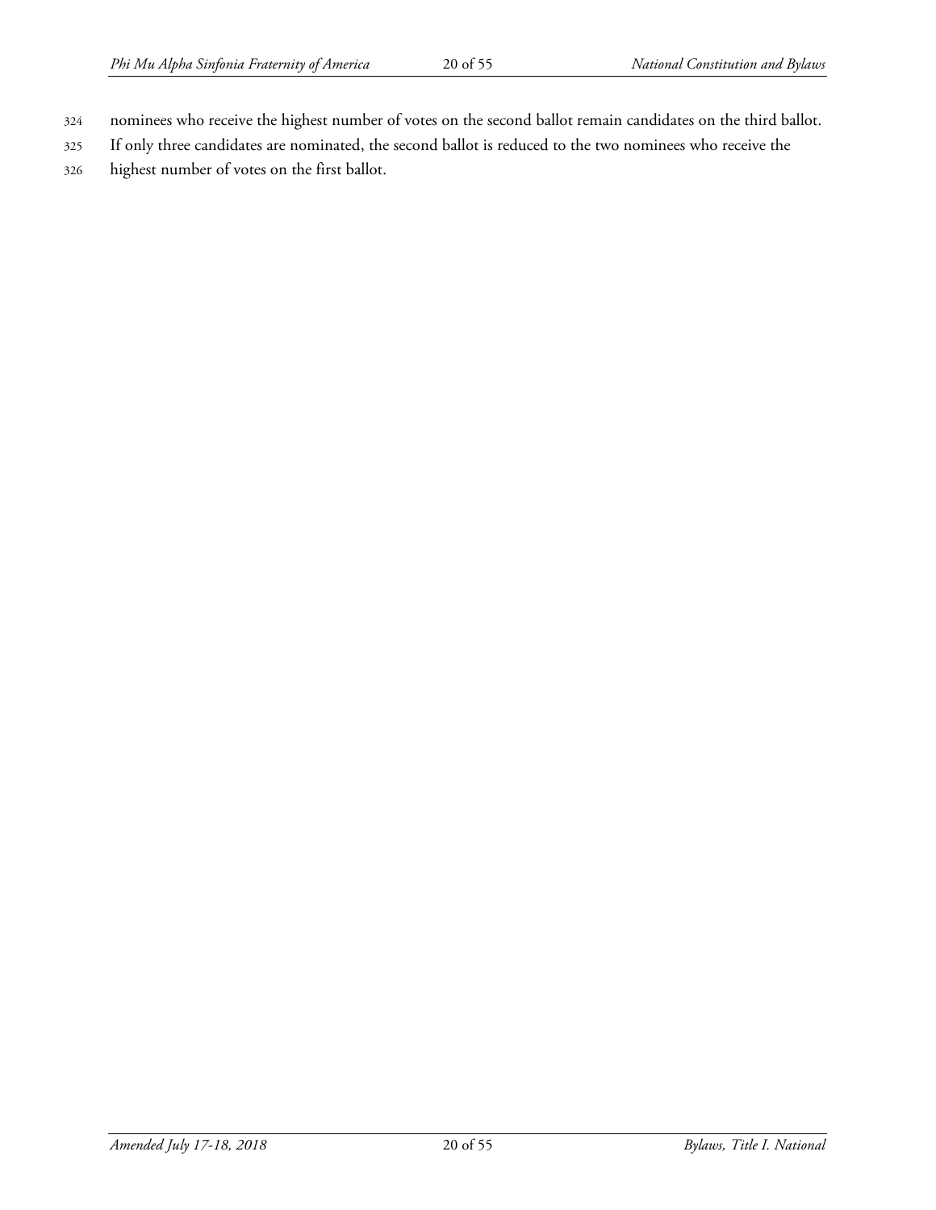nominees who receive the highest number of votes on the second ballot remain candidates on the third ballot. If only three candidates are nominated, the second ballot is reduced to the two nominees who receive the highest number of votes on the first ballot.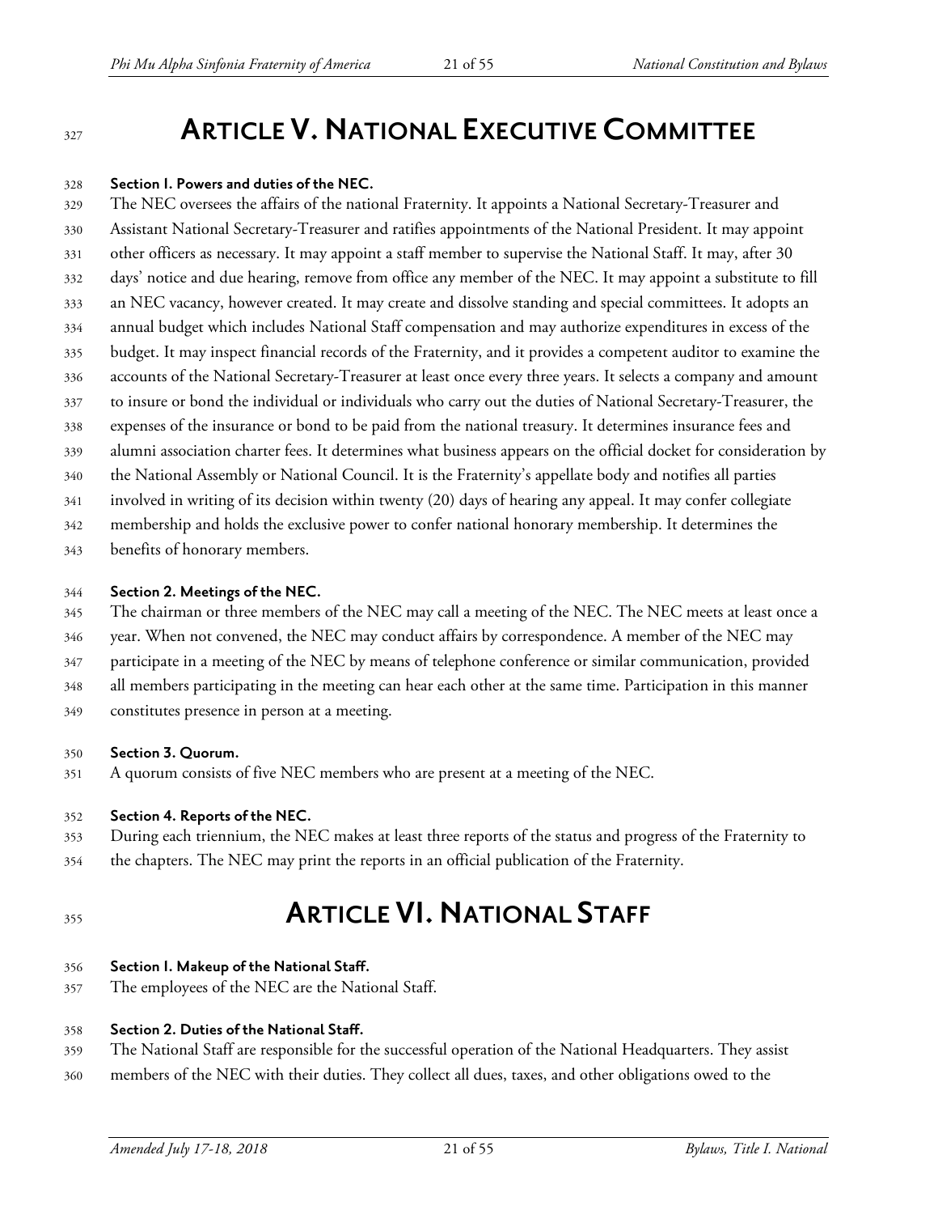# ARTICLE V. NATIONAL EXECUTIVE COMMITTEE

**Section 1. Powers and duties of the NEC.**

The NEC oversees the affairs of the national Fraternity. It appoints a National Secretary-Treasurer and Assistant National Secretary-Treasurer and ratifies appointments of the National President. It may appoint other officers as necessary. It may appoint a staff member to supervise the National Staff. It may, after 30 days' notice and due hearing, remove from office any member of the NEC. It may appoint a substitute to fill an NEC vacancy, however created. It may create and dissolve standing and special committees. It adopts an annual budget which includes National Staff compensation and may authorize expenditures in excess of the budget. It may inspect financial records of the Fraternity, and it provides a competent auditor to examine the accounts of the National Secretary-Treasurer at least once every three years. It selects a company and amount to insure or bond the individual or individuals who carry out the duties of National Secretary-Treasurer, the expenses of the insurance or bond to be paid from the national treasury. It determines insurance fees and alumni association charter fees. It determines what business appears on the official docket for consideration by the National Assembly or National Council. It is the Fraternity's appellate body and notifies all parties involved in writing of its decision within twenty (20) days of hearing any appeal. It may confer collegiate membership and holds the exclusive power to confer national honorary membership. It determines the benefits of honorary members.

**Section 2. Meetings of the NEC.**

The chairman or three members of the NEC may call a meeting of the NEC. The NEC meets at least once a year. When not convened, the NEC may conduct affairs by correspondence. A member of the NEC may participate in a meeting of the NEC by means of telephone conference or similar communication, provided all members participating in the meeting can hear each other at the same time. Participation in this manner constitutes presence in person at a meeting.

**Section 3. Quorum.**

A quorum consists of five NEC members who are present at a meeting of the NEC.

**Section 4. Reports of the NEC.**

During each triennium, the NEC makes at least three reports of the status and progress of the Fraternity to the chapters. The NEC may print the reports in an official publication of the Fraternity.

# ARTICLE VI. NATIONAL STAFF

**Section 1. Makeup of the National Staff.**

The employees of the NEC are the National Staff.

**Section 2. Duties of the National Staff.**

The National Staff are responsible for the successful operation of the National Headquarters. They assist members of the NEC with their duties. They collect all dues, taxes, and other obligations owed to the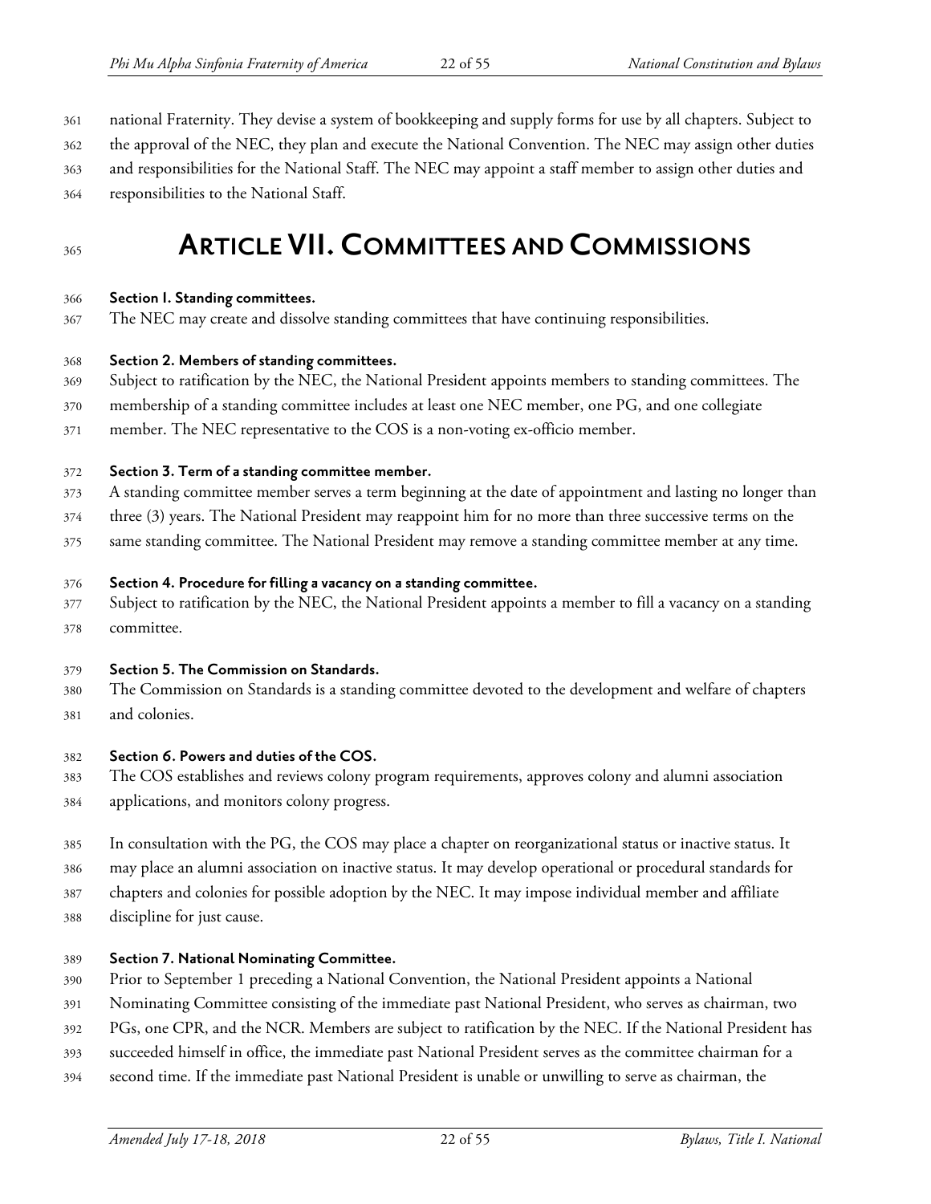national Fraternity. They devise a system of bookkeeping and supply forms for use by all chapters. Subject to the approval of the NEC, they plan and execute the National Convention. The NEC may assign other duties and responsibilities for the National Staff. The NEC may appoint a staff member to assign other duties and responsibilities to the National Staff.

# ARTICLE VII. COMMITTEES AND COMMISSIONS

**Section 1. Standing committees.**
The NEC may create and dissolve standing committees that have continuing responsibilities.

**Section 2. Members of standing committees.**
Subject to ratification by the NEC, the National President appoints members to standing committees. The membership of a standing committee includes at least one NEC member, one PG, and one collegiate member. The NEC representative to the COS is a non-voting ex-officio member.

**Section 3. Term of a standing committee member.**
A standing committee member serves a term beginning at the date of appointment and lasting no longer than three (3) years. The National President may reappoint him for no more than three successive terms on the same standing committee. The National President may remove a standing committee member at any time.

**Section 4. Procedure for filling a vacancy on a standing committee.**
Subject to ratification by the NEC, the National President appoints a member to fill a vacancy on a standing committee.

**Section 5. The Commission on Standards.**
The Commission on Standards is a standing committee devoted to the development and welfare of chapters and colonies.

**Section 6. Powers and duties of the COS.**
The COS establishes and reviews colony program requirements, approves colony and alumni association applications, and monitors colony progress.

In consultation with the PG, the COS may place a chapter on reorganizational status or inactive status. It may place an alumni association on inactive status. It may develop operational or procedural standards for chapters and colonies for possible adoption by the NEC. It may impose individual member and affiliate discipline for just cause.

**Section 7. National Nominating Committee.**
Prior to September 1 preceding a National Convention, the National President appoints a National Nominating Committee consisting of the immediate past National President, who serves as chairman, two PGs, one CPR, and the NCR. Members are subject to ratification by the NEC. If the National President has succeeded himself in office, the immediate past National President serves as the committee chairman for a second time. If the immediate past National President is unable or unwilling to serve as chairman, the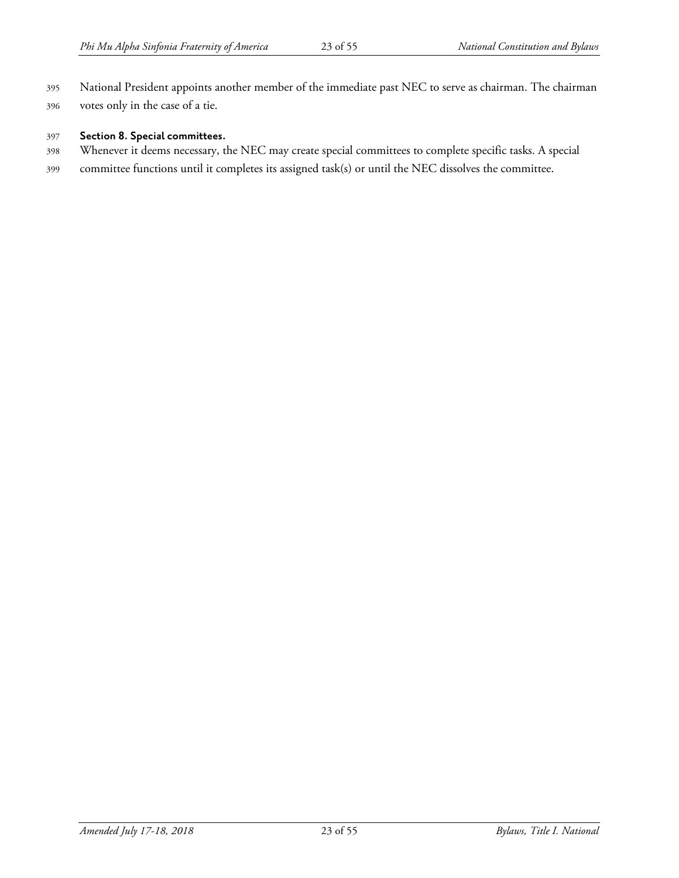National President appoints another member of the immediate past NEC to serve as chairman. The chairman votes only in the case of a tie.

**Section 8. Special committees.**

Whenever it deems necessary, the NEC may create special committees to complete specific tasks. A special committee functions until it completes its assigned task(s) or until the NEC dissolves the committee.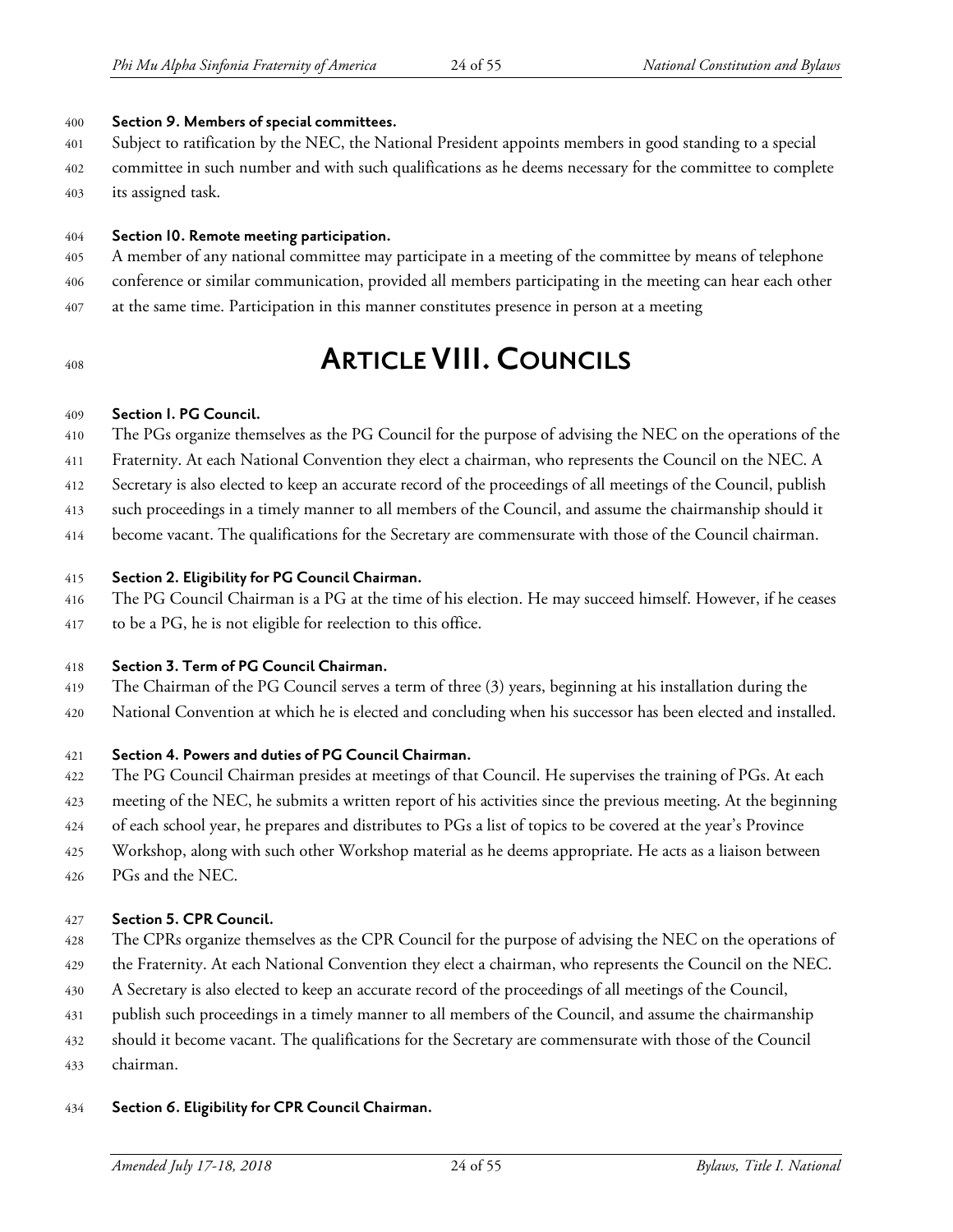**Section 9. Members of special committees.**

Subject to ratification by the NEC, the National President appoints members in good standing to a special committee in such number and with such qualifications as he deems necessary for the committee to complete its assigned task.

**Section 10. Remote meeting participation.**

A member of any national committee may participate in a meeting of the committee by means of telephone conference or similar communication, provided all members participating in the meeting can hear each other at the same time. Participation in this manner constitutes presence in person at a meeting

# ARTICLE VIII. COUNCILS

**Section 1. PG Council.**

The PGs organize themselves as the PG Council for the purpose of advising the NEC on the operations of the Fraternity. At each National Convention they elect a chairman, who represents the Council on the NEC. A Secretary is also elected to keep an accurate record of the proceedings of all meetings of the Council, publish such proceedings in a timely manner to all members of the Council, and assume the chairmanship should it become vacant. The qualifications for the Secretary are commensurate with those of the Council chairman.

**Section 2. Eligibility for PG Council Chairman.**

The PG Council Chairman is a PG at the time of his election. He may succeed himself. However, if he ceases to be a PG, he is not eligible for reelection to this office.

**Section 3. Term of PG Council Chairman.**

The Chairman of the PG Council serves a term of three (3) years, beginning at his installation during the National Convention at which he is elected and concluding when his successor has been elected and installed.

**Section 4. Powers and duties of PG Council Chairman.**

The PG Council Chairman presides at meetings of that Council. He supervises the training of PGs. At each meeting of the NEC, he submits a written report of his activities since the previous meeting. At the beginning of each school year, he prepares and distributes to PGs a list of topics to be covered at the year's Province Workshop, along with such other Workshop material as he deems appropriate. He acts as a liaison between PGs and the NEC.

**Section 5. CPR Council.**

The CPRs organize themselves as the CPR Council for the purpose of advising the NEC on the operations of the Fraternity. At each National Convention they elect a chairman, who represents the Council on the NEC. A Secretary is also elected to keep an accurate record of the proceedings of all meetings of the Council, publish such proceedings in a timely manner to all members of the Council, and assume the chairmanship should it become vacant. The qualifications for the Secretary are commensurate with those of the Council chairman.

**Section 6. Eligibility for CPR Council Chairman.**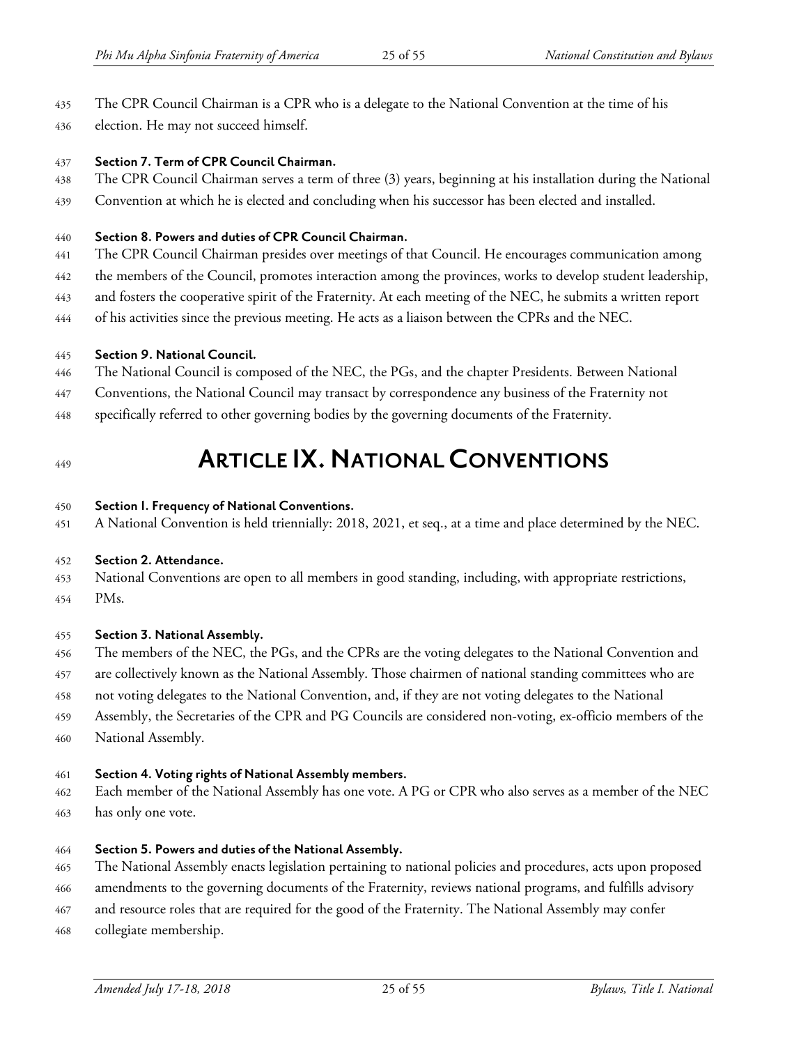The CPR Council Chairman is a CPR who is a delegate to the National Convention at the time of his election. He may not succeed himself.

**Section 7. Term of CPR Council Chairman.**

The CPR Council Chairman serves a term of three (3) years, beginning at his installation during the National Convention at which he is elected and concluding when his successor has been elected and installed.

**Section 8. Powers and duties of CPR Council Chairman.**

The CPR Council Chairman presides over meetings of that Council. He encourages communication among the members of the Council, promotes interaction among the provinces, works to develop student leadership, and fosters the cooperative spirit of the Fraternity. At each meeting of the NEC, he submits a written report of his activities since the previous meeting. He acts as a liaison between the CPRs and the NEC.

**Section 9. National Council.**

The National Council is composed of the NEC, the PGs, and the chapter Presidents. Between National Conventions, the National Council may transact by correspondence any business of the Fraternity not specifically referred to other governing bodies by the governing documents of the Fraternity.

# ARTICLE IX. NATIONAL CONVENTIONS

**Section 1. Frequency of National Conventions.**

A National Convention is held triennially: 2018, 2021, et seq., at a time and place determined by the NEC.

**Section 2. Attendance.**

National Conventions are open to all members in good standing, including, with appropriate restrictions, PMs.

**Section 3. National Assembly.**

The members of the NEC, the PGs, and the CPRs are the voting delegates to the National Convention and are collectively known as the National Assembly. Those chairmen of national standing committees who are not voting delegates to the National Convention, and, if they are not voting delegates to the National Assembly, the Secretaries of the CPR and PG Councils are considered non-voting, ex-officio members of the National Assembly.

**Section 4. Voting rights of National Assembly members.**

Each member of the National Assembly has one vote. A PG or CPR who also serves as a member of the NEC has only one vote.

**Section 5. Powers and duties of the National Assembly.**

The National Assembly enacts legislation pertaining to national policies and procedures, acts upon proposed amendments to the governing documents of the Fraternity, reviews national programs, and fulfills advisory and resource roles that are required for the good of the Fraternity. The National Assembly may confer collegiate membership.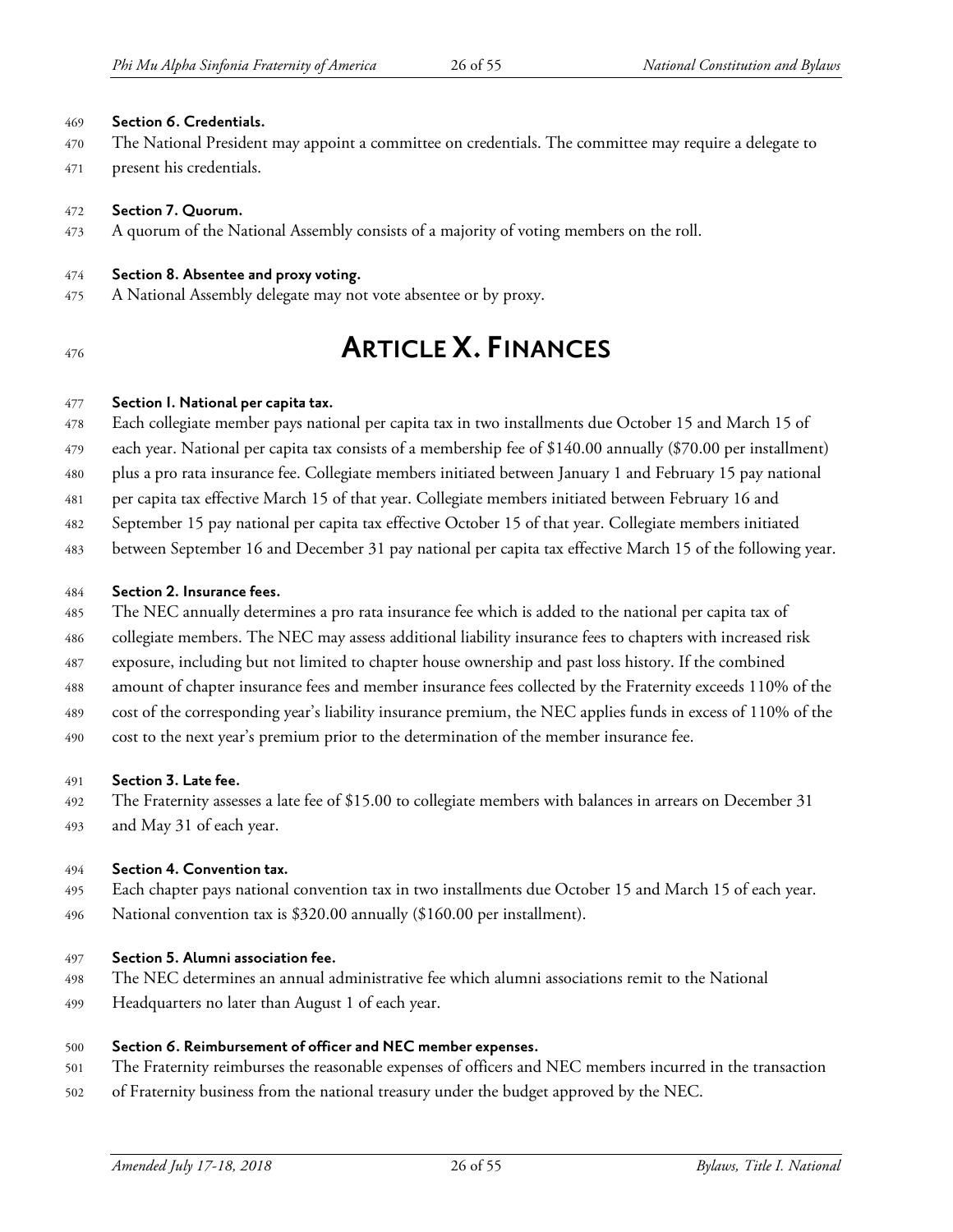**Section 6. Credentials.**

The National President may appoint a committee on credentials. The committee may require a delegate to present his credentials.

**Section 7. Quorum.**

A quorum of the National Assembly consists of a majority of voting members on the roll.

**Section 8. Absentee and proxy voting.**

A National Assembly delegate may not vote absentee or by proxy.

# ARTICLE X. FINANCES

**Section 1. National per capita tax.**

Each collegiate member pays national per capita tax in two installments due October 15 and March 15 of each year. National per capita tax consists of a membership fee of $140.00 annually ($70.00 per installment) plus a pro rata insurance fee. Collegiate members initiated between January 1 and February 15 pay national per capita tax effective March 15 of that year. Collegiate members initiated between February 16 and September 15 pay national per capita tax effective October 15 of that year. Collegiate members initiated between September 16 and December 31 pay national per capita tax effective March 15 of the following year.

**Section 2. Insurance fees.**

The NEC annually determines a pro rata insurance fee which is added to the national per capita tax of collegiate members. The NEC may assess additional liability insurance fees to chapters with increased risk exposure, including but not limited to chapter house ownership and past loss history. If the combined amount of chapter insurance fees and member insurance fees collected by the Fraternity exceeds 110% of the cost of the corresponding year's liability insurance premium, the NEC applies funds in excess of 110% of the cost to the next year's premium prior to the determination of the member insurance fee.

**Section 3. Late fee.**

The Fraternity assesses a late fee of $15.00 to collegiate members with balances in arrears on December 31 and May 31 of each year.

**Section 4. Convention tax.**

Each chapter pays national convention tax in two installments due October 15 and March 15 of each year. National convention tax is $320.00 annually ($160.00 per installment).

**Section 5. Alumni association fee.**

The NEC determines an annual administrative fee which alumni associations remit to the National Headquarters no later than August 1 of each year.

**Section 6. Reimbursement of officer and NEC member expenses.**

The Fraternity reimburses the reasonable expenses of officers and NEC members incurred in the transaction of Fraternity business from the national treasury under the budget approved by the NEC.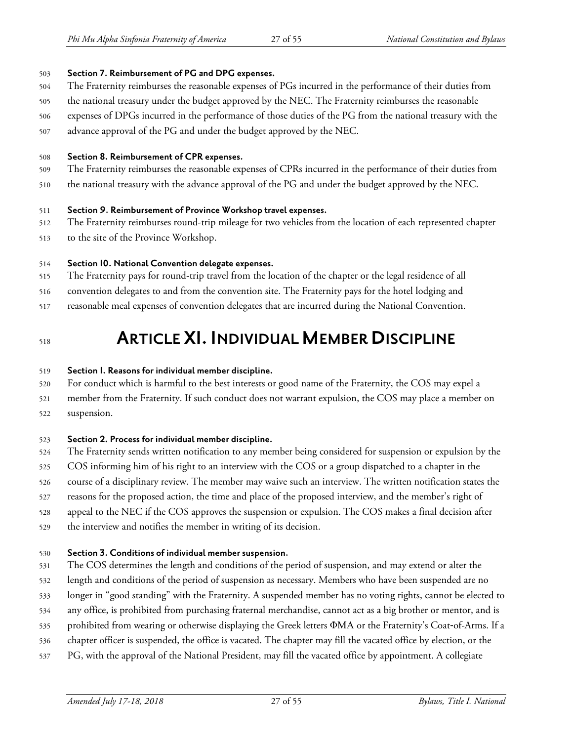**Section 7. Reimbursement of PG and DPG expenses.**

The Fraternity reimburses the reasonable expenses of PGs incurred in the performance of their duties from the national treasury under the budget approved by the NEC. The Fraternity reimburses the reasonable expenses of DPGs incurred in the performance of those duties of the PG from the national treasury with the advance approval of the PG and under the budget approved by the NEC.

**Section 8. Reimbursement of CPR expenses.**

The Fraternity reimburses the reasonable expenses of CPRs incurred in the performance of their duties from the national treasury with the advance approval of the PG and under the budget approved by the NEC.

**Section 9. Reimbursement of Province Workshop travel expenses.**

The Fraternity reimburses round-trip mileage for two vehicles from the location of each represented chapter to the site of the Province Workshop.

**Section 10. National Convention delegate expenses.**

The Fraternity pays for round-trip travel from the location of the chapter or the legal residence of all convention delegates to and from the convention site. The Fraternity pays for the hotel lodging and reasonable meal expenses of convention delegates that are incurred during the National Convention.

# ARTICLE XI. INDIVIDUAL MEMBER DISCIPLINE

**Section 1. Reasons for individual member discipline.**

For conduct which is harmful to the best interests or good name of the Fraternity, the COS may expel a member from the Fraternity. If such conduct does not warrant expulsion, the COS may place a member on suspension.

**Section 2. Process for individual member discipline.**

The Fraternity sends written notification to any member being considered for suspension or expulsion by the COS informing him of his right to an interview with the COS or a group dispatched to a chapter in the course of a disciplinary review. The member may waive such an interview. The written notification states the reasons for the proposed action, the time and place of the proposed interview, and the member's right of appeal to the NEC if the COS approves the suspension or expulsion. The COS makes a final decision after the interview and notifies the member in writing of its decision.

**Section 3. Conditions of individual member suspension.**

The COS determines the length and conditions of the period of suspension, and may extend or alter the length and conditions of the period of suspension as necessary. Members who have been suspended are no longer in "good standing" with the Fraternity. A suspended member has no voting rights, cannot be elected to any office, is prohibited from purchasing fraternal merchandise, cannot act as a big brother or mentor, and is prohibited from wearing or otherwise displaying the Greek letters ΦΜΑ or the Fraternity's Coat-of-Arms. If a chapter officer is suspended, the office is vacated. The chapter may fill the vacated office by election, or the PG, with the approval of the National President, may fill the vacated office by appointment. A collegiate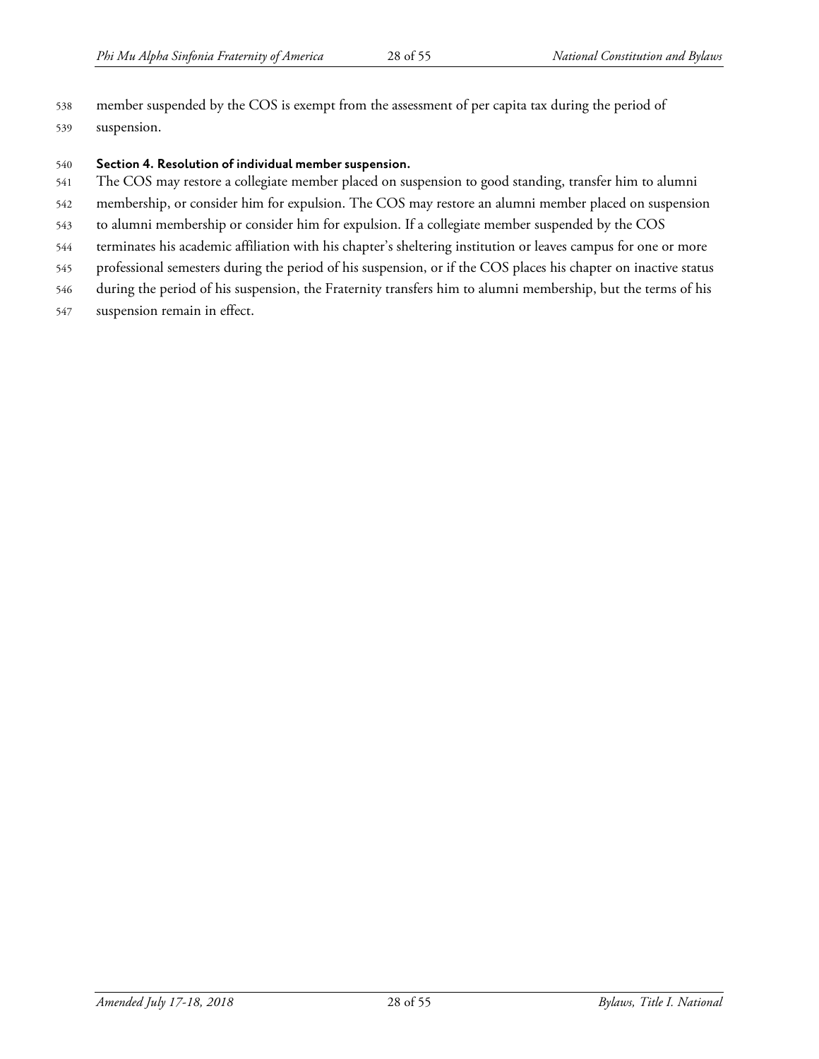member suspended by the COS is exempt from the assessment of per capita tax during the period of suspension.

**Section 4. Resolution of individual member suspension.**

The COS may restore a collegiate member placed on suspension to good standing, transfer him to alumni membership, or consider him for expulsion. The COS may restore an alumni member placed on suspension to alumni membership or consider him for expulsion. If a collegiate member suspended by the COS terminates his academic affiliation with his chapter's sheltering institution or leaves campus for one or more professional semesters during the period of his suspension, or if the COS places his chapter on inactive status during the period of his suspension, the Fraternity transfers him to alumni membership, but the terms of his suspension remain in effect.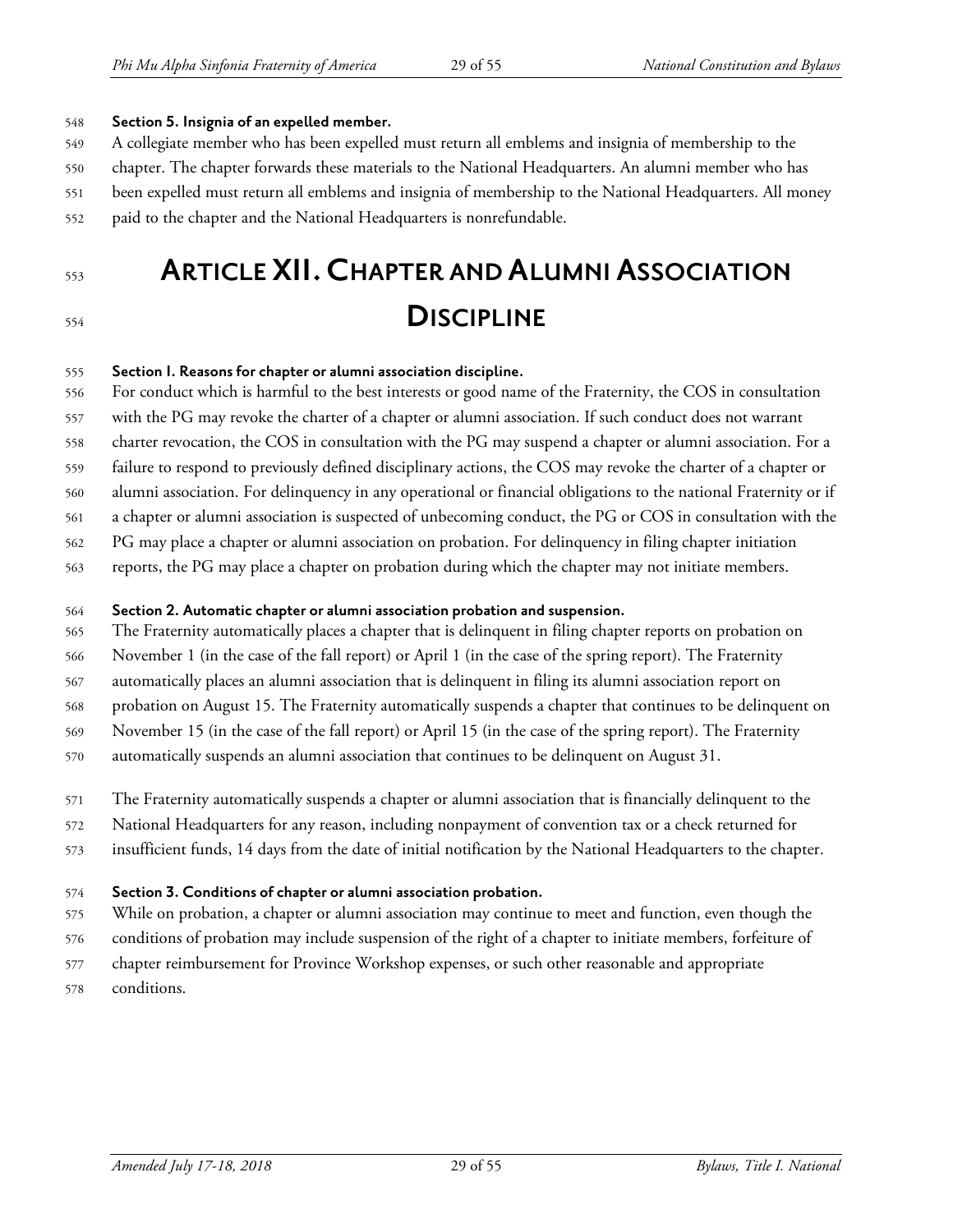**Section 5. Insignia of an expelled member.**

A collegiate member who has been expelled must return all emblems and insignia of membership to the chapter. The chapter forwards these materials to the National Headquarters. An alumni member who has been expelled must return all emblems and insignia of membership to the National Headquarters. All money paid to the chapter and the National Headquarters is nonrefundable.

# ARTICLE XII. CHAPTER AND ALUMNI ASSOCIATION DISCIPLINE

**Section 1. Reasons for chapter or alumni association discipline.**

For conduct which is harmful to the best interests or good name of the Fraternity, the COS in consultation with the PG may revoke the charter of a chapter or alumni association. If such conduct does not warrant charter revocation, the COS in consultation with the PG may suspend a chapter or alumni association. For a failure to respond to previously defined disciplinary actions, the COS may revoke the charter of a chapter or alumni association. For delinquency in any operational or financial obligations to the national Fraternity or if a chapter or alumni association is suspected of unbecoming conduct, the PG or COS in consultation with the PG may place a chapter or alumni association on probation. For delinquency in filing chapter initiation reports, the PG may place a chapter on probation during which the chapter may not initiate members.

**Section 2. Automatic chapter or alumni association probation and suspension.**

The Fraternity automatically places a chapter that is delinquent in filing chapter reports on probation on November 1 (in the case of the fall report) or April 1 (in the case of the spring report). The Fraternity automatically places an alumni association that is delinquent in filing its alumni association report on probation on August 15. The Fraternity automatically suspends a chapter that continues to be delinquent on November 15 (in the case of the fall report) or April 15 (in the case of the spring report). The Fraternity automatically suspends an alumni association that continues to be delinquent on August 31.

The Fraternity automatically suspends a chapter or alumni association that is financially delinquent to the National Headquarters for any reason, including nonpayment of convention tax or a check returned for insufficient funds, 14 days from the date of initial notification by the National Headquarters to the chapter.

**Section 3. Conditions of chapter or alumni association probation.**

While on probation, a chapter or alumni association may continue to meet and function, even though the conditions of probation may include suspension of the right of a chapter to initiate members, forfeiture of chapter reimbursement for Province Workshop expenses, or such other reasonable and appropriate conditions.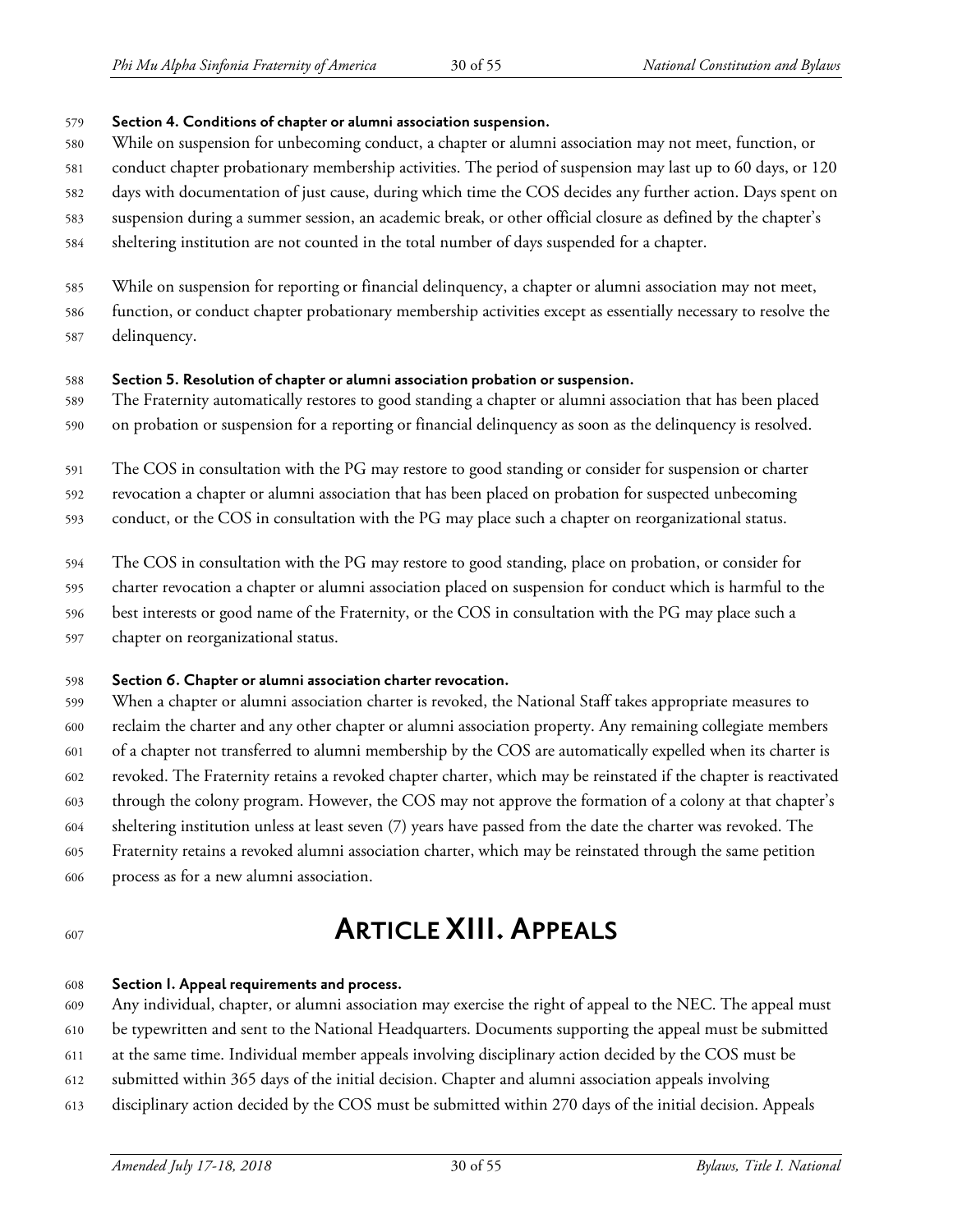#### Section 4. Conditions of chapter or alumni association suspension.

While on suspension for unbecoming conduct, a chapter or alumni association may not meet, function, or conduct chapter probationary membership activities. The period of suspension may last up to 60 days, or 120 days with documentation of just cause, during which time the COS decides any further action. Days spent on suspension during a summer session, an academic break, or other official closure as defined by the chapter's sheltering institution are not counted in the total number of days suspended for a chapter.

While on suspension for reporting or financial delinquency, a chapter or alumni association may not meet, function, or conduct chapter probationary membership activities except as essentially necessary to resolve the delinquency.

#### Section 5. Resolution of chapter or alumni association probation or suspension.

The Fraternity automatically restores to good standing a chapter or alumni association that has been placed on probation or suspension for a reporting or financial delinquency as soon as the delinquency is resolved.

The COS in consultation with the PG may restore to good standing or consider for suspension or charter revocation a chapter or alumni association that has been placed on probation for suspected unbecoming conduct, or the COS in consultation with the PG may place such a chapter on reorganizational status.

The COS in consultation with the PG may restore to good standing, place on probation, or consider for charter revocation a chapter or alumni association placed on suspension for conduct which is harmful to the best interests or good name of the Fraternity, or the COS in consultation with the PG may place such a chapter on reorganizational status.

#### Section 6. Chapter or alumni association charter revocation.

When a chapter or alumni association charter is revoked, the National Staff takes appropriate measures to reclaim the charter and any other chapter or alumni association property. Any remaining collegiate members of a chapter not transferred to alumni membership by the COS are automatically expelled when its charter is revoked. The Fraternity retains a revoked chapter charter, which may be reinstated if the chapter is reactivated through the colony program. However, the COS may not approve the formation of a colony at that chapter's sheltering institution unless at least seven (7) years have passed from the date the charter was revoked. The Fraternity retains a revoked alumni association charter, which may be reinstated through the same petition process as for a new alumni association.

# ARTICLE XIII. APPEALS

#### Section 1. Appeal requirements and process.

Any individual, chapter, or alumni association may exercise the right of appeal to the NEC. The appeal must be typewritten and sent to the National Headquarters. Documents supporting the appeal must be submitted at the same time. Individual member appeals involving disciplinary action decided by the COS must be submitted within 365 days of the initial decision. Chapter and alumni association appeals involving disciplinary action decided by the COS must be submitted within 270 days of the initial decision. Appeals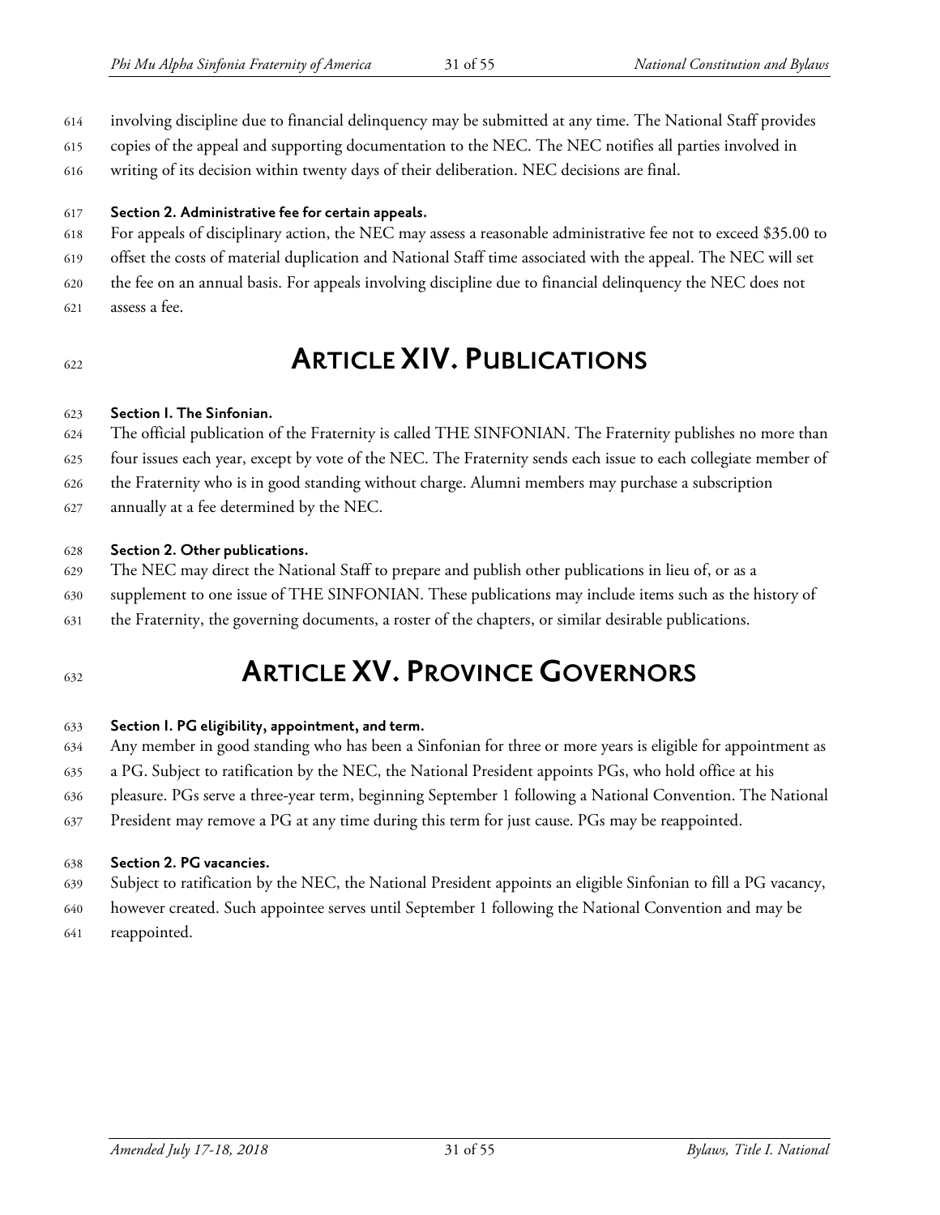involving discipline due to financial delinquency may be submitted at any time. The National Staff provides copies of the appeal and supporting documentation to the NEC. The NEC notifies all parties involved in writing of its decision within twenty days of their deliberation. NEC decisions are final.

**Section 2. Administrative fee for certain appeals.**

For appeals of disciplinary action, the NEC may assess a reasonable administrative fee not to exceed $35.00 to offset the costs of material duplication and National Staff time associated with the appeal. The NEC will set the fee on an annual basis. For appeals involving discipline due to financial delinquency the NEC does not assess a fee.

# ARTICLE XIV. PUBLICATIONS

**Section 1. The Sinfonian.**

The official publication of the Fraternity is called THE SINFONIAN. The Fraternity publishes no more than four issues each year, except by vote of the NEC. The Fraternity sends each issue to each collegiate member of the Fraternity who is in good standing without charge. Alumni members may purchase a subscription annually at a fee determined by the NEC.

**Section 2. Other publications.**

The NEC may direct the National Staff to prepare and publish other publications in lieu of, or as a supplement to one issue of THE SINFONIAN. These publications may include items such as the history of the Fraternity, the governing documents, a roster of the chapters, or similar desirable publications.

# ARTICLE XV. PROVINCE GOVERNORS

**Section 1. PG eligibility, appointment, and term.**

Any member in good standing who has been a Sinfonian for three or more years is eligible for appointment as a PG. Subject to ratification by the NEC, the National President appoints PGs, who hold office at his pleasure. PGs serve a three-year term, beginning September 1 following a National Convention. The National President may remove a PG at any time during this term for just cause. PGs may be reappointed.

**Section 2. PG vacancies.**

Subject to ratification by the NEC, the National President appoints an eligible Sinfonian to fill a PG vacancy, however created. Such appointee serves until September 1 following the National Convention and may be reappointed.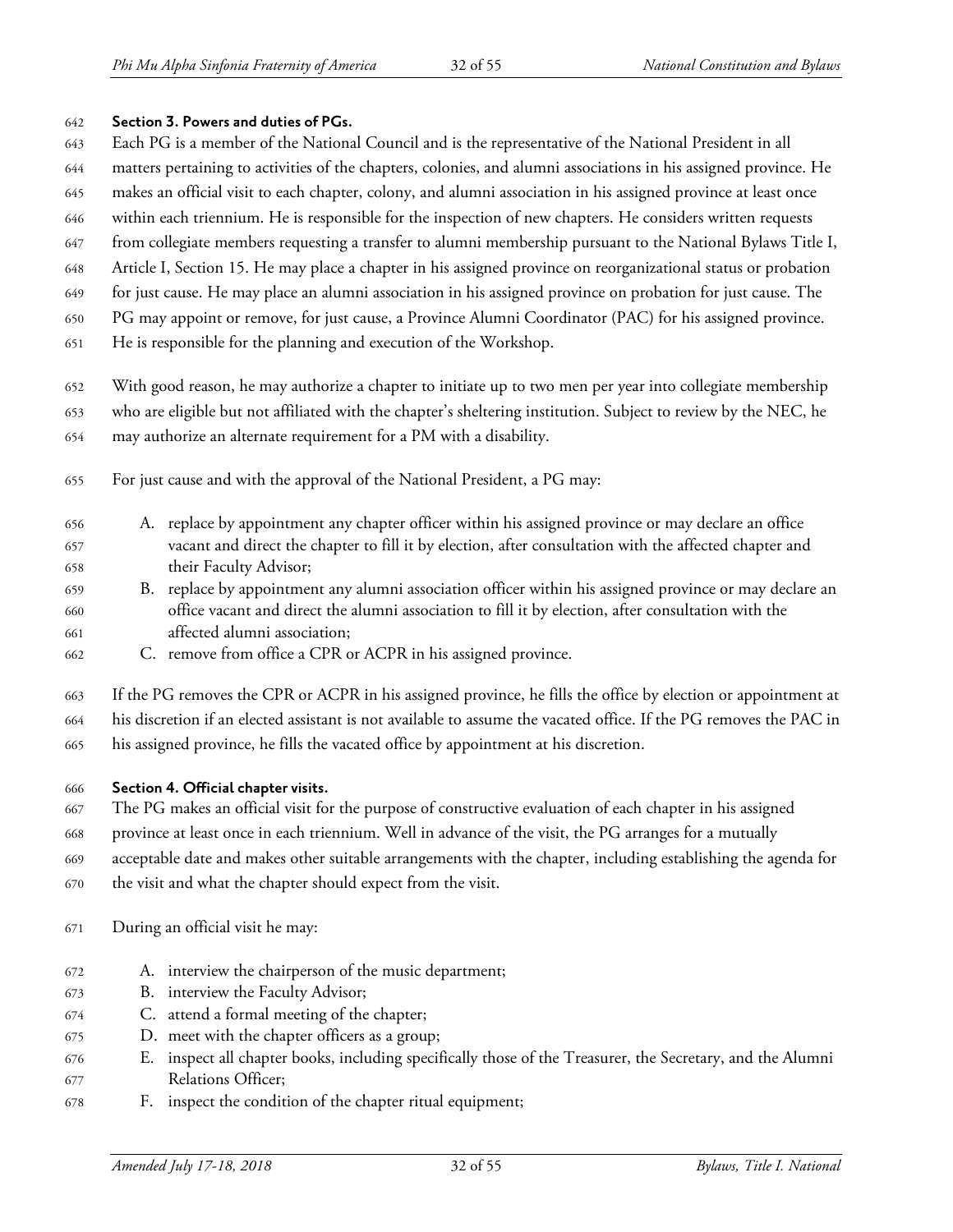**Section 3. Powers and duties of PGs.**

Each PG is a member of the National Council and is the representative of the National President in all matters pertaining to activities of the chapters, colonies, and alumni associations in his assigned province. He makes an official visit to each chapter, colony, and alumni association in his assigned province at least once within each triennium. He is responsible for the inspection of new chapters. He considers written requests from collegiate members requesting a transfer to alumni membership pursuant to the National Bylaws Title I, Article I, Section 15. He may place a chapter in his assigned province on reorganizational status or probation for just cause. He may place an alumni association in his assigned province on probation for just cause. The PG may appoint or remove, for just cause, a Province Alumni Coordinator (PAC) for his assigned province. He is responsible for the planning and execution of the Workshop.

With good reason, he may authorize a chapter to initiate up to two men per year into collegiate membership who are eligible but not affiliated with the chapter's sheltering institution. Subject to review by the NEC, he may authorize an alternate requirement for a PM with a disability.

For just cause and with the approval of the National President, a PG may:

A. replace by appointment any chapter officer within his assigned province or may declare an office vacant and direct the chapter to fill it by election, after consultation with the affected chapter and their Faculty Advisor;
B. replace by appointment any alumni association officer within his assigned province or may declare an office vacant and direct the alumni association to fill it by election, after consultation with the affected alumni association;
C. remove from office a CPR or ACPR in his assigned province.

If the PG removes the CPR or ACPR in his assigned province, he fills the office by election or appointment at his discretion if an elected assistant is not available to assume the vacated office. If the PG removes the PAC in his assigned province, he fills the vacated office by appointment at his discretion.

**Section 4. Official chapter visits.**

The PG makes an official visit for the purpose of constructive evaluation of each chapter in his assigned province at least once in each triennium. Well in advance of the visit, the PG arranges for a mutually acceptable date and makes other suitable arrangements with the chapter, including establishing the agenda for the visit and what the chapter should expect from the visit.

During an official visit he may:

A. interview the chairperson of the music department;
B. interview the Faculty Advisor;
C. attend a formal meeting of the chapter;
D. meet with the chapter officers as a group;
E. inspect all chapter books, including specifically those of the Treasurer, the Secretary, and the Alumni Relations Officer;
F. inspect the condition of the chapter ritual equipment;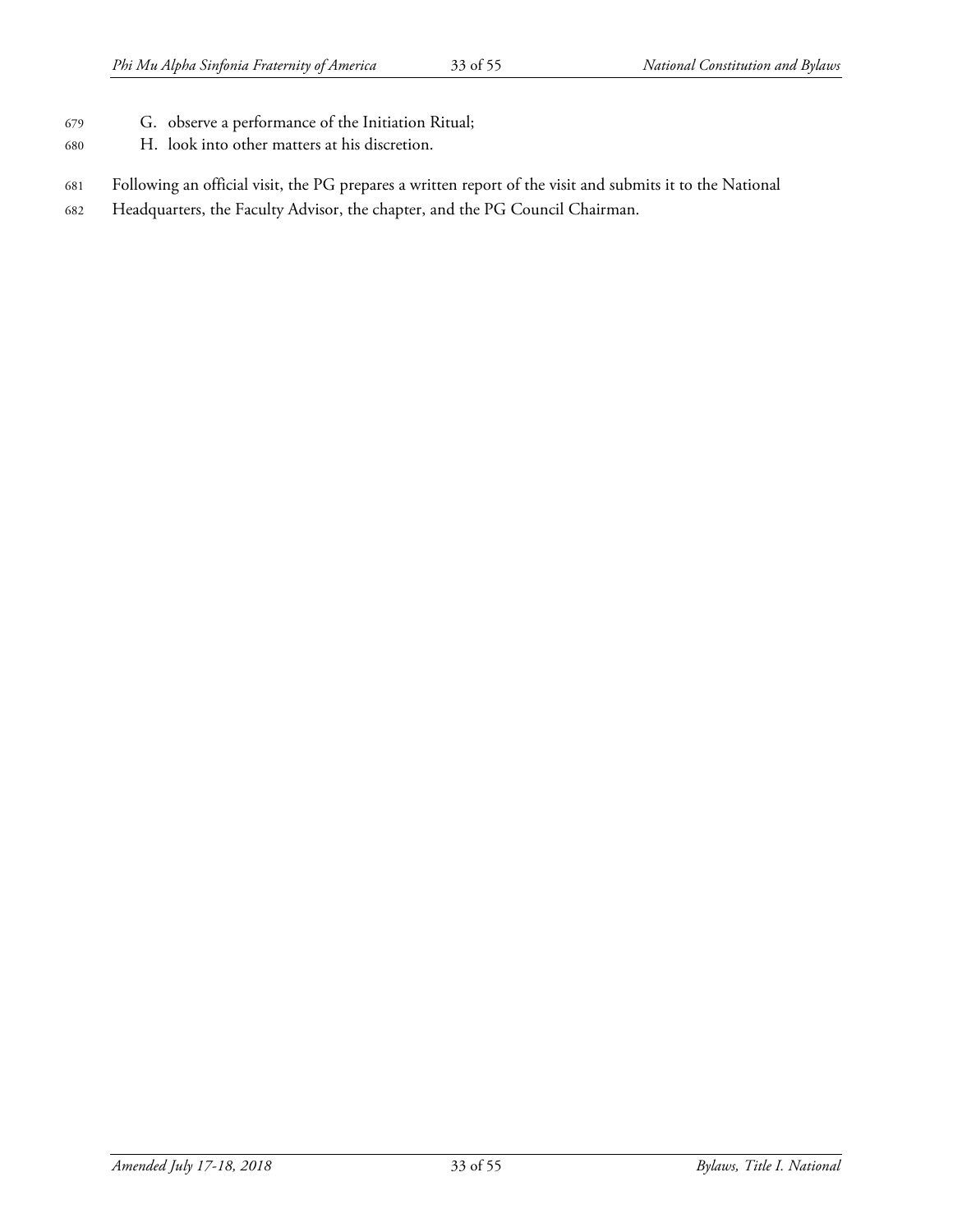G. observe a performance of the Initiation Ritual;
H. look into other matters at his discretion.

Following an official visit, the PG prepares a written report of the visit and submits it to the National Headquarters, the Faculty Advisor, the chapter, and the PG Council Chairman.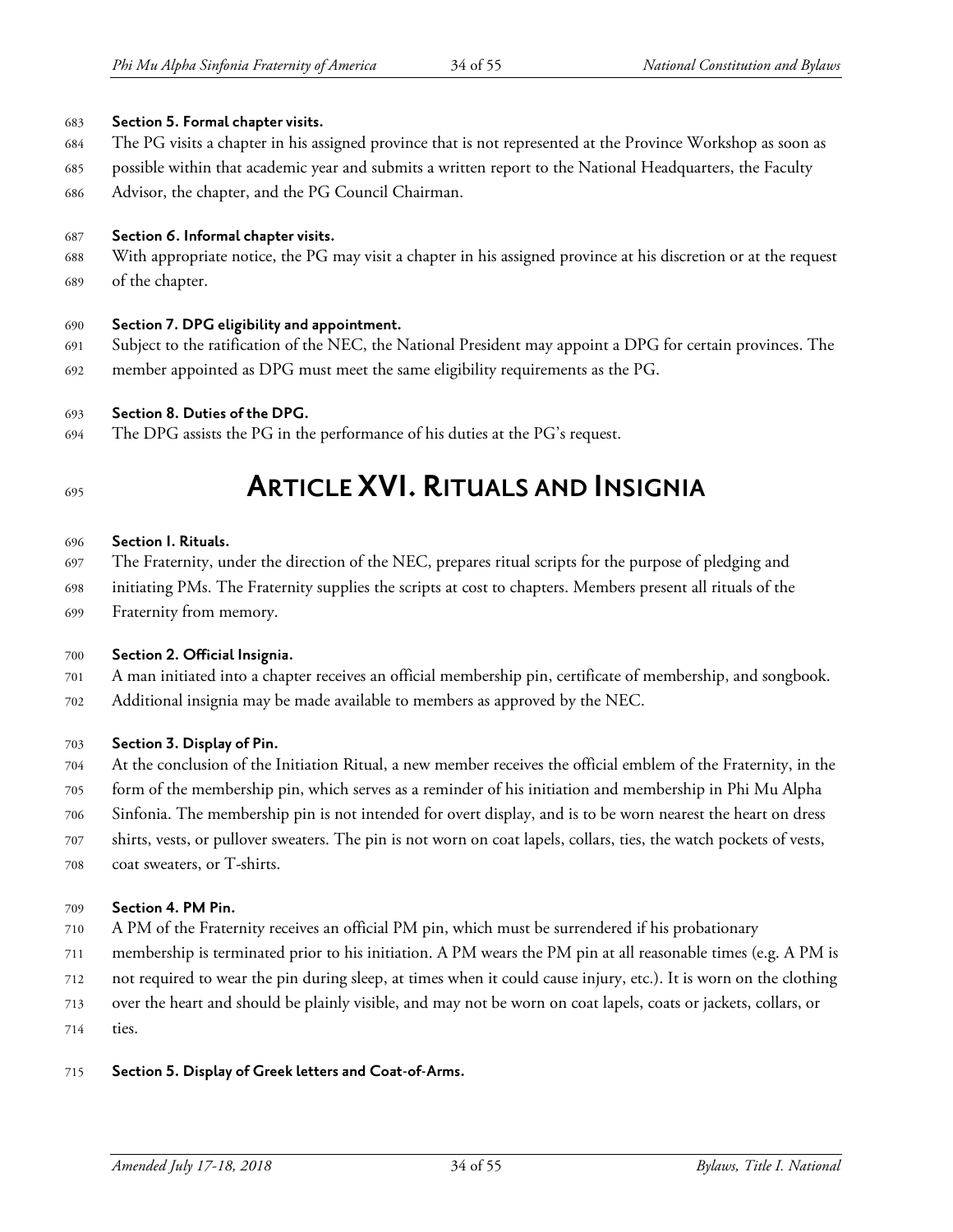**Section 5. Formal chapter visits.**

The PG visits a chapter in his assigned province that is not represented at the Province Workshop as soon as possible within that academic year and submits a written report to the National Headquarters, the Faculty Advisor, the chapter, and the PG Council Chairman.

**Section 6. Informal chapter visits.**

With appropriate notice, the PG may visit a chapter in his assigned province at his discretion or at the request of the chapter.

**Section 7. DPG eligibility and appointment.**

Subject to the ratification of the NEC, the National President may appoint a DPG for certain provinces. The member appointed as DPG must meet the same eligibility requirements as the PG.

**Section 8. Duties of the DPG.**

The DPG assists the PG in the performance of his duties at the PG's request.

# ARTICLE XVI. RITUALS AND INSIGNIA

**Section I. Rituals.**

The Fraternity, under the direction of the NEC, prepares ritual scripts for the purpose of pledging and initiating PMs. The Fraternity supplies the scripts at cost to chapters. Members present all rituals of the Fraternity from memory.

**Section 2. Official Insignia.**

A man initiated into a chapter receives an official membership pin, certificate of membership, and songbook. Additional insignia may be made available to members as approved by the NEC.

**Section 3. Display of Pin.**

At the conclusion of the Initiation Ritual, a new member receives the official emblem of the Fraternity, in the form of the membership pin, which serves as a reminder of his initiation and membership in Phi Mu Alpha Sinfonia. The membership pin is not intended for overt display, and is to be worn nearest the heart on dress shirts, vests, or pullover sweaters. The pin is not worn on coat lapels, collars, ties, the watch pockets of vests, coat sweaters, or T-shirts.

**Section 4. PM Pin.**

A PM of the Fraternity receives an official PM pin, which must be surrendered if his probationary membership is terminated prior to his initiation. A PM wears the PM pin at all reasonable times (e.g. A PM is not required to wear the pin during sleep, at times when it could cause injury, etc.). It is worn on the clothing over the heart and should be plainly visible, and may not be worn on coat lapels, coats or jackets, collars, or ties.

**Section 5. Display of Greek letters and Coat-of-Arms.**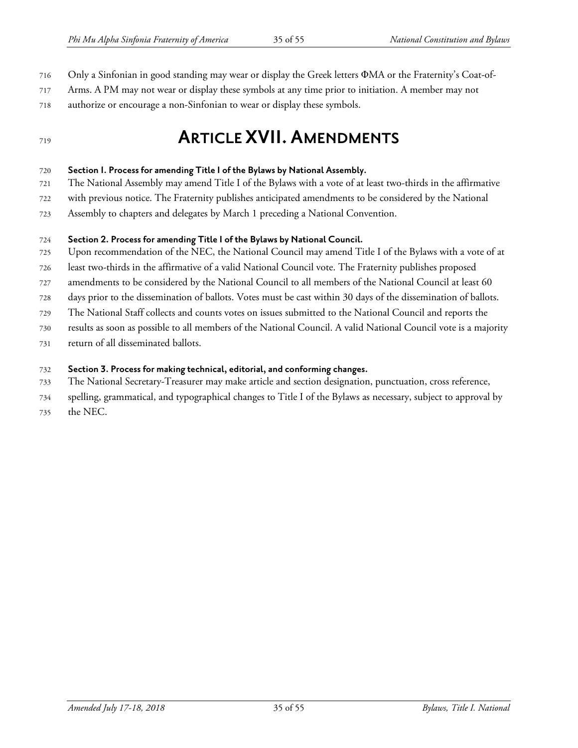Only a Sinfonian in good standing may wear or display the Greek letters ΦΜΑ or the Fraternity's Coat-of-Arms. A PM may not wear or display these symbols at any time prior to initiation. A member may not authorize or encourage a non-Sinfonian to wear or display these symbols.

# Article XVII. Amendments

**Section 1. Process for amending Title I of the Bylaws by National Assembly.**
The National Assembly may amend Title I of the Bylaws with a vote of at least two-thirds in the affirmative with previous notice. The Fraternity publishes anticipated amendments to be considered by the National Assembly to chapters and delegates by March 1 preceding a National Convention.

**Section 2. Process for amending Title I of the Bylaws by National Council.**
Upon recommendation of the NEC, the National Council may amend Title I of the Bylaws with a vote of at least two-thirds in the affirmative of a valid National Council vote. The Fraternity publishes proposed amendments to be considered by the National Council to all members of the National Council at least 60 days prior to the dissemination of ballots. Votes must be cast within 30 days of the dissemination of ballots. The National Staff collects and counts votes on issues submitted to the National Council and reports the results as soon as possible to all members of the National Council. A valid National Council vote is a majority return of all disseminated ballots.

**Section 3. Process for making technical, editorial, and conforming changes.**
The National Secretary-Treasurer may make article and section designation, punctuation, cross reference, spelling, grammatical, and typographical changes to Title I of the Bylaws as necessary, subject to approval by the NEC.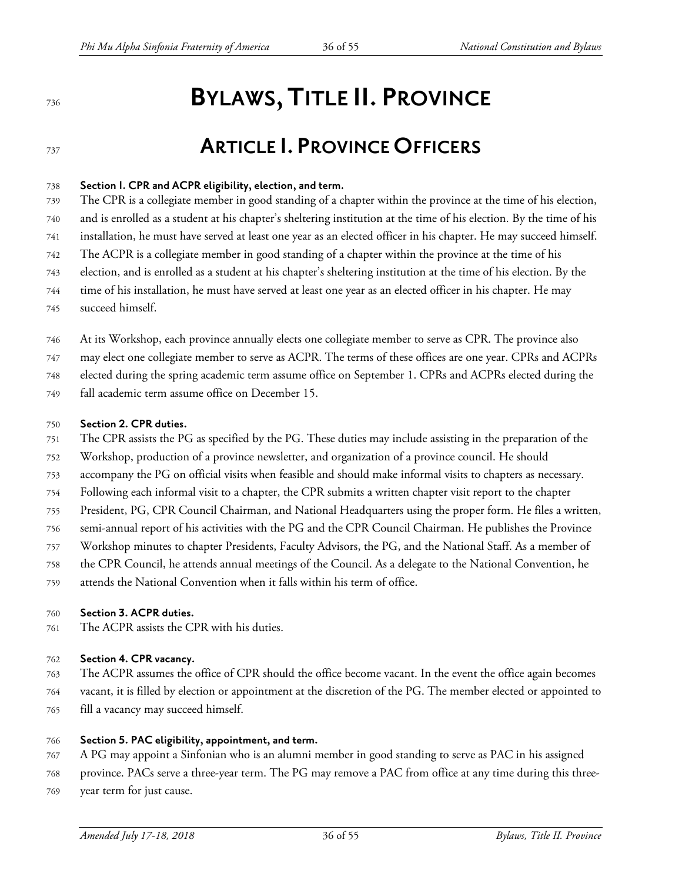# BYLAWS, TITLE II. PROVINCE

## ARTICLE I. PROVINCE OFFICERS

**Section 1. CPR and ACPR eligibility, election, and term.**
The CPR is a collegiate member in good standing of a chapter within the province at the time of his election, and is enrolled as a student at his chapter's sheltering institution at the time of his election. By the time of his installation, he must have served at least one year as an elected officer in his chapter. He may succeed himself. The ACPR is a collegiate member in good standing of a chapter within the province at the time of his election, and is enrolled as a student at his chapter's sheltering institution at the time of his election. By the time of his installation, he must have served at least one year as an elected officer in his chapter. He may succeed himself.

At its Workshop, each province annually elects one collegiate member to serve as CPR. The province also may elect one collegiate member to serve as ACPR. The terms of these offices are one year. CPRs and ACPRs elected during the spring academic term assume office on September 1. CPRs and ACPRs elected during the fall academic term assume office on December 15.

**Section 2. CPR duties.**
The CPR assists the PG as specified by the PG. These duties may include assisting in the preparation of the Workshop, production of a province newsletter, and organization of a province council. He should accompany the PG on official visits when feasible and should make informal visits to chapters as necessary. Following each informal visit to a chapter, the CPR submits a written chapter visit report to the chapter President, PG, CPR Council Chairman, and National Headquarters using the proper form. He files a written, semi-annual report of his activities with the PG and the CPR Council Chairman. He publishes the Province Workshop minutes to chapter Presidents, Faculty Advisors, the PG, and the National Staff. As a member of the CPR Council, he attends annual meetings of the Council. As a delegate to the National Convention, he attends the National Convention when it falls within his term of office.

**Section 3. ACPR duties.**
The ACPR assists the CPR with his duties.

**Section 4. CPR vacancy.**
The ACPR assumes the office of CPR should the office become vacant. In the event the office again becomes vacant, it is filled by election or appointment at the discretion of the PG. The member elected or appointed to fill a vacancy may succeed himself.

**Section 5. PAC eligibility, appointment, and term.**
A PG may appoint a Sinfonian who is an alumni member in good standing to serve as PAC in his assigned province. PACs serve a three-year term. The PG may remove a PAC from office at any time during this three-year term for just cause.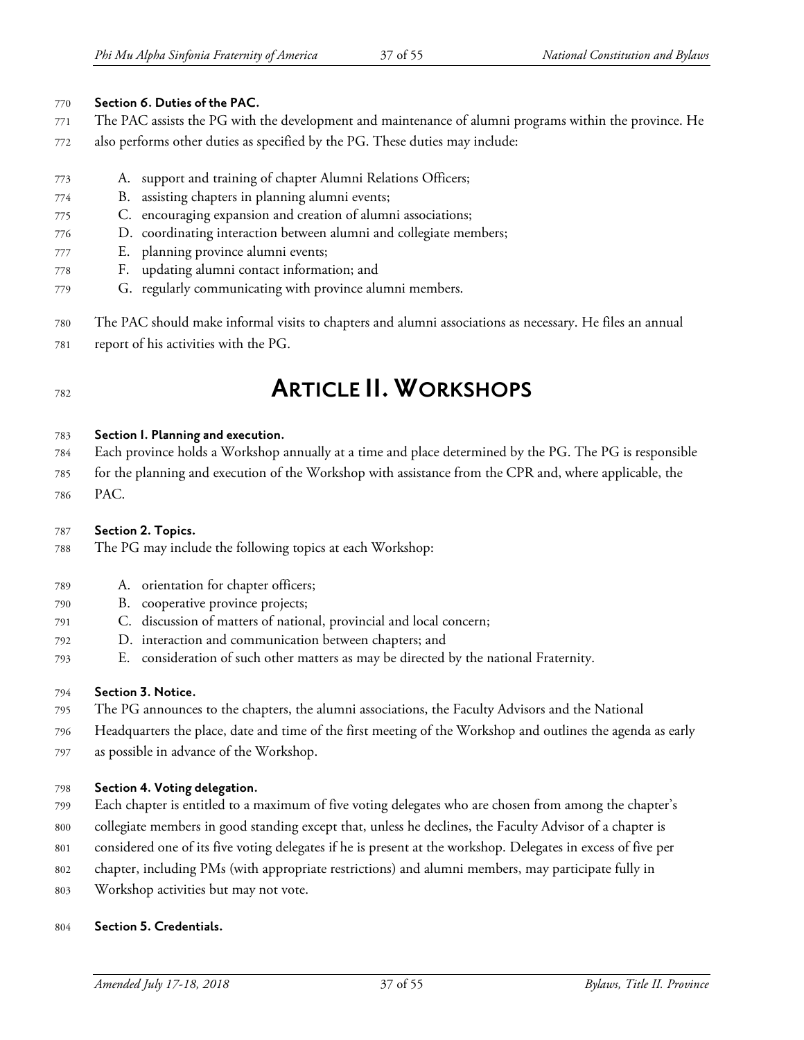**Section 6. Duties of the PAC.**

The PAC assists the PG with the development and maintenance of alumni programs within the province. He also performs other duties as specified by the PG. These duties may include:

A. support and training of chapter Alumni Relations Officers;
B. assisting chapters in planning alumni events;
C. encouraging expansion and creation of alumni associations;
D. coordinating interaction between alumni and collegiate members;
E. planning province alumni events;
F. updating alumni contact information; and
G. regularly communicating with province alumni members.

The PAC should make informal visits to chapters and alumni associations as necessary. He files an annual report of his activities with the PG.

# ARTICLE II. WORKSHOPS

**Section 1. Planning and execution.**

Each province holds a Workshop annually at a time and place determined by the PG. The PG is responsible for the planning and execution of the Workshop with assistance from the CPR and, where applicable, the PAC.

**Section 2. Topics.**

The PG may include the following topics at each Workshop:

A. orientation for chapter officers;
B. cooperative province projects;
C. discussion of matters of national, provincial and local concern;
D. interaction and communication between chapters; and
E. consideration of such other matters as may be directed by the national Fraternity.

**Section 3. Notice.**

The PG announces to the chapters, the alumni associations, the Faculty Advisors and the National Headquarters the place, date and time of the first meeting of the Workshop and outlines the agenda as early as possible in advance of the Workshop.

**Section 4. Voting delegation.**

Each chapter is entitled to a maximum of five voting delegates who are chosen from among the chapter's collegiate members in good standing except that, unless he declines, the Faculty Advisor of a chapter is considered one of its five voting delegates if he is present at the workshop. Delegates in excess of five per chapter, including PMs (with appropriate restrictions) and alumni members, may participate fully in Workshop activities but may not vote.

**Section 5. Credentials.**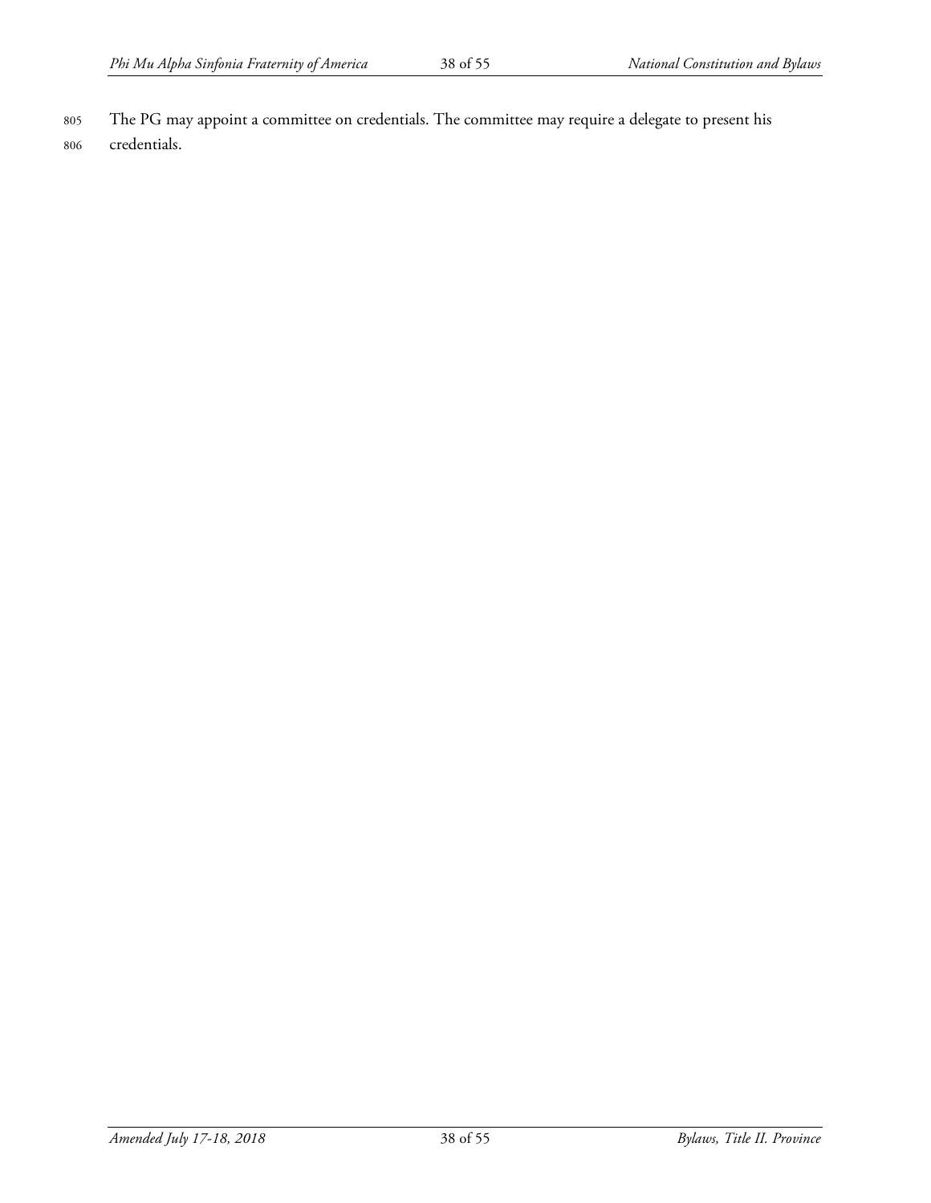The PG may appoint a committee on credentials. The committee may require a delegate to present his credentials.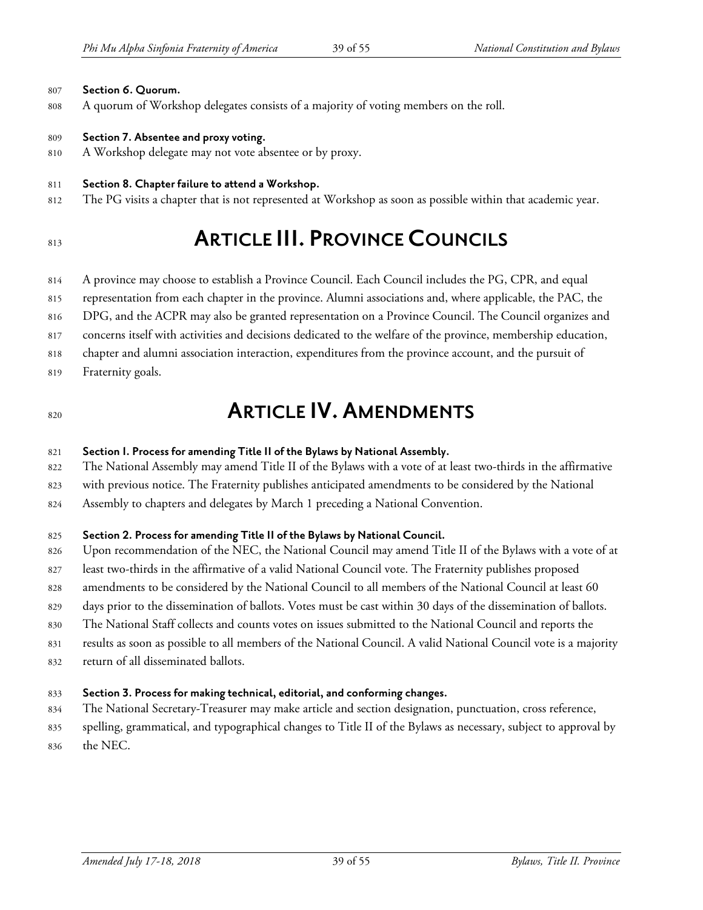### Section 6. Quorum.

A quorum of Workshop delegates consists of a majority of voting members on the roll.

### Section 7. Absentee and proxy voting.

A Workshop delegate may not vote absentee or by proxy.

### Section 8. Chapter failure to attend a Workshop.

The PG visits a chapter that is not represented at Workshop as soon as possible within that academic year.

# ARTICLE III. PROVINCE COUNCILS

A province may choose to establish a Province Council. Each Council includes the PG, CPR, and equal representation from each chapter in the province. Alumni associations and, where applicable, the PAC, the DPG, and the ACPR may also be granted representation on a Province Council. The Council organizes and concerns itself with activities and decisions dedicated to the welfare of the province, membership education, chapter and alumni association interaction, expenditures from the province account, and the pursuit of Fraternity goals.

# ARTICLE IV. AMENDMENTS

### Section 1. Process for amending Title II of the Bylaws by National Assembly.

The National Assembly may amend Title II of the Bylaws with a vote of at least two-thirds in the affirmative with previous notice. The Fraternity publishes anticipated amendments to be considered by the National Assembly to chapters and delegates by March 1 preceding a National Convention.

### Section 2. Process for amending Title II of the Bylaws by National Council.

Upon recommendation of the NEC, the National Council may amend Title II of the Bylaws with a vote of at least two-thirds in the affirmative of a valid National Council vote. The Fraternity publishes proposed amendments to be considered by the National Council to all members of the National Council at least 60 days prior to the dissemination of ballots. Votes must be cast within 30 days of the dissemination of ballots. The National Staff collects and counts votes on issues submitted to the National Council and reports the results as soon as possible to all members of the National Council. A valid National Council vote is a majority return of all disseminated ballots.

### Section 3. Process for making technical, editorial, and conforming changes.

The National Secretary-Treasurer may make article and section designation, punctuation, cross reference, spelling, grammatical, and typographical changes to Title II of the Bylaws as necessary, subject to approval by the NEC.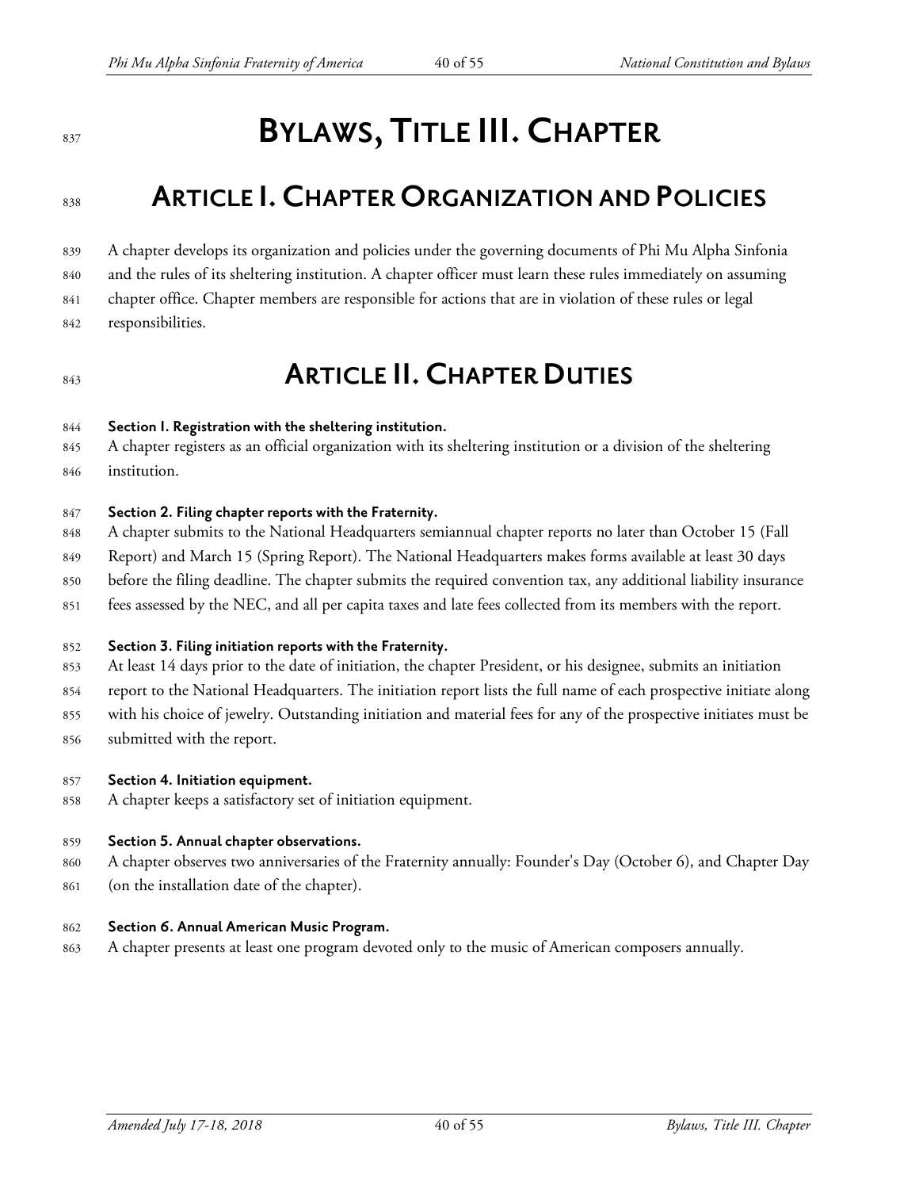# BYLAWS, TITLE III. CHAPTER

## ARTICLE I. CHAPTER ORGANIZATION AND POLICIES

A chapter develops its organization and policies under the governing documents of Phi Mu Alpha Sinfonia and the rules of its sheltering institution. A chapter officer must learn these rules immediately on assuming chapter office. Chapter members are responsible for actions that are in violation of these rules or legal responsibilities.

## ARTICLE II. CHAPTER DUTIES

**Section 1. Registration with the sheltering institution.**
A chapter registers as an official organization with its sheltering institution or a division of the sheltering institution.

**Section 2. Filing chapter reports with the Fraternity.**
A chapter submits to the National Headquarters semiannual chapter reports no later than October 15 (Fall Report) and March 15 (Spring Report). The National Headquarters makes forms available at least 30 days before the filing deadline. The chapter submits the required convention tax, any additional liability insurance fees assessed by the NEC, and all per capita taxes and late fees collected from its members with the report.

**Section 3. Filing initiation reports with the Fraternity.**
At least 14 days prior to the date of initiation, the chapter President, or his designee, submits an initiation report to the National Headquarters. The initiation report lists the full name of each prospective initiate along with his choice of jewelry. Outstanding initiation and material fees for any of the prospective initiates must be submitted with the report.

**Section 4. Initiation equipment.**
A chapter keeps a satisfactory set of initiation equipment.

**Section 5. Annual chapter observations.**
A chapter observes two anniversaries of the Fraternity annually: Founder's Day (October 6), and Chapter Day (on the installation date of the chapter).

**Section 6. Annual American Music Program.**
A chapter presents at least one program devoted only to the music of American composers annually.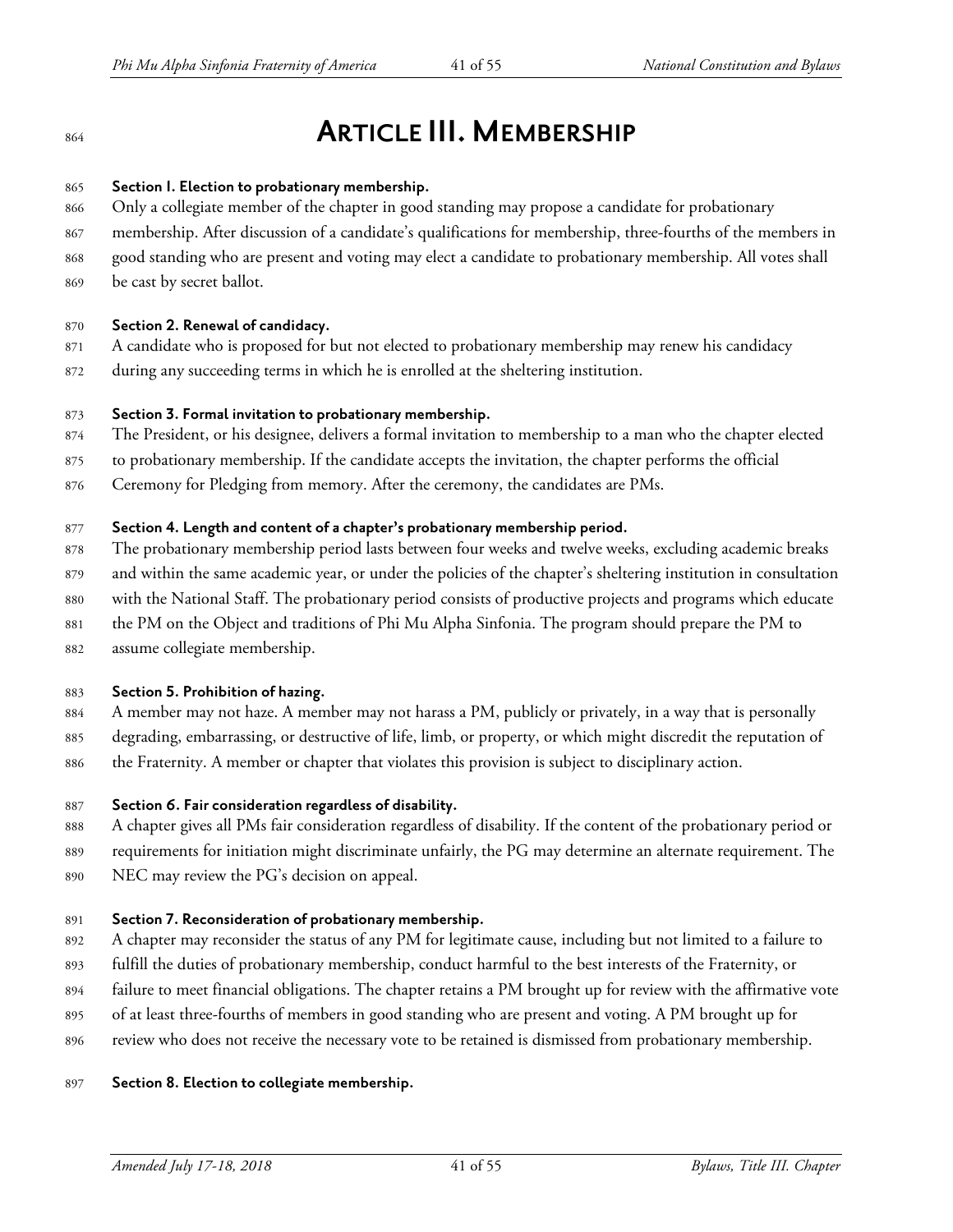# Article III. Membership

**Section 1. Election to probationary membership.**

Only a collegiate member of the chapter in good standing may propose a candidate for probationary membership. After discussion of a candidate's qualifications for membership, three-fourths of the members in good standing who are present and voting may elect a candidate to probationary membership. All votes shall be cast by secret ballot.

**Section 2. Renewal of candidacy.**

A candidate who is proposed for but not elected to probationary membership may renew his candidacy during any succeeding terms in which he is enrolled at the sheltering institution.

**Section 3. Formal invitation to probationary membership.**

The President, or his designee, delivers a formal invitation to membership to a man who the chapter elected to probationary membership. If the candidate accepts the invitation, the chapter performs the official Ceremony for Pledging from memory. After the ceremony, the candidates are PMs.

**Section 4. Length and content of a chapter's probationary membership period.**

The probationary membership period lasts between four weeks and twelve weeks, excluding academic breaks and within the same academic year, or under the policies of the chapter's sheltering institution in consultation with the National Staff. The probationary period consists of productive projects and programs which educate the PM on the Object and traditions of Phi Mu Alpha Sinfonia. The program should prepare the PM to assume collegiate membership.

**Section 5. Prohibition of hazing.**

A member may not haze. A member may not harass a PM, publicly or privately, in a way that is personally degrading, embarrassing, or destructive of life, limb, or property, or which might discredit the reputation of the Fraternity. A member or chapter that violates this provision is subject to disciplinary action.

**Section 6. Fair consideration regardless of disability.**

A chapter gives all PMs fair consideration regardless of disability. If the content of the probationary period or requirements for initiation might discriminate unfairly, the PG may determine an alternate requirement. The NEC may review the PG's decision on appeal.

**Section 7. Reconsideration of probationary membership.**

A chapter may reconsider the status of any PM for legitimate cause, including but not limited to a failure to fulfill the duties of probationary membership, conduct harmful to the best interests of the Fraternity, or failure to meet financial obligations. The chapter retains a PM brought up for review with the affirmative vote of at least three-fourths of members in good standing who are present and voting. A PM brought up for review who does not receive the necessary vote to be retained is dismissed from probationary membership.

**Section 8. Election to collegiate membership.**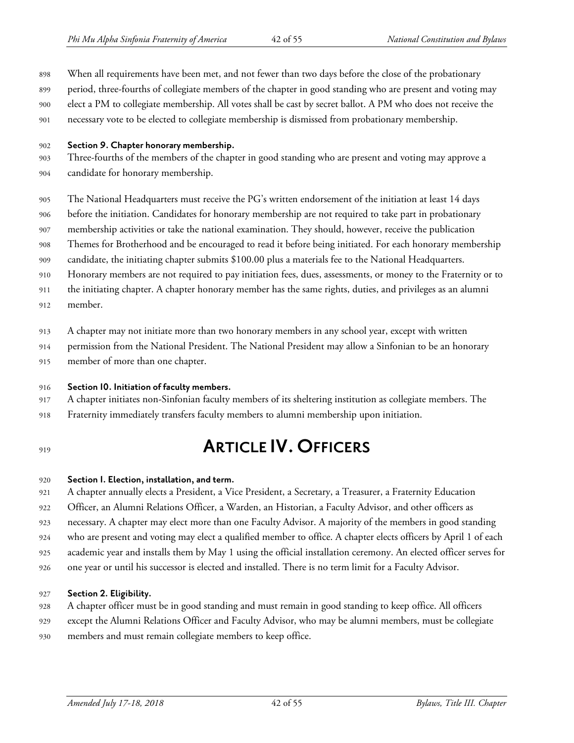When all requirements have been met, and not fewer than two days before the close of the probationary period, three-fourths of collegiate members of the chapter in good standing who are present and voting may elect a PM to collegiate membership. All votes shall be cast by secret ballot. A PM who does not receive the necessary vote to be elected to collegiate membership is dismissed from probationary membership.

**Section 9. Chapter honorary membership.**

Three-fourths of the members of the chapter in good standing who are present and voting may approve a candidate for honorary membership.

The National Headquarters must receive the PG's written endorsement of the initiation at least 14 days before the initiation. Candidates for honorary membership are not required to take part in probationary membership activities or take the national examination. They should, however, receive the publication Themes for Brotherhood and be encouraged to read it before being initiated. For each honorary membership candidate, the initiating chapter submits $100.00 plus a materials fee to the National Headquarters. Honorary members are not required to pay initiation fees, dues, assessments, or money to the Fraternity or to the initiating chapter. A chapter honorary member has the same rights, duties, and privileges as an alumni member.

A chapter may not initiate more than two honorary members in any school year, except with written permission from the National President. The National President may allow a Sinfonian to be an honorary member of more than one chapter.

**Section 10. Initiation of faculty members.**

A chapter initiates non-Sinfonian faculty members of its sheltering institution as collegiate members. The Fraternity immediately transfers faculty members to alumni membership upon initiation.

# ARTICLE IV. OFFICERS

**Section 1. Election, installation, and term.**

A chapter annually elects a President, a Vice President, a Secretary, a Treasurer, a Fraternity Education Officer, an Alumni Relations Officer, a Warden, an Historian, a Faculty Advisor, and other officers as necessary. A chapter may elect more than one Faculty Advisor. A majority of the members in good standing who are present and voting may elect a qualified member to office. A chapter elects officers by April 1 of each academic year and installs them by May 1 using the official installation ceremony. An elected officer serves for one year or until his successor is elected and installed. There is no term limit for a Faculty Advisor.

**Section 2. Eligibility.**

A chapter officer must be in good standing and must remain in good standing to keep office. All officers except the Alumni Relations Officer and Faculty Advisor, who may be alumni members, must be collegiate members and must remain collegiate members to keep office.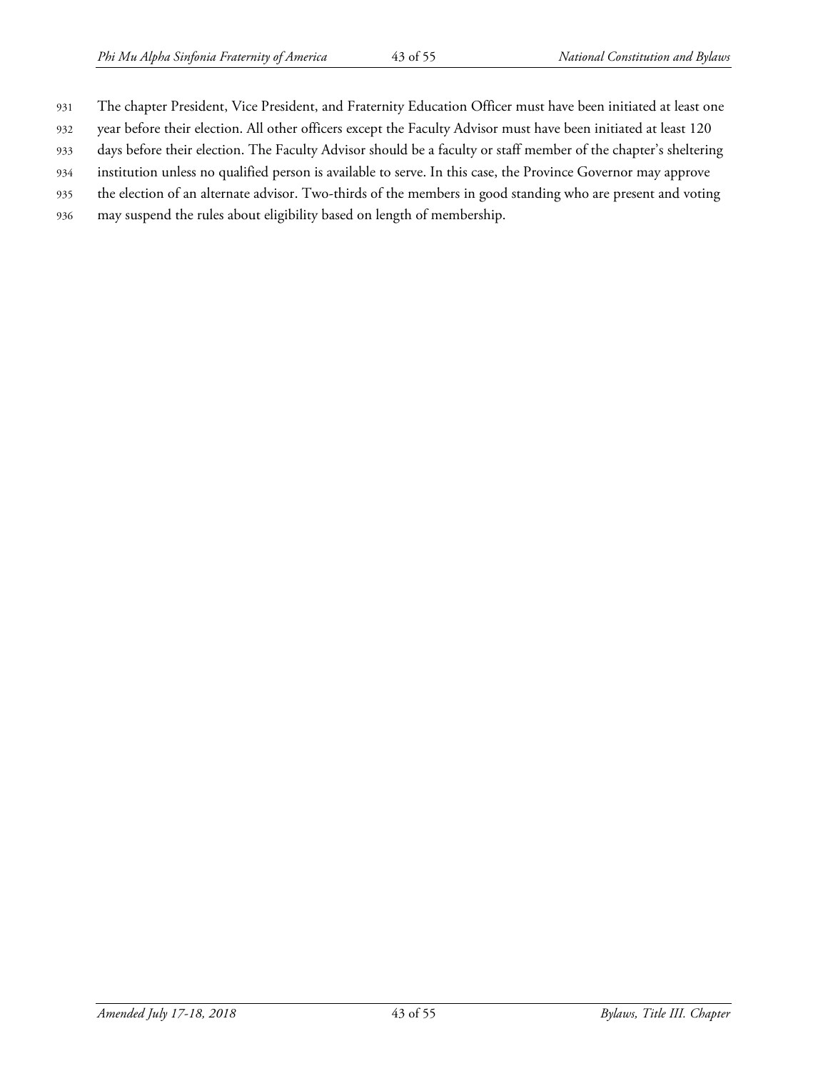The chapter President, Vice President, and Fraternity Education Officer must have been initiated at least one year before their election. All other officers except the Faculty Advisor must have been initiated at least 120 days before their election. The Faculty Advisor should be a faculty or staff member of the chapter's sheltering institution unless no qualified person is available to serve. In this case, the Province Governor may approve the election of an alternate advisor. Two-thirds of the members in good standing who are present and voting may suspend the rules about eligibility based on length of membership.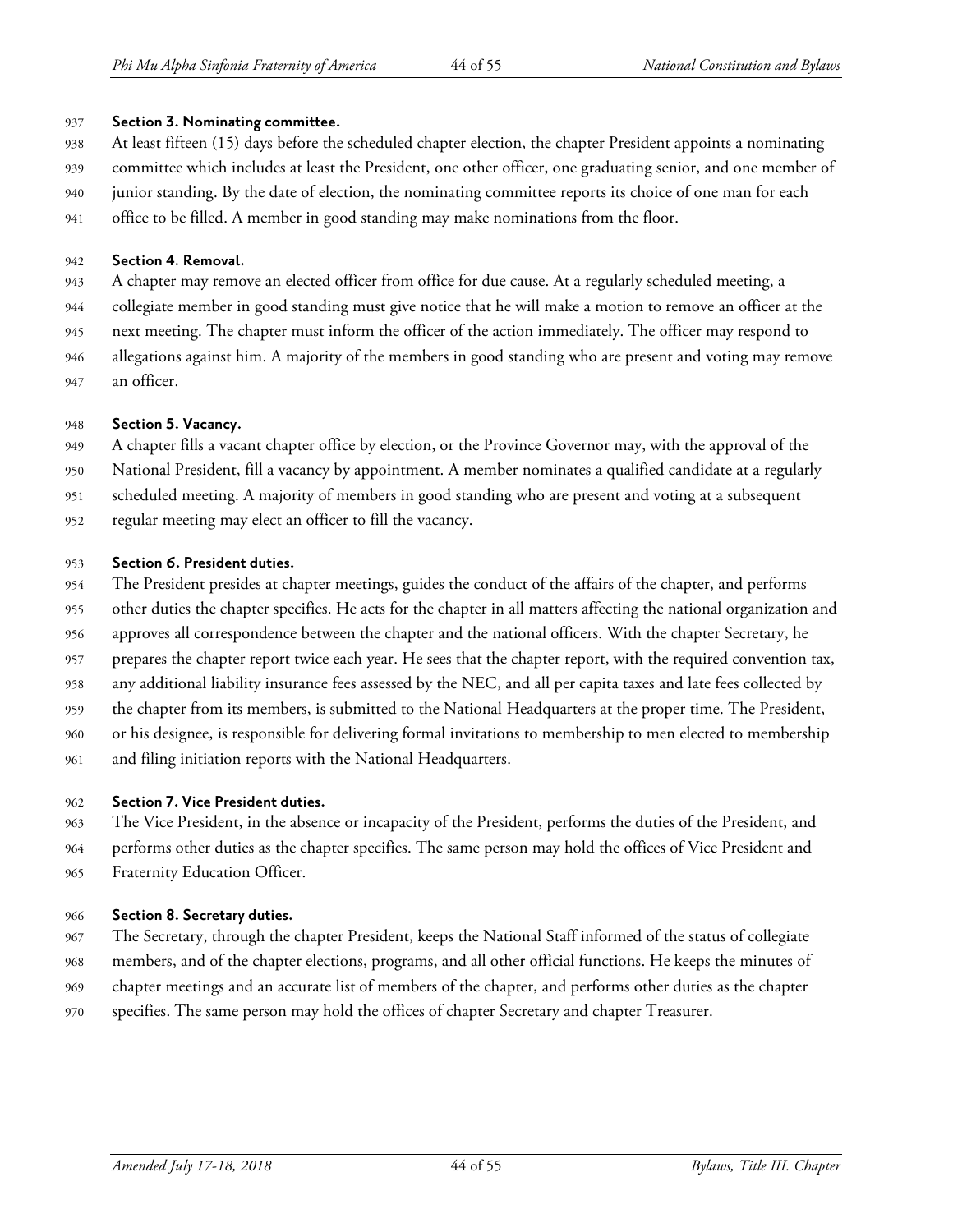**Section 3. Nominating committee.**

At least fifteen (15) days before the scheduled chapter election, the chapter President appoints a nominating committee which includes at least the President, one other officer, one graduating senior, and one member of junior standing. By the date of election, the nominating committee reports its choice of one man for each office to be filled. A member in good standing may make nominations from the floor.

**Section 4. Removal.**

A chapter may remove an elected officer from office for due cause. At a regularly scheduled meeting, a collegiate member in good standing must give notice that he will make a motion to remove an officer at the next meeting. The chapter must inform the officer of the action immediately. The officer may respond to allegations against him. A majority of the members in good standing who are present and voting may remove an officer.

**Section 5. Vacancy.**

A chapter fills a vacant chapter office by election, or the Province Governor may, with the approval of the National President, fill a vacancy by appointment. A member nominates a qualified candidate at a regularly scheduled meeting. A majority of members in good standing who are present and voting at a subsequent regular meeting may elect an officer to fill the vacancy.

**Section 6. President duties.**

The President presides at chapter meetings, guides the conduct of the affairs of the chapter, and performs other duties the chapter specifies. He acts for the chapter in all matters affecting the national organization and approves all correspondence between the chapter and the national officers. With the chapter Secretary, he prepares the chapter report twice each year. He sees that the chapter report, with the required convention tax, any additional liability insurance fees assessed by the NEC, and all per capita taxes and late fees collected by the chapter from its members, is submitted to the National Headquarters at the proper time. The President, or his designee, is responsible for delivering formal invitations to membership to men elected to membership and filing initiation reports with the National Headquarters.

**Section 7. Vice President duties.**

The Vice President, in the absence or incapacity of the President, performs the duties of the President, and performs other duties as the chapter specifies. The same person may hold the offices of Vice President and Fraternity Education Officer.

**Section 8. Secretary duties.**

The Secretary, through the chapter President, keeps the National Staff informed of the status of collegiate members, and of the chapter elections, programs, and all other official functions. He keeps the minutes of chapter meetings and an accurate list of members of the chapter, and performs other duties as the chapter specifies. The same person may hold the offices of chapter Secretary and chapter Treasurer.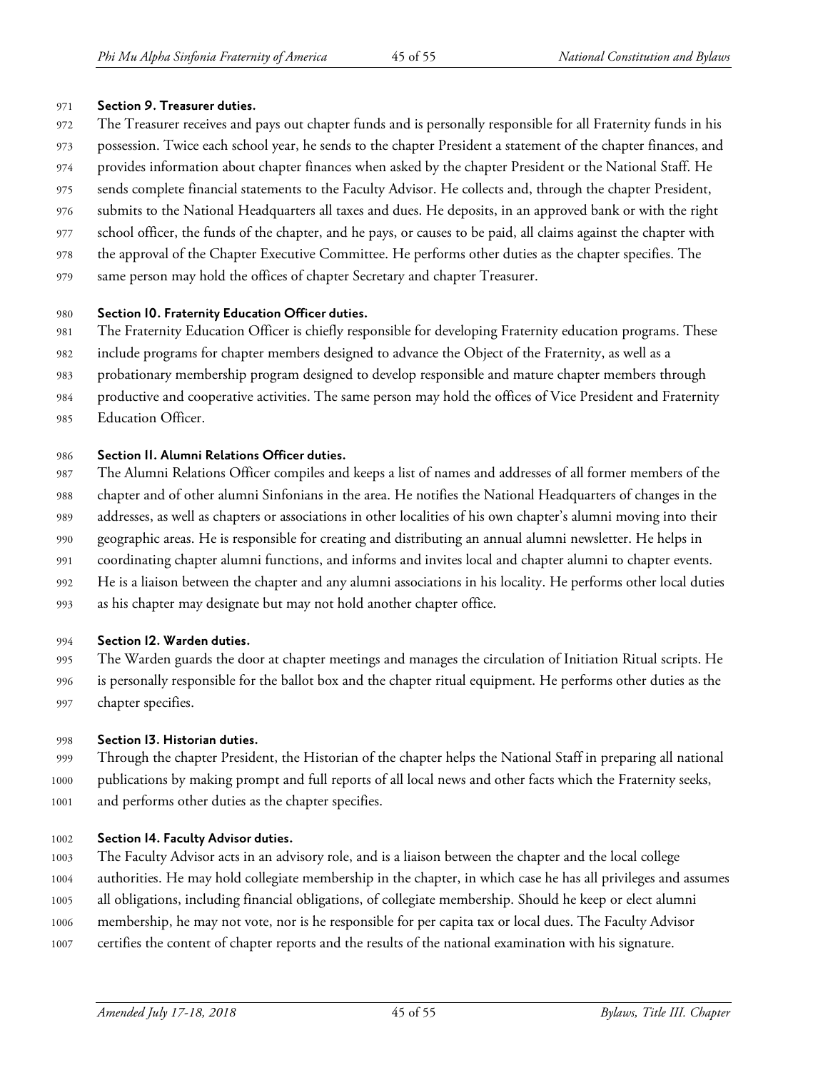**Section 9. Treasurer duties.**

The Treasurer receives and pays out chapter funds and is personally responsible for all Fraternity funds in his possession. Twice each school year, he sends to the chapter President a statement of the chapter finances, and provides information about chapter finances when asked by the chapter President or the National Staff. He sends complete financial statements to the Faculty Advisor. He collects and, through the chapter President, submits to the National Headquarters all taxes and dues. He deposits, in an approved bank or with the right school officer, the funds of the chapter, and he pays, or causes to be paid, all claims against the chapter with the approval of the Chapter Executive Committee. He performs other duties as the chapter specifies. The same person may hold the offices of chapter Secretary and chapter Treasurer.

**Section 10. Fraternity Education Officer duties.**

The Fraternity Education Officer is chiefly responsible for developing Fraternity education programs. These include programs for chapter members designed to advance the Object of the Fraternity, as well as a probationary membership program designed to develop responsible and mature chapter members through productive and cooperative activities. The same person may hold the offices of Vice President and Fraternity Education Officer.

**Section 11. Alumni Relations Officer duties.**

The Alumni Relations Officer compiles and keeps a list of names and addresses of all former members of the chapter and of other alumni Sinfonians in the area. He notifies the National Headquarters of changes in the addresses, as well as chapters or associations in other localities of his own chapter's alumni moving into their geographic areas. He is responsible for creating and distributing an annual alumni newsletter. He helps in coordinating chapter alumni functions, and informs and invites local and chapter alumni to chapter events. He is a liaison between the chapter and any alumni associations in his locality. He performs other local duties as his chapter may designate but may not hold another chapter office.

**Section 12. Warden duties.**

The Warden guards the door at chapter meetings and manages the circulation of Initiation Ritual scripts. He is personally responsible for the ballot box and the chapter ritual equipment. He performs other duties as the chapter specifies.

**Section 13. Historian duties.**

Through the chapter President, the Historian of the chapter helps the National Staff in preparing all national publications by making prompt and full reports of all local news and other facts which the Fraternity seeks, and performs other duties as the chapter specifies.

**Section 14. Faculty Advisor duties.**

The Faculty Advisor acts in an advisory role, and is a liaison between the chapter and the local college authorities. He may hold collegiate membership in the chapter, in which case he has all privileges and assumes all obligations, including financial obligations, of collegiate membership. Should he keep or elect alumni membership, he may not vote, nor is he responsible for per capita tax or local dues. The Faculty Advisor certifies the content of chapter reports and the results of the national examination with his signature.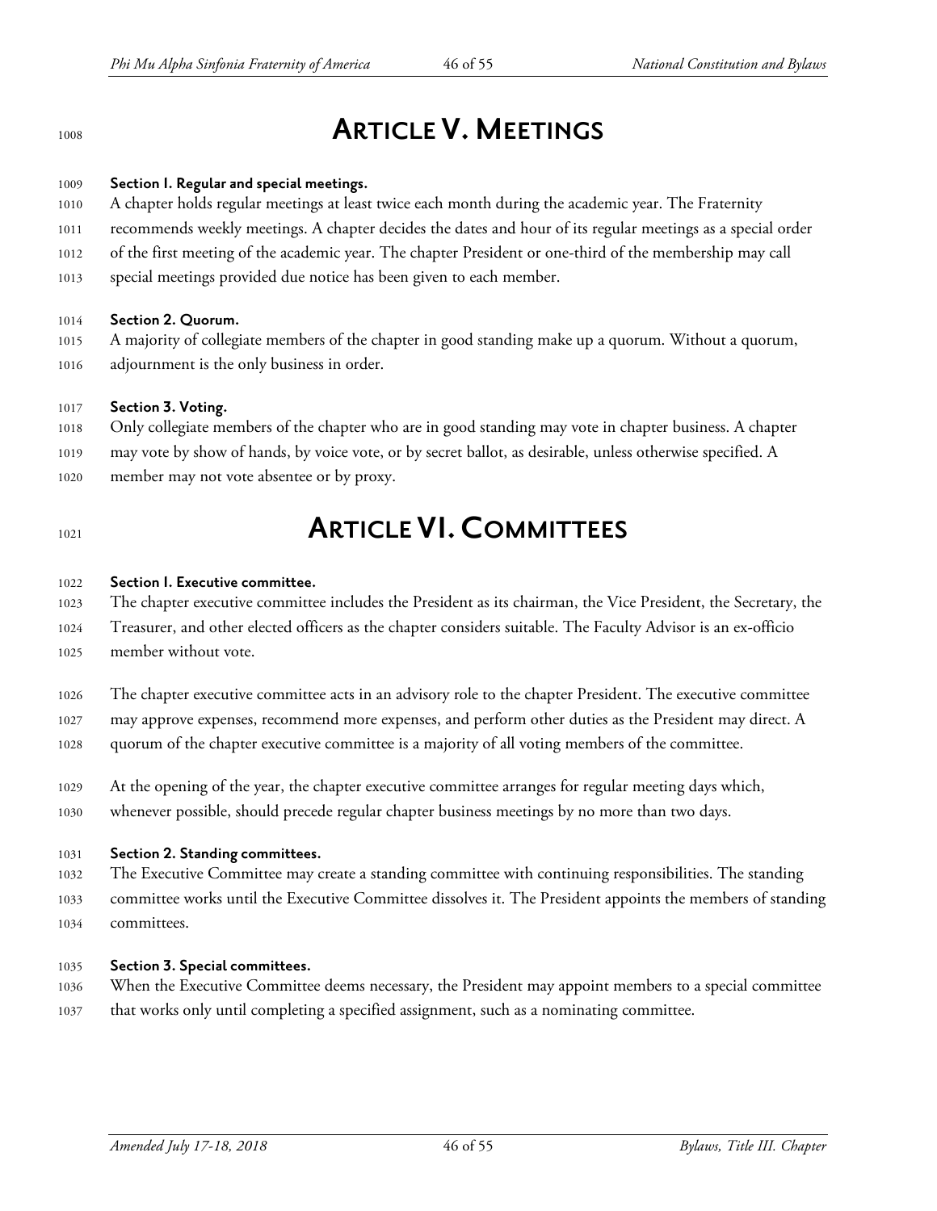# ARTICLE V. MEETINGS

**Section 1. Regular and special meetings.**

A chapter holds regular meetings at least twice each month during the academic year. The Fraternity recommends weekly meetings. A chapter decides the dates and hour of its regular meetings as a special order of the first meeting of the academic year. The chapter President or one-third of the membership may call special meetings provided due notice has been given to each member.

**Section 2. Quorum.**

A majority of collegiate members of the chapter in good standing make up a quorum. Without a quorum, adjournment is the only business in order.

**Section 3. Voting.**

Only collegiate members of the chapter who are in good standing may vote in chapter business. A chapter may vote by show of hands, by voice vote, or by secret ballot, as desirable, unless otherwise specified. A member may not vote absentee or by proxy.

# ARTICLE VI. COMMITTEES

**Section 1. Executive committee.**

The chapter executive committee includes the President as its chairman, the Vice President, the Secretary, the Treasurer, and other elected officers as the chapter considers suitable. The Faculty Advisor is an ex-officio member without vote.

The chapter executive committee acts in an advisory role to the chapter President. The executive committee may approve expenses, recommend more expenses, and perform other duties as the President may direct. A quorum of the chapter executive committee is a majority of all voting members of the committee.

At the opening of the year, the chapter executive committee arranges for regular meeting days which, whenever possible, should precede regular chapter business meetings by no more than two days.

**Section 2. Standing committees.**

The Executive Committee may create a standing committee with continuing responsibilities. The standing committee works until the Executive Committee dissolves it. The President appoints the members of standing committees.

**Section 3. Special committees.**

When the Executive Committee deems necessary, the President may appoint members to a special committee that works only until completing a specified assignment, such as a nominating committee.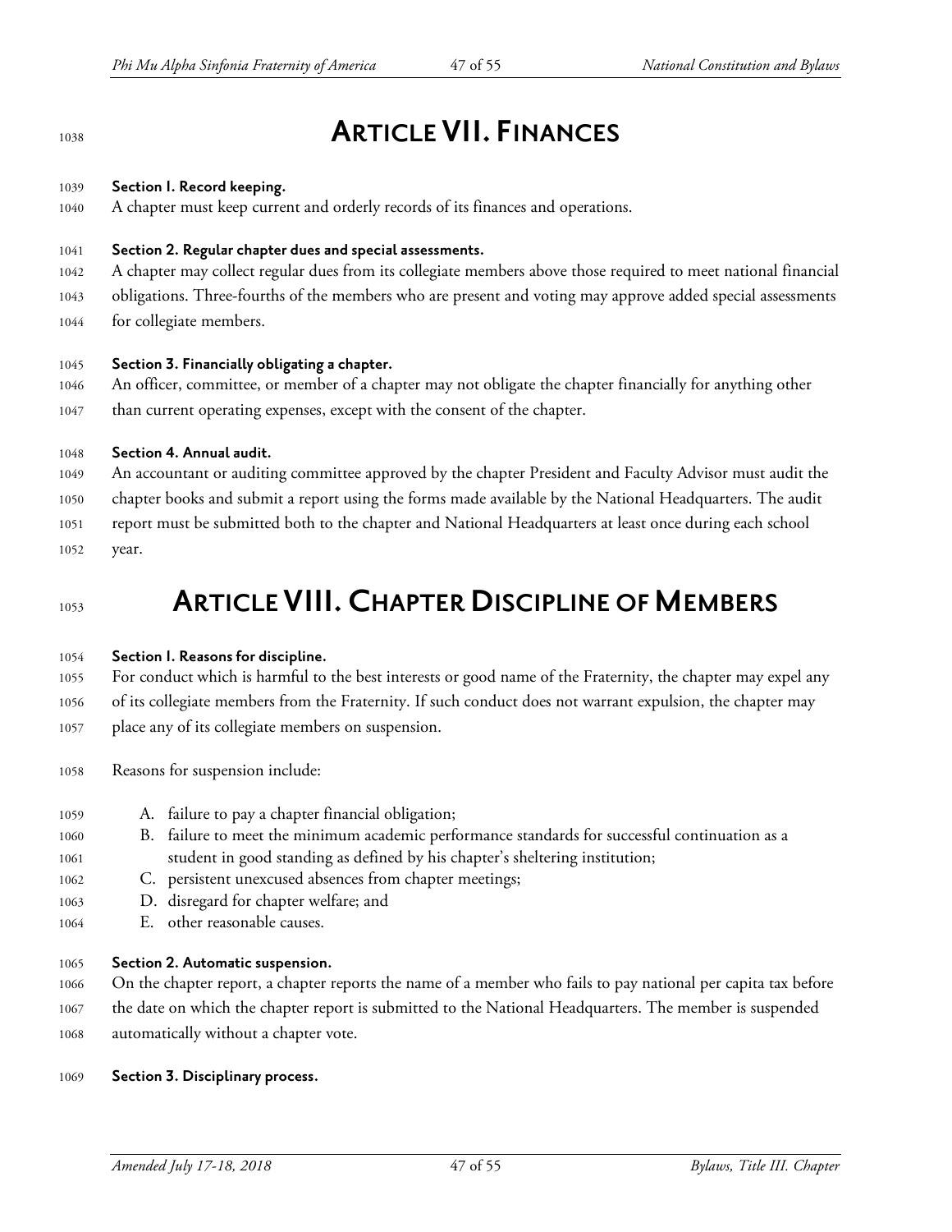# ARTICLE VII. FINANCES

**Section 1. Record keeping.**
A chapter must keep current and orderly records of its finances and operations.

**Section 2. Regular chapter dues and special assessments.**
A chapter may collect regular dues from its collegiate members above those required to meet national financial obligations. Three-fourths of the members who are present and voting may approve added special assessments for collegiate members.

**Section 3. Financially obligating a chapter.**
An officer, committee, or member of a chapter may not obligate the chapter financially for anything other than current operating expenses, except with the consent of the chapter.

**Section 4. Annual audit.**
An accountant or auditing committee approved by the chapter President and Faculty Advisor must audit the chapter books and submit a report using the forms made available by the National Headquarters. The audit report must be submitted both to the chapter and National Headquarters at least once during each school year.

# ARTICLE VIII. CHAPTER DISCIPLINE OF MEMBERS

**Section 1. Reasons for discipline.**
For conduct which is harmful to the best interests or good name of the Fraternity, the chapter may expel any of its collegiate members from the Fraternity. If such conduct does not warrant expulsion, the chapter may place any of its collegiate members on suspension.

Reasons for suspension include:

A. failure to pay a chapter financial obligation;
B. failure to meet the minimum academic performance standards for successful continuation as a student in good standing as defined by his chapter's sheltering institution;
C. persistent unexcused absences from chapter meetings;
D. disregard for chapter welfare; and
E. other reasonable causes.

**Section 2. Automatic suspension.**
On the chapter report, a chapter reports the name of a member who fails to pay national per capita tax before the date on which the chapter report is submitted to the National Headquarters. The member is suspended automatically without a chapter vote.

**Section 3. Disciplinary process.**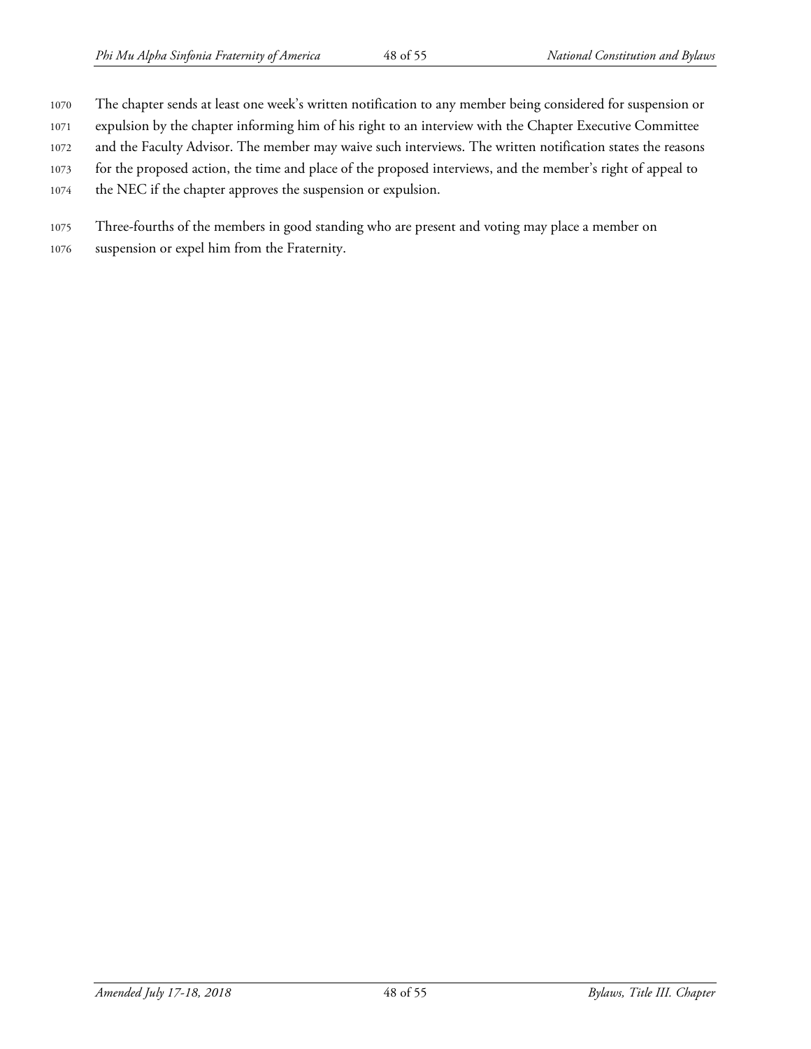The chapter sends at least one week's written notification to any member being considered for suspension or expulsion by the chapter informing him of his right to an interview with the Chapter Executive Committee and the Faculty Advisor. The member may waive such interviews. The written notification states the reasons for the proposed action, the time and place of the proposed interviews, and the member's right of appeal to the NEC if the chapter approves the suspension or expulsion.

Three-fourths of the members in good standing who are present and voting may place a member on suspension or expel him from the Fraternity.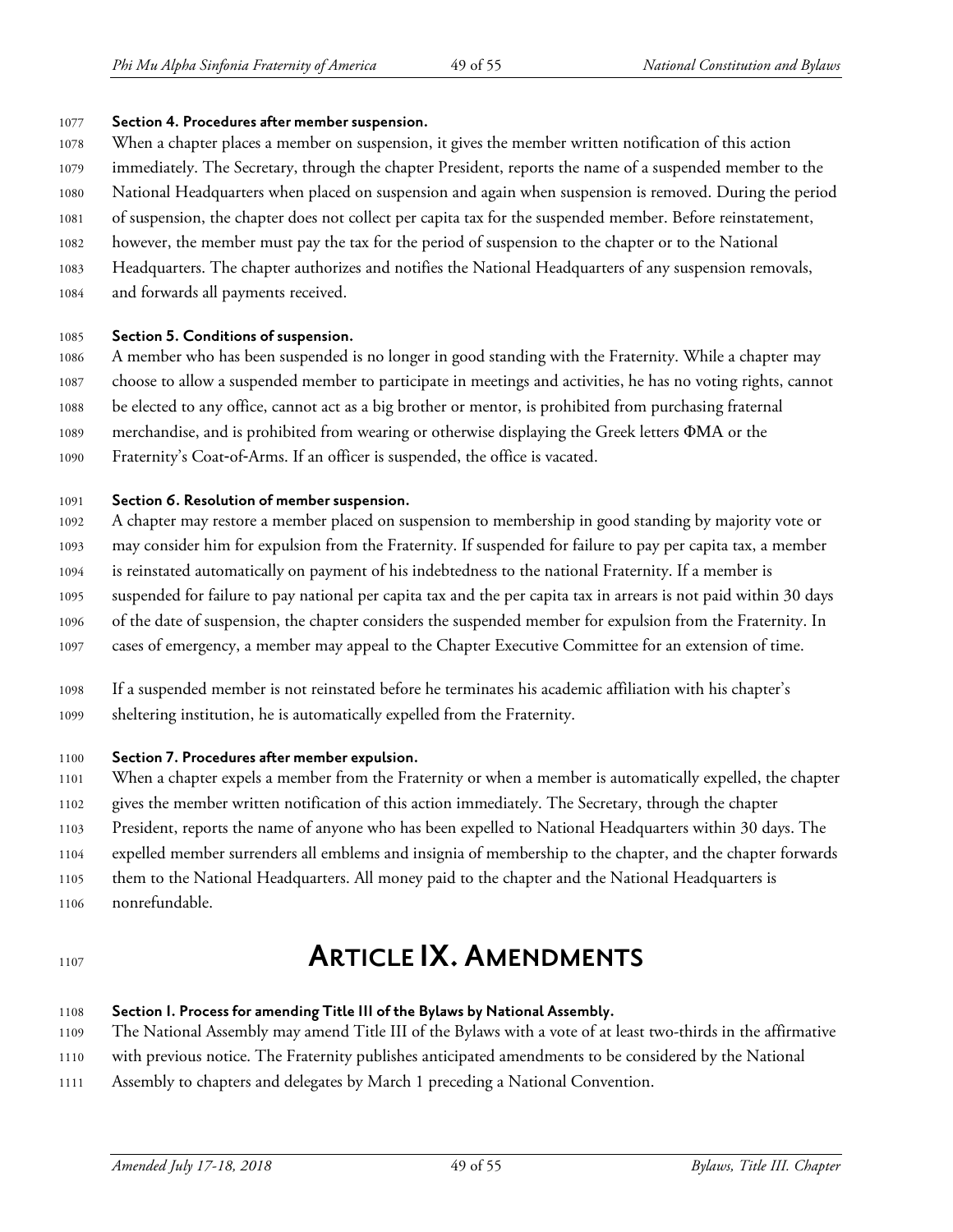**Section 4. Procedures after member suspension.**

When a chapter places a member on suspension, it gives the member written notification of this action immediately. The Secretary, through the chapter President, reports the name of a suspended member to the National Headquarters when placed on suspension and again when suspension is removed. During the period of suspension, the chapter does not collect per capita tax for the suspended member. Before reinstatement, however, the member must pay the tax for the period of suspension to the chapter or to the National Headquarters. The chapter authorizes and notifies the National Headquarters of any suspension removals, and forwards all payments received.

**Section 5. Conditions of suspension.**

A member who has been suspended is no longer in good standing with the Fraternity. While a chapter may choose to allow a suspended member to participate in meetings and activities, he has no voting rights, cannot be elected to any office, cannot act as a big brother or mentor, is prohibited from purchasing fraternal merchandise, and is prohibited from wearing or otherwise displaying the Greek letters ΦΜΑ or the Fraternity's Coat-of-Arms. If an officer is suspended, the office is vacated.

**Section 6. Resolution of member suspension.**

A chapter may restore a member placed on suspension to membership in good standing by majority vote or may consider him for expulsion from the Fraternity. If suspended for failure to pay per capita tax, a member is reinstated automatically on payment of his indebtedness to the national Fraternity. If a member is suspended for failure to pay national per capita tax and the per capita tax in arrears is not paid within 30 days of the date of suspension, the chapter considers the suspended member for expulsion from the Fraternity. In cases of emergency, a member may appeal to the Chapter Executive Committee for an extension of time.

If a suspended member is not reinstated before he terminates his academic affiliation with his chapter's sheltering institution, he is automatically expelled from the Fraternity.

**Section 7. Procedures after member expulsion.**

When a chapter expels a member from the Fraternity or when a member is automatically expelled, the chapter gives the member written notification of this action immediately. The Secretary, through the chapter President, reports the name of anyone who has been expelled to National Headquarters within 30 days. The expelled member surrenders all emblems and insignia of membership to the chapter, and the chapter forwards them to the National Headquarters. All money paid to the chapter and the National Headquarters is nonrefundable.

# Article IX. Amendments

**Section 1. Process for amending Title III of the Bylaws by National Assembly.**

The National Assembly may amend Title III of the Bylaws with a vote of at least two-thirds in the affirmative with previous notice. The Fraternity publishes anticipated amendments to be considered by the National Assembly to chapters and delegates by March 1 preceding a National Convention.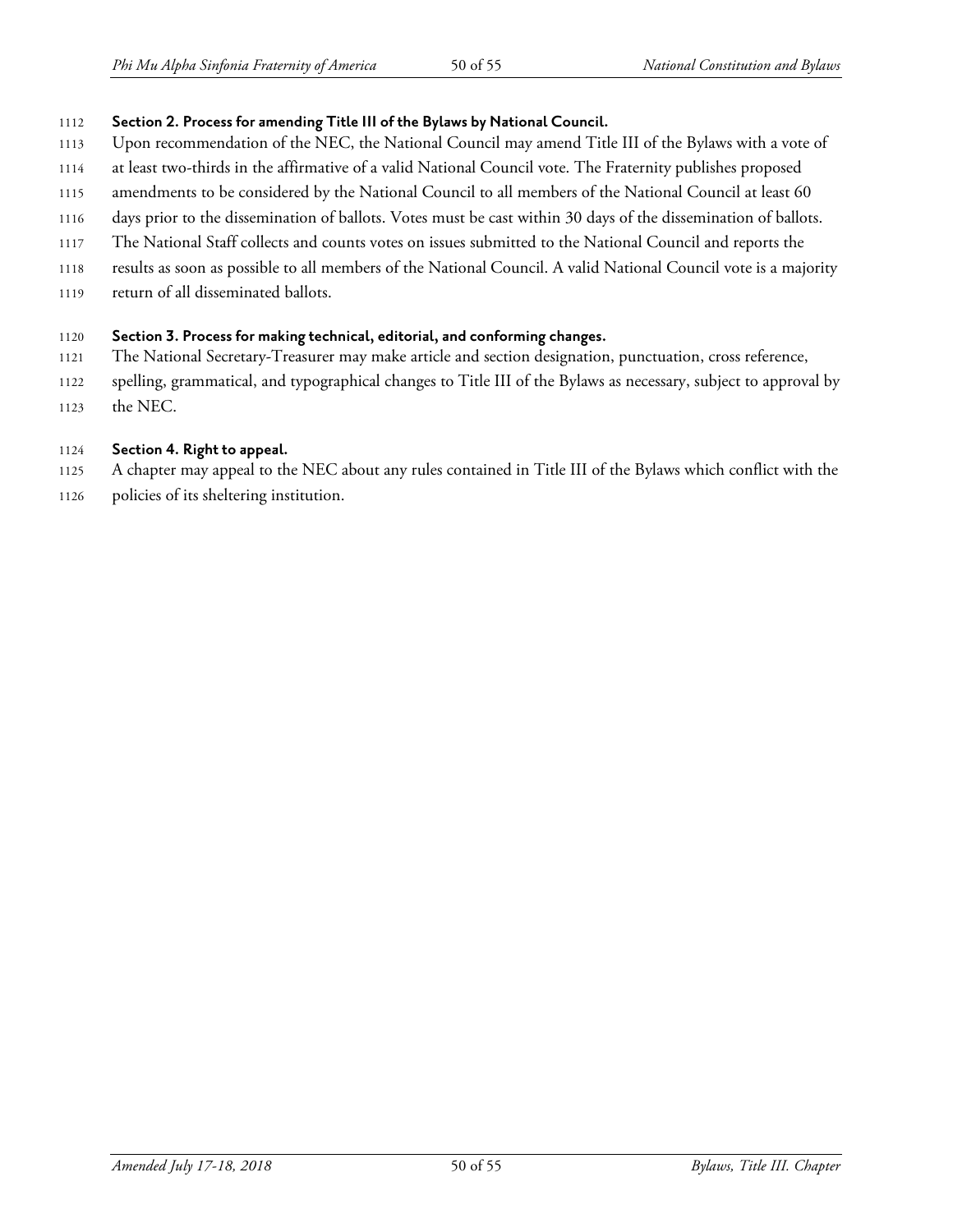**Section 2. Process for amending Title III of the Bylaws by National Council.**

Upon recommendation of the NEC, the National Council may amend Title III of the Bylaws with a vote of at least two-thirds in the affirmative of a valid National Council vote. The Fraternity publishes proposed amendments to be considered by the National Council to all members of the National Council at least 60 days prior to the dissemination of ballots. Votes must be cast within 30 days of the dissemination of ballots. The National Staff collects and counts votes on issues submitted to the National Council and reports the results as soon as possible to all members of the National Council. A valid National Council vote is a majority return of all disseminated ballots.

**Section 3. Process for making technical, editorial, and conforming changes.**

The National Secretary-Treasurer may make article and section designation, punctuation, cross reference, spelling, grammatical, and typographical changes to Title III of the Bylaws as necessary, subject to approval by the NEC.

**Section 4. Right to appeal.**

A chapter may appeal to the NEC about any rules contained in Title III of the Bylaws which conflict with the policies of its sheltering institution.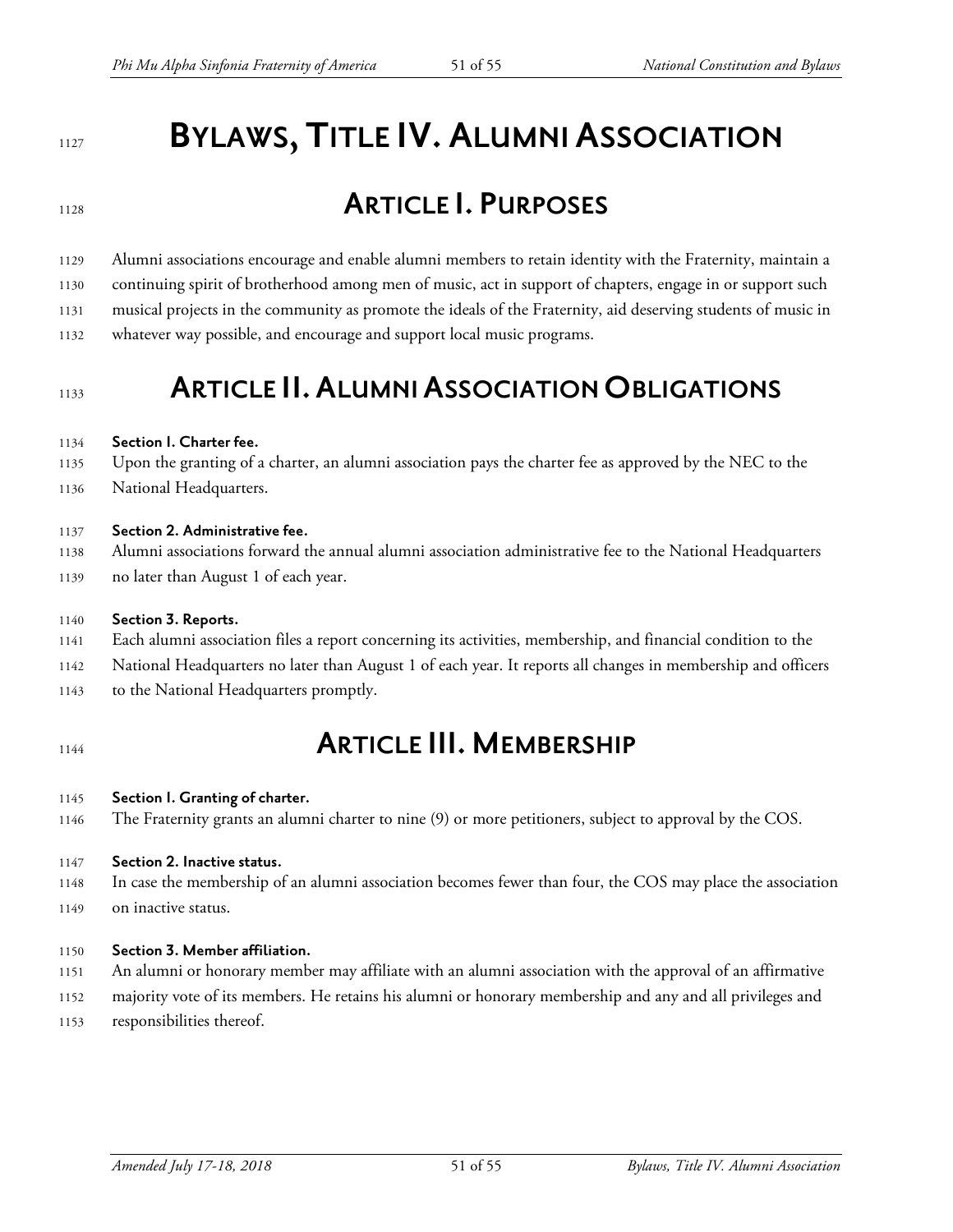# BYLAWS, TITLE IV. ALUMNI ASSOCIATION

## ARTICLE I. PURPOSES

Alumni associations encourage and enable alumni members to retain identity with the Fraternity, maintain a continuing spirit of brotherhood among men of music, act in support of chapters, engage in or support such musical projects in the community as promote the ideals of the Fraternity, aid deserving students of music in whatever way possible, and encourage and support local music programs.

## ARTICLE II. ALUMNI ASSOCIATION OBLIGATIONS

**Section 1. Charter fee.**
Upon the granting of a charter, an alumni association pays the charter fee as approved by the NEC to the National Headquarters.

**Section 2. Administrative fee.**
Alumni associations forward the annual alumni association administrative fee to the National Headquarters no later than August 1 of each year.

**Section 3. Reports.**
Each alumni association files a report concerning its activities, membership, and financial condition to the National Headquarters no later than August 1 of each year. It reports all changes in membership and officers to the National Headquarters promptly.

## ARTICLE III. MEMBERSHIP

**Section 1. Granting of charter.**
The Fraternity grants an alumni charter to nine (9) or more petitioners, subject to approval by the COS.

**Section 2. Inactive status.**
In case the membership of an alumni association becomes fewer than four, the COS may place the association on inactive status.

**Section 3. Member affiliation.**
An alumni or honorary member may affiliate with an alumni association with the approval of an affirmative majority vote of its members. He retains his alumni or honorary membership and any and all privileges and responsibilities thereof.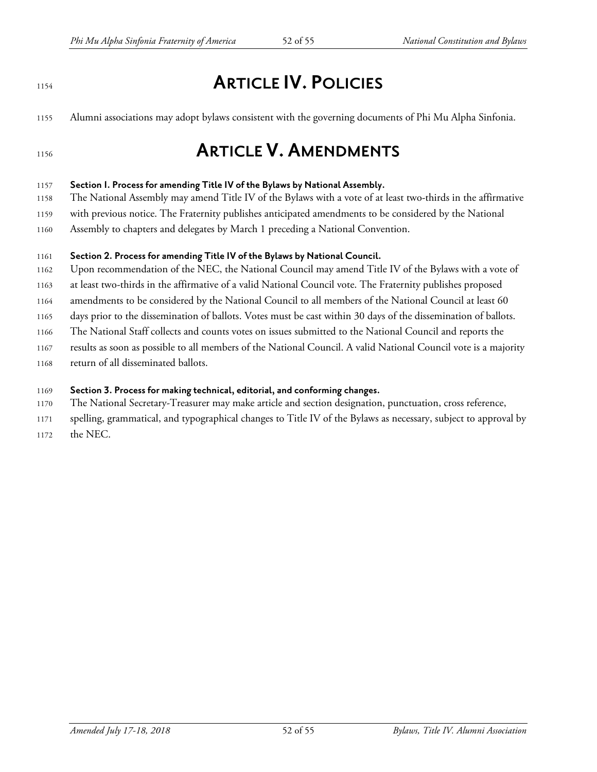# ARTICLE IV. POLICIES

Alumni associations may adopt bylaws consistent with the governing documents of Phi Mu Alpha Sinfonia.

# ARTICLE V. AMENDMENTS

**Section 1. Process for amending Title IV of the Bylaws by National Assembly.**

The National Assembly may amend Title IV of the Bylaws with a vote of at least two-thirds in the affirmative with previous notice. The Fraternity publishes anticipated amendments to be considered by the National Assembly to chapters and delegates by March 1 preceding a National Convention.

**Section 2. Process for amending Title IV of the Bylaws by National Council.**

Upon recommendation of the NEC, the National Council may amend Title IV of the Bylaws with a vote of at least two-thirds in the affirmative of a valid National Council vote. The Fraternity publishes proposed amendments to be considered by the National Council to all members of the National Council at least 60 days prior to the dissemination of ballots. Votes must be cast within 30 days of the dissemination of ballots. The National Staff collects and counts votes on issues submitted to the National Council and reports the results as soon as possible to all members of the National Council. A valid National Council vote is a majority return of all disseminated ballots.

**Section 3. Process for making technical, editorial, and conforming changes.**

The National Secretary-Treasurer may make article and section designation, punctuation, cross reference, spelling, grammatical, and typographical changes to Title IV of the Bylaws as necessary, subject to approval by the NEC.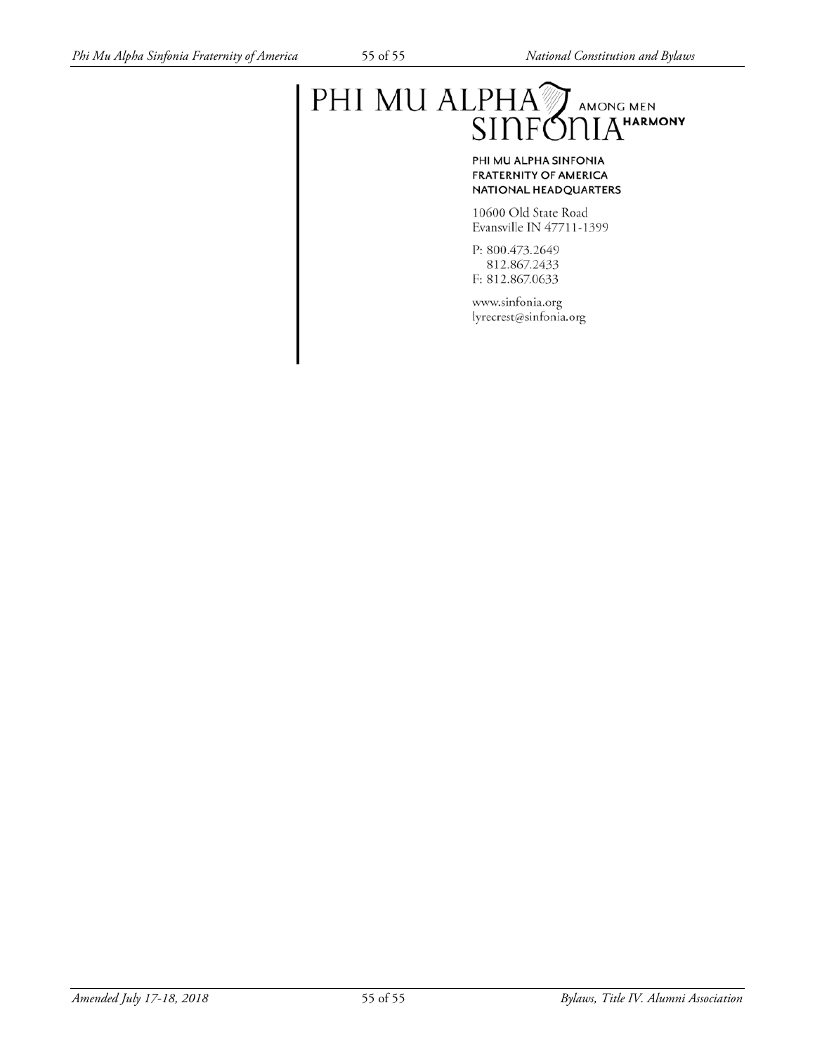PHI MU ALPHA SINFONIA AMONG MEN HARMONY

**PHI MU ALPHA SINFONIA**
**FRATERNITY OF AMERICA**
**NATIONAL HEADQUARTERS**

10600 Old State Road
Evansville IN 47711-1399

P: 800.473.2649
812.867.2433
F: 812.867.0633

www.sinfonia.org
lyrecrest@sinfonia.org